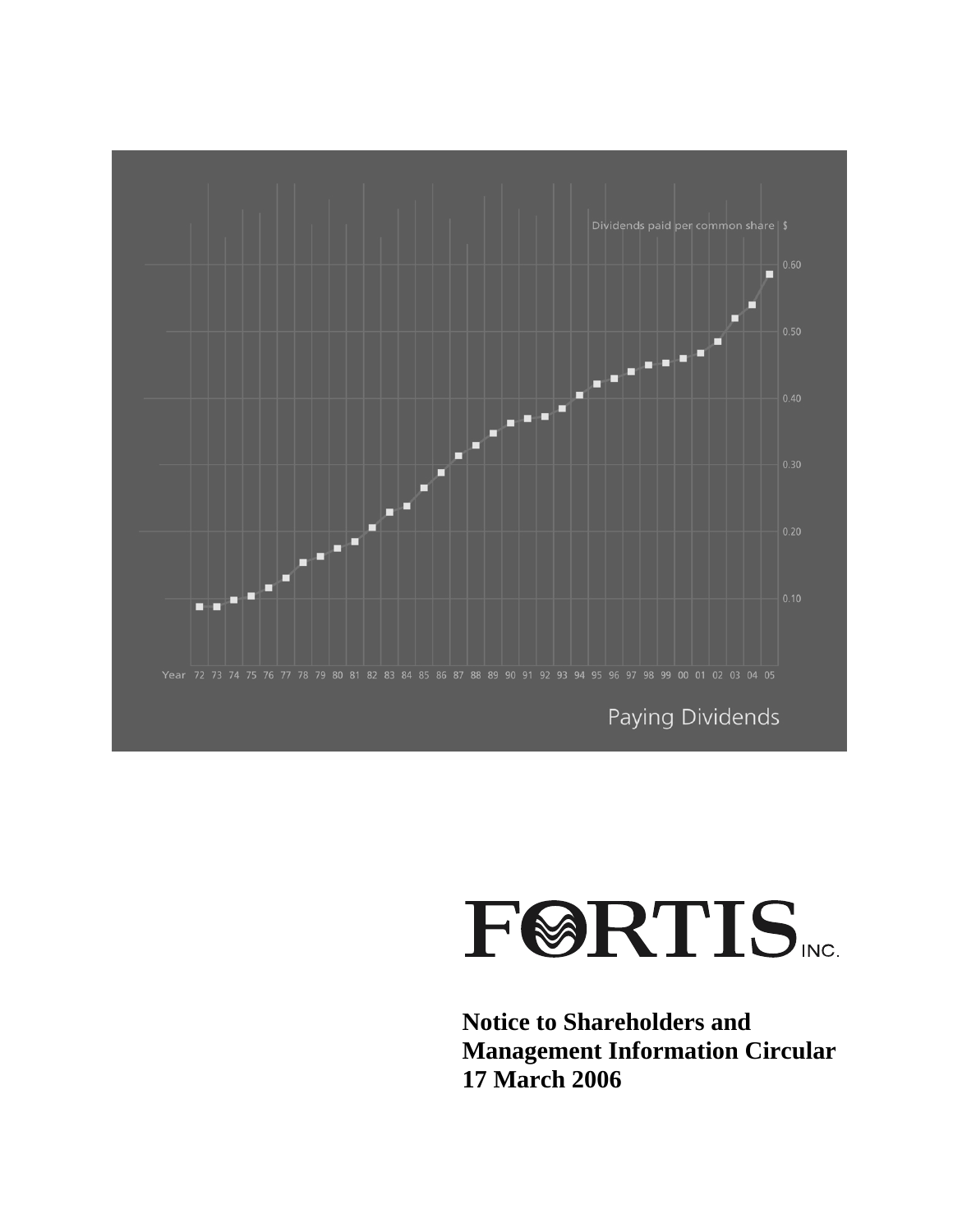Dividends paid per common share $

Paying Dividends

FORTIS INC.

**Notice to Shareholders and Management Information Circular 17 March 2006**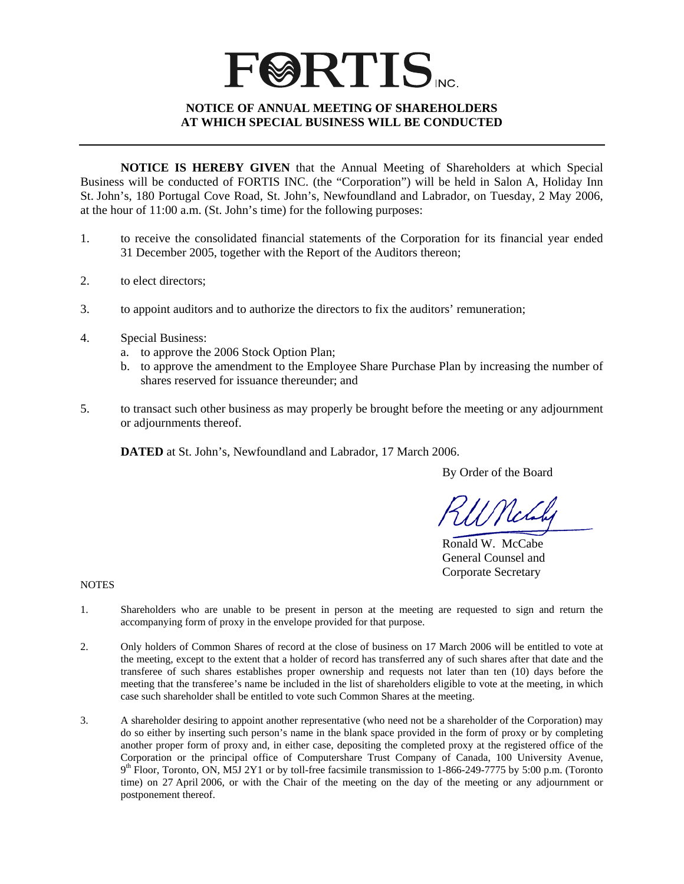# FORTIS INC.

## NOTICE OF ANNUAL MEETING OF SHAREHOLDERS AT WHICH SPECIAL BUSINESS WILL BE CONDUCTED

**NOTICE IS HEREBY GIVEN** that the Annual Meeting of Shareholders at which Special Business will be conducted of FORTIS INC. (the "Corporation") will be held in Salon A, Holiday Inn St. John's, 180 Portugal Cove Road, St. John's, Newfoundland and Labrador, on Tuesday, 2 May 2006, at the hour of 11:00 a.m. (St. John's time) for the following purposes:

1. to receive the consolidated financial statements of the Corporation for its financial year ended 31 December 2005, together with the Report of the Auditors thereon;
2. to elect directors;
3. to appoint auditors and to authorize the directors to fix the auditors' remuneration;
4. Special Business:
   a. to approve the 2006 Stock Option Plan;
   b. to approve the amendment to the Employee Share Purchase Plan by increasing the number of shares reserved for issuance thereunder; and
5. to transact such other business as may properly be brought before the meeting or any adjournment or adjournments thereof.

**DATED** at St. John's, Newfoundland and Labrador, 17 March 2006.

By Order of the Board

Ronald W. McCabe
General Counsel and
Corporate Secretary

NOTES

1. Shareholders who are unable to be present in person at the meeting are requested to sign and return the accompanying form of proxy in the envelope provided for that purpose.
2. Only holders of Common Shares of record at the close of business on 17 March 2006 will be entitled to vote at the meeting, except to the extent that a holder of record has transferred any of such shares after that date and the transferee of such shares establishes proper ownership and requests not later than ten (10) days before the meeting that the transferee's name be included in the list of shareholders eligible to vote at the meeting, in which case such shareholder shall be entitled to vote such Common Shares at the meeting.
3. A shareholder desiring to appoint another representative (who need not be a shareholder of the Corporation) may do so either by inserting such person's name in the blank space provided in the form of proxy or by completing another proper form of proxy and, in either case, depositing the completed proxy at the registered office of the Corporation or the principal office of Computershare Trust Company of Canada, 100 University Avenue, 9th Floor, Toronto, ON, M5J 2Y1 or by toll-free facsimile transmission to 1-866-249-7775 by 5:00 p.m. (Toronto time) on 27 April 2006, or with the Chair of the meeting on the day of the meeting or any adjournment or postponement thereof.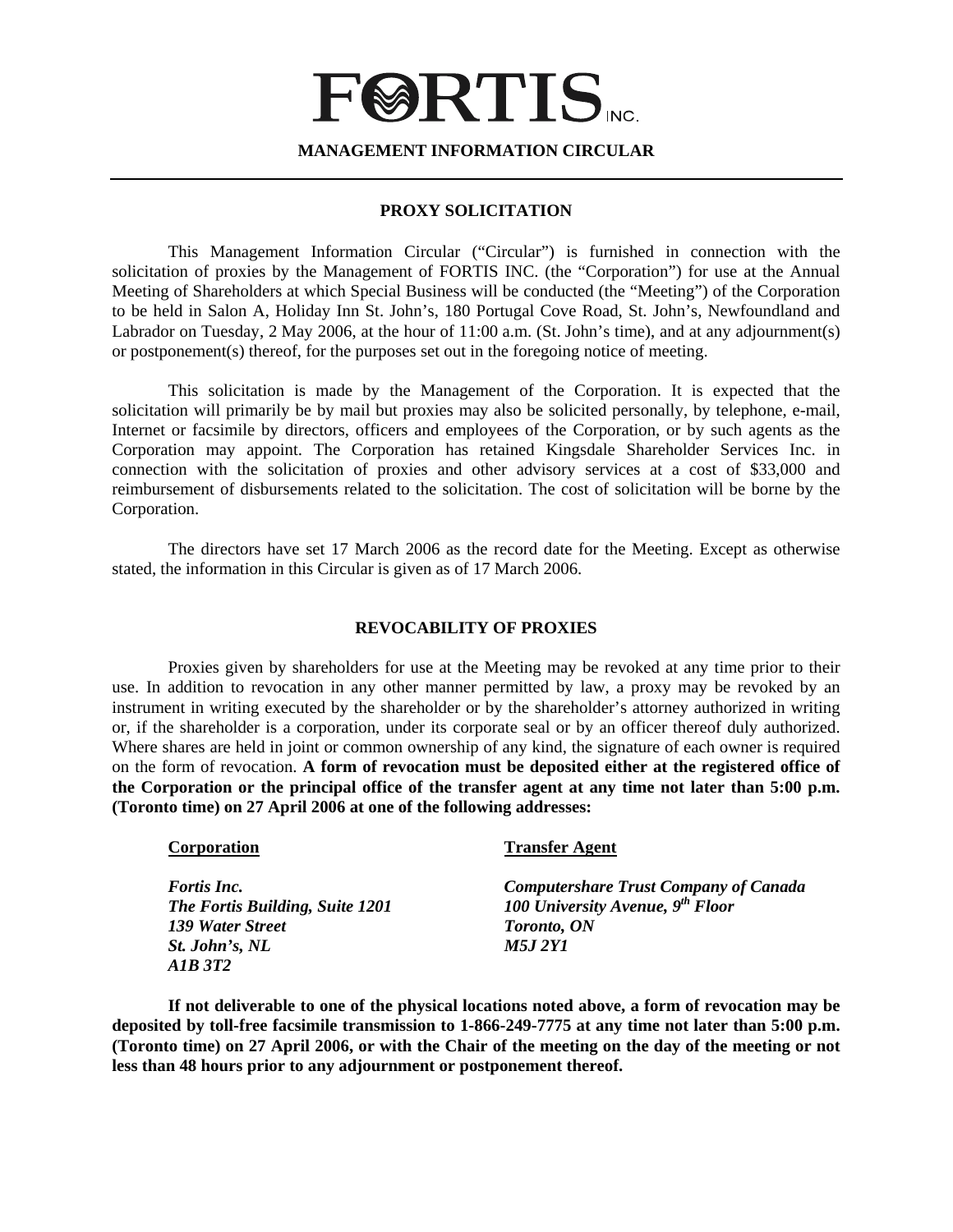# FORTIS INC.

## MANAGEMENT INFORMATION CIRCULAR

### PROXY SOLICITATION

This Management Information Circular ("Circular") is furnished in connection with the solicitation of proxies by the Management of FORTIS INC. (the "Corporation") for use at the Annual Meeting of Shareholders at which Special Business will be conducted (the "Meeting") of the Corporation to be held in Salon A, Holiday Inn St. John's, 180 Portugal Cove Road, St. John's, Newfoundland and Labrador on Tuesday, 2 May 2006, at the hour of 11:00 a.m. (St. John's time), and at any adjournment(s) or postponement(s) thereof, for the purposes set out in the foregoing notice of meeting.

This solicitation is made by the Management of the Corporation. It is expected that the solicitation will primarily be by mail but proxies may also be solicited personally, by telephone, e-mail, Internet or facsimile by directors, officers and employees of the Corporation, or by such agents as the Corporation may appoint. The Corporation has retained Kingsdale Shareholder Services Inc. in connection with the solicitation of proxies and other advisory services at a cost of $33,000 and reimbursement of disbursements related to the solicitation. The cost of solicitation will be borne by the Corporation.

The directors have set 17 March 2006 as the record date for the Meeting. Except as otherwise stated, the information in this Circular is given as of 17 March 2006.

### REVOCABILITY OF PROXIES

Proxies given by shareholders for use at the Meeting may be revoked at any time prior to their use. In addition to revocation in any other manner permitted by law, a proxy may be revoked by an instrument in writing executed by the shareholder or by the shareholder's attorney authorized in writing or, if the shareholder is a corporation, under its corporate seal or by an officer thereof duly authorized. Where shares are held in joint or common ownership of any kind, the signature of each owner is required on the form of revocation. **A form of revocation must be deposited either at the registered office of the Corporation or the principal office of the transfer agent at any time not later than 5:00 p.m. (Toronto time) on 27 April 2006 at one of the following addresses:**

**Corporation**

***Fortis Inc.***
***The Fortis Building, Suite 1201***
***139 Water Street***
***St. John's, NL***
***A1B 3T2***

**Transfer Agent**

***Computershare Trust Company of Canada***
***100 University Avenue, 9th Floor***
***Toronto, ON***
***M5J 2Y1***

**If not deliverable to one of the physical locations noted above, a form of revocation may be deposited by toll-free facsimile transmission to 1-866-249-7775 at any time not later than 5:00 p.m. (Toronto time) on 27 April 2006, or with the Chair of the meeting on the day of the meeting or not less than 48 hours prior to any adjournment or postponement thereof.**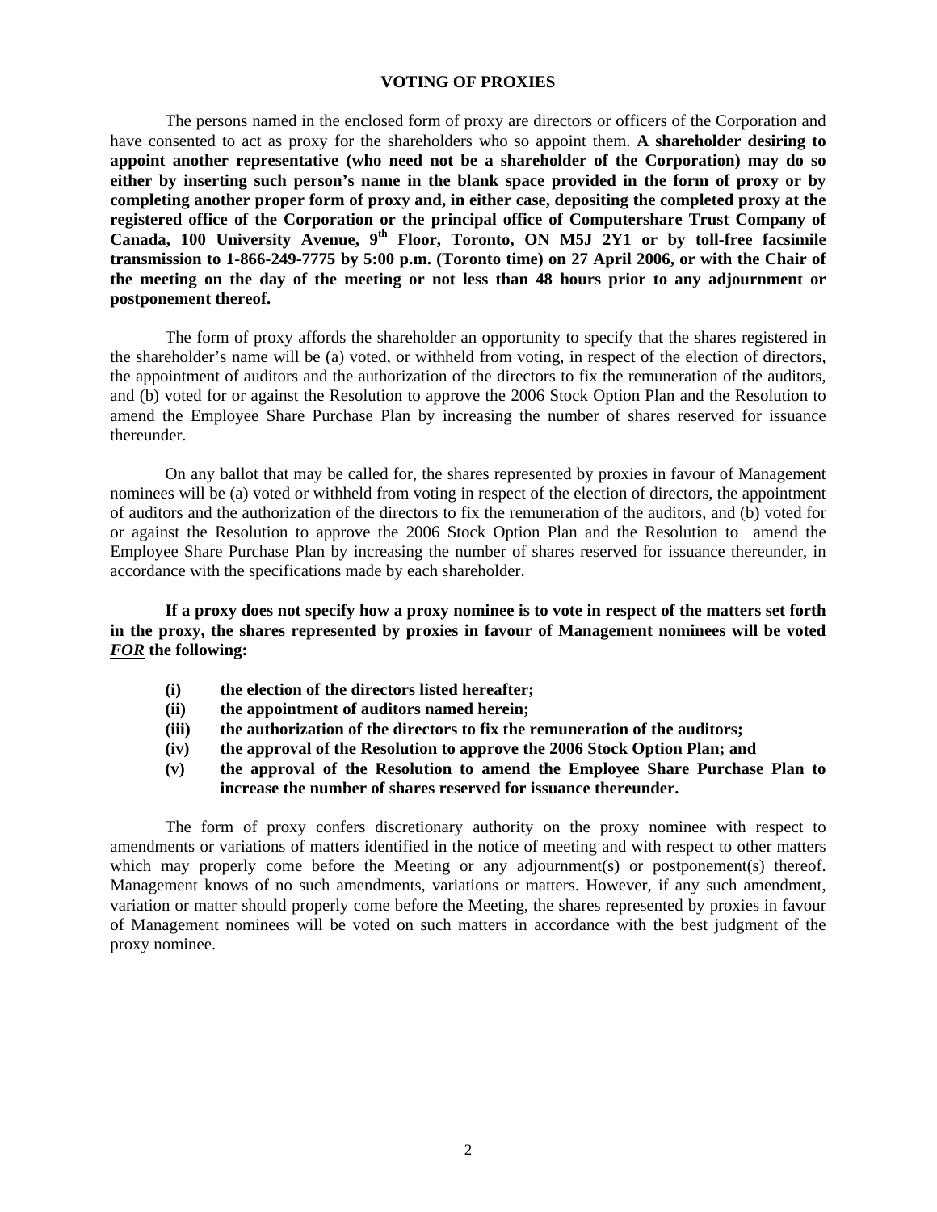## VOTING OF PROXIES

The persons named in the enclosed form of proxy are directors or officers of the Corporation and have consented to act as proxy for the shareholders who so appoint them. **A shareholder desiring to appoint another representative (who need not be a shareholder of the Corporation) may do so either by inserting such person's name in the blank space provided in the form of proxy or by completing another proper form of proxy and, in either case, depositing the completed proxy at the registered office of the Corporation or the principal office of Computershare Trust Company of Canada, 100 University Avenue, 9th Floor, Toronto, ON M5J 2Y1 or by toll-free facsimile transmission to 1-866-249-7775 by 5:00 p.m. (Toronto time) on 27 April 2006, or with the Chair of the meeting on the day of the meeting or not less than 48 hours prior to any adjournment or postponement thereof.**

The form of proxy affords the shareholder an opportunity to specify that the shares registered in the shareholder's name will be (a) voted, or withheld from voting, in respect of the election of directors, the appointment of auditors and the authorization of the directors to fix the remuneration of the auditors, and (b) voted for or against the Resolution to approve the 2006 Stock Option Plan and the Resolution to amend the Employee Share Purchase Plan by increasing the number of shares reserved for issuance thereunder.

On any ballot that may be called for, the shares represented by proxies in favour of Management nominees will be (a) voted or withheld from voting in respect of the election of directors, the appointment of auditors and the authorization of the directors to fix the remuneration of the auditors, and (b) voted for or against the Resolution to approve the 2006 Stock Option Plan and the Resolution to amend the Employee Share Purchase Plan by increasing the number of shares reserved for issuance thereunder, in accordance with the specifications made by each shareholder.

**If a proxy does not specify how a proxy nominee is to vote in respect of the matters set forth in the proxy, the shares represented by proxies in favour of Management nominees will be voted *FOR* the following:**

- **(i) the election of the directors listed hereafter;**
- **(ii) the appointment of auditors named herein;**
- **(iii) the authorization of the directors to fix the remuneration of the auditors;**
- **(iv) the approval of the Resolution to approve the 2006 Stock Option Plan; and**
- **(v) the approval of the Resolution to amend the Employee Share Purchase Plan to increase the number of shares reserved for issuance thereunder.**

The form of proxy confers discretionary authority on the proxy nominee with respect to amendments or variations of matters identified in the notice of meeting and with respect to other matters which may properly come before the Meeting or any adjournment(s) or postponement(s) thereof. Management knows of no such amendments, variations or matters. However, if any such amendment, variation or matter should properly come before the Meeting, the shares represented by proxies in favour of Management nominees will be voted on such matters in accordance with the best judgment of the proxy nominee.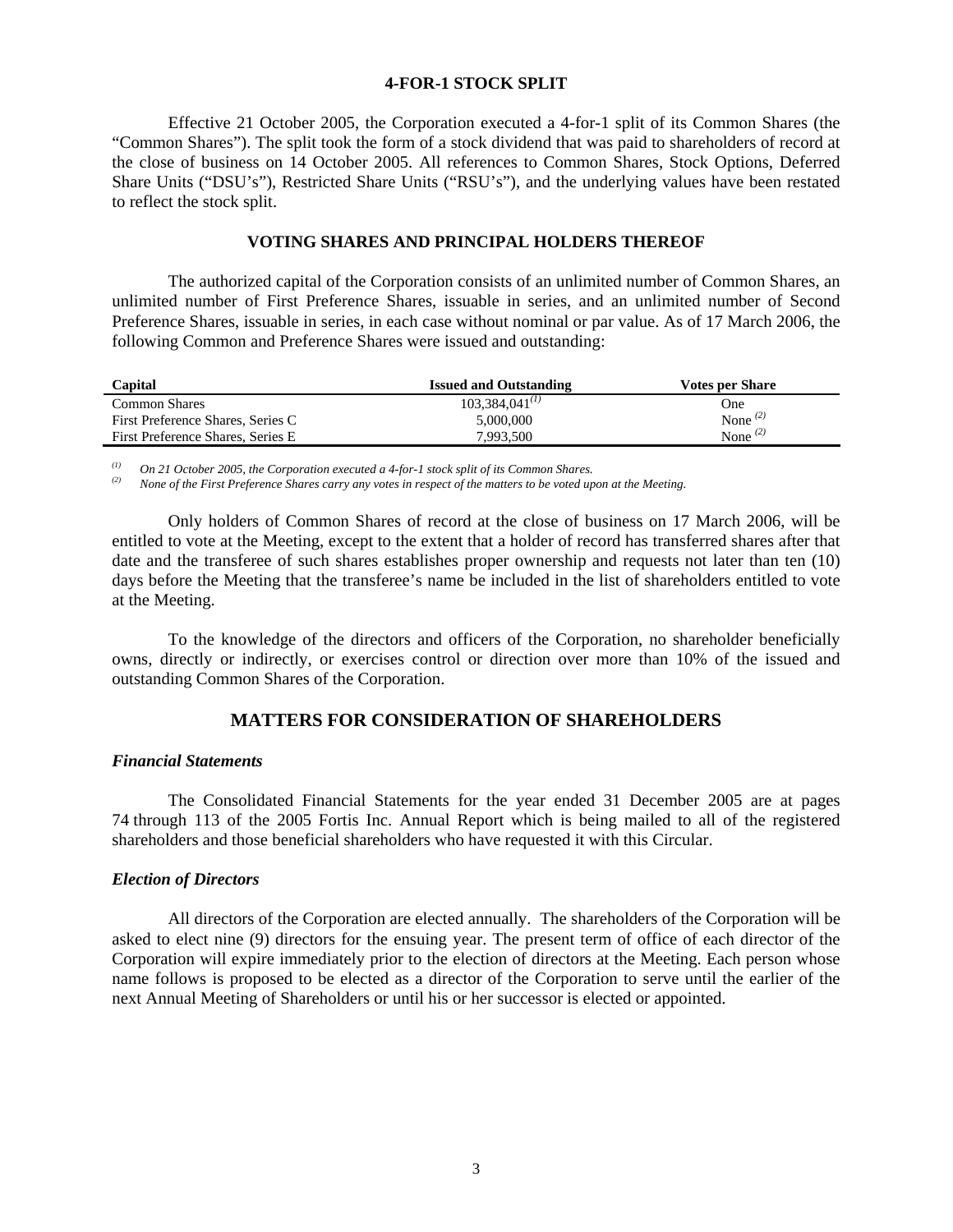## 4-FOR-1 STOCK SPLIT

Effective 21 October 2005, the Corporation executed a 4-for-1 split of its Common Shares (the "Common Shares"). The split took the form of a stock dividend that was paid to shareholders of record at the close of business on 14 October 2005. All references to Common Shares, Stock Options, Deferred Share Units ("DSU's"), Restricted Share Units ("RSU's"), and the underlying values have been restated to reflect the stock split.

## VOTING SHARES AND PRINCIPAL HOLDERS THEREOF

The authorized capital of the Corporation consists of an unlimited number of Common Shares, an unlimited number of First Preference Shares, issuable in series, and an unlimited number of Second Preference Shares, issuable in series, in each case without nominal or par value. As of 17 March 2006, the following Common and Preference Shares were issued and outstanding:

| Capital | Issued and Outstanding | Votes per Share |
|---|---|---|
| Common Shares | 103,384,041[(1)] | One |
| First Preference Shares, Series C | 5,000,000 | None [(2)] |
| First Preference Shares, Series E | 7,993,500 | None [(2)] |

*(1) On 21 October 2005, the Corporation executed a 4-for-1 stock split of its Common Shares.*
*(2) None of the First Preference Shares carry any votes in respect of the matters to be voted upon at the Meeting.*

Only holders of Common Shares of record at the close of business on 17 March 2006, will be entitled to vote at the Meeting, except to the extent that a holder of record has transferred shares after that date and the transferee of such shares establishes proper ownership and requests not later than ten (10) days before the Meeting that the transferee's name be included in the list of shareholders entitled to vote at the Meeting.

To the knowledge of the directors and officers of the Corporation, no shareholder beneficially owns, directly or indirectly, or exercises control or direction over more than 10% of the issued and outstanding Common Shares of the Corporation.

## MATTERS FOR CONSIDERATION OF SHAREHOLDERS

### *Financial Statements*

The Consolidated Financial Statements for the year ended 31 December 2005 are at pages 74 through 113 of the 2005 Fortis Inc. Annual Report which is being mailed to all of the registered shareholders and those beneficial shareholders who have requested it with this Circular.

### *Election of Directors*

All directors of the Corporation are elected annually. The shareholders of the Corporation will be asked to elect nine (9) directors for the ensuing year. The present term of office of each director of the Corporation will expire immediately prior to the election of directors at the Meeting. Each person whose name follows is proposed to be elected as a director of the Corporation to serve until the earlier of the next Annual Meeting of Shareholders or until his or her successor is elected or appointed.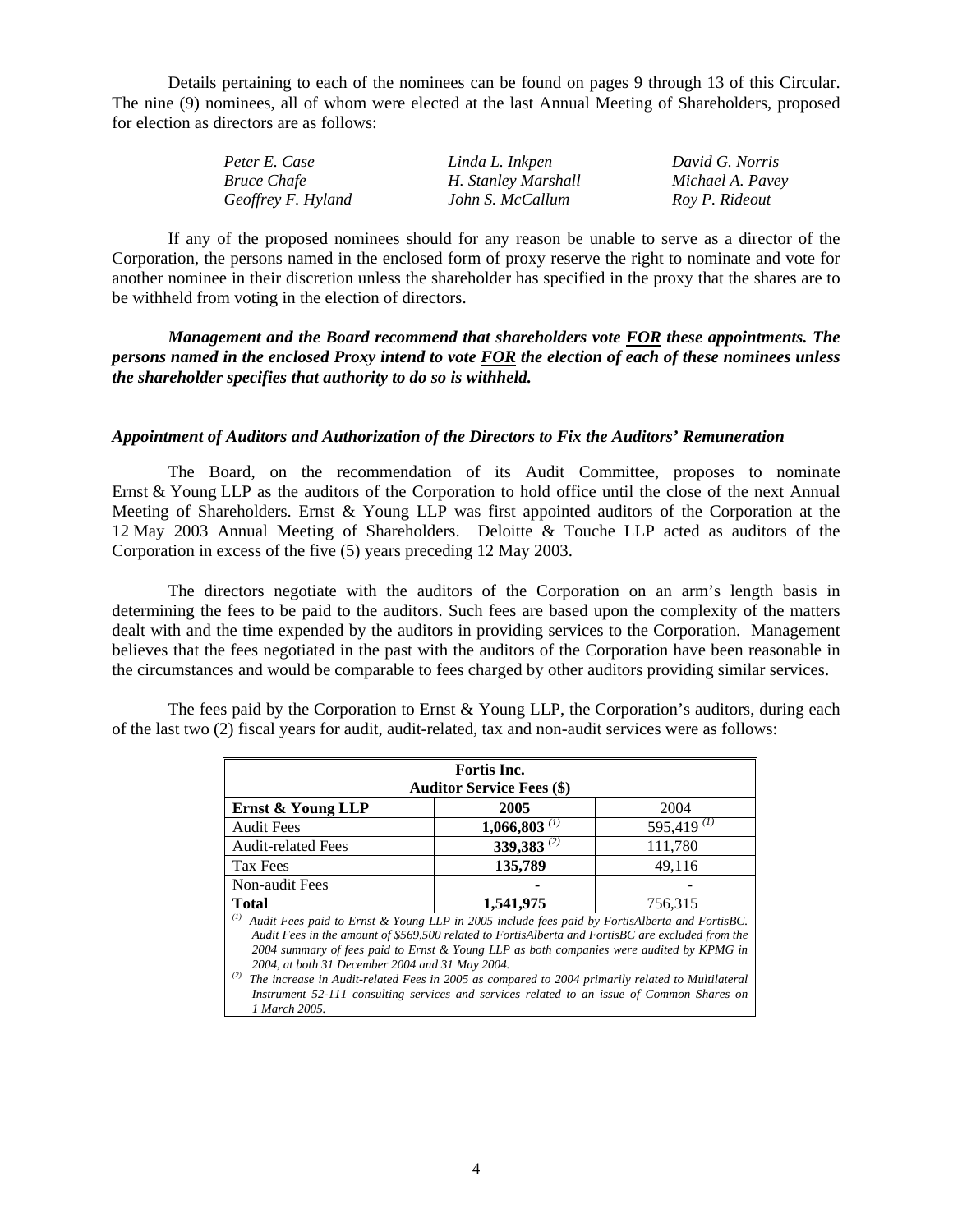Details pertaining to each of the nominees can be found on pages 9 through 13 of this Circular. The nine (9) nominees, all of whom were elected at the last Annual Meeting of Shareholders, proposed for election as directors are as follows:

| | | |
|---|---|---|
| *Peter E. Case* | *Linda L. Inkpen* | *David G. Norris* |
| *Bruce Chafe* | *H. Stanley Marshall* | *Michael A. Pavey* |
| *Geoffrey F. Hyland* | *John S. McCallum* | *Roy P. Rideout* |

If any of the proposed nominees should for any reason be unable to serve as a director of the Corporation, the persons named in the enclosed form of proxy reserve the right to nominate and vote for another nominee in their discretion unless the shareholder has specified in the proxy that the shares are to be withheld from voting in the election of directors.

***Management and the Board recommend that shareholders vote FOR these appointments. The persons named in the enclosed Proxy intend to vote FOR the election of each of these nominees unless the shareholder specifies that authority to do so is withheld.***

### *Appointment of Auditors and Authorization of the Directors to Fix the Auditors' Remuneration*

The Board, on the recommendation of its Audit Committee, proposes to nominate Ernst & Young LLP as the auditors of the Corporation to hold office until the close of the next Annual Meeting of Shareholders. Ernst & Young LLP was first appointed auditors of the Corporation at the 12 May 2003 Annual Meeting of Shareholders. Deloitte & Touche LLP acted as auditors of the Corporation in excess of the five (5) years preceding 12 May 2003.

The directors negotiate with the auditors of the Corporation on an arm's length basis in determining the fees to be paid to the auditors. Such fees are based upon the complexity of the matters dealt with and the time expended by the auditors in providing services to the Corporation. Management believes that the fees negotiated in the past with the auditors of the Corporation have been reasonable in the circumstances and would be comparable to fees charged by other auditors providing similar services.

The fees paid by the Corporation to Ernst & Young LLP, the Corporation's auditors, during each of the last two (2) fiscal years for audit, audit-related, tax and non-audit services were as follows:

| **Fortis Inc.<br>Auditor Service Fees ($)** | | |
|---|---|---|
| **Ernst & Young LLP** | **2005** | 2004 |
| Audit Fees | **1,066,803** [(1)] | 595,419 [(1)] |
| Audit-related Fees | **339,383** [(2)] | 111,780 |
| Tax Fees | **135,789** | 49,116 |
| Non-audit Fees | **-** | - |
| **Total** | **1,541,975** | 756,315 |

[(1)] *Audit Fees paid to Ernst & Young LLP in 2005 include fees paid by FortisAlberta and FortisBC. Audit Fees in the amount of $569,500 related to FortisAlberta and FortisBC are excluded from the 2004 summary of fees paid to Ernst & Young LLP as both companies were audited by KPMG in 2004, at both 31 December 2004 and 31 May 2004.*

[(2)] *The increase in Audit-related Fees in 2005 as compared to 2004 primarily related to Multilateral Instrument 52-111 consulting services and services related to an issue of Common Shares on 1 March 2005.*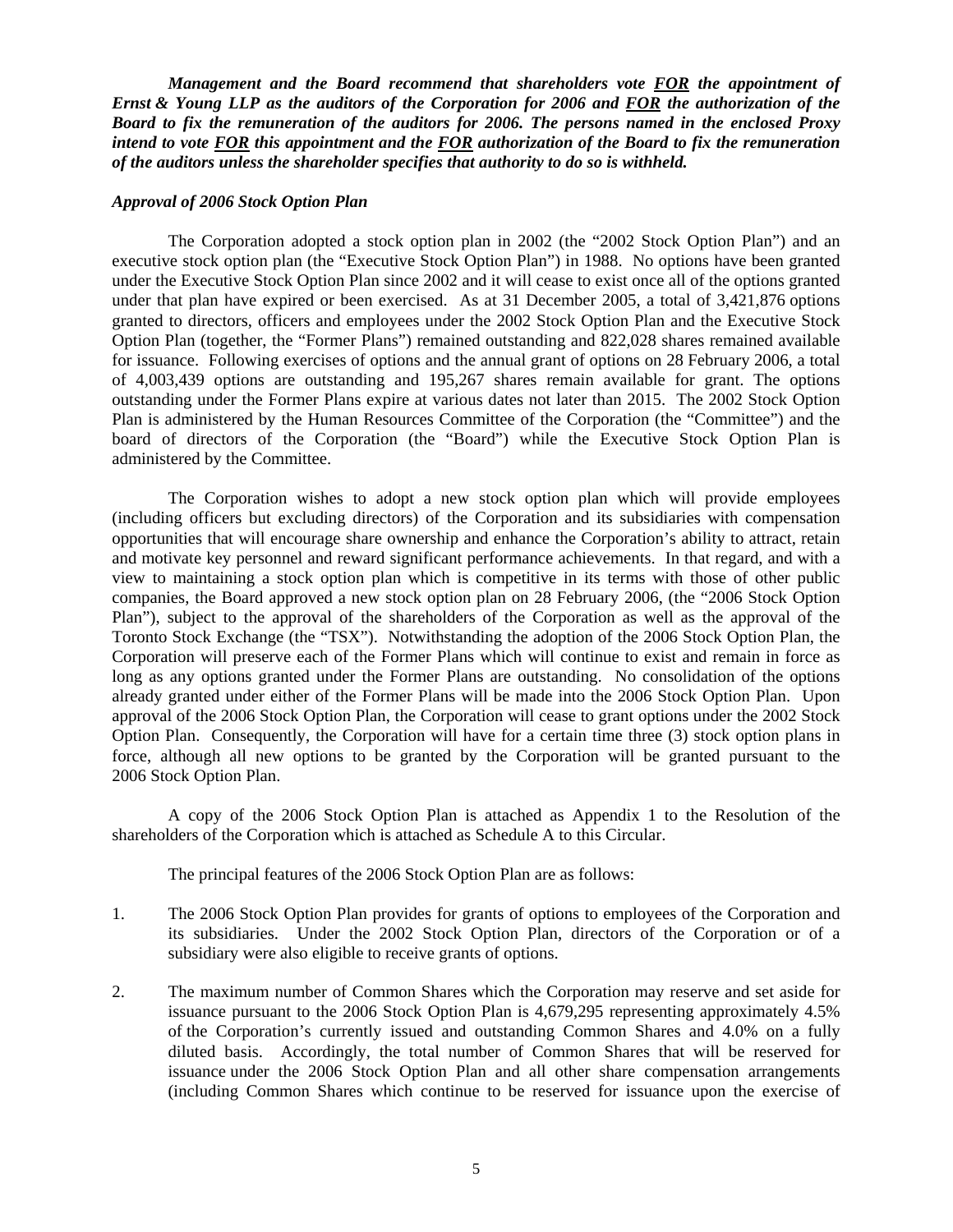***Management and the Board recommend that shareholders vote <u>FOR</u> the appointment of Ernst & Young LLP as the auditors of the Corporation for 2006 and <u>FOR</u> the authorization of the Board to fix the remuneration of the auditors for 2006. The persons named in the enclosed Proxy intend to vote <u>FOR</u> this appointment and the <u>FOR</u> authorization of the Board to fix the remuneration of the auditors unless the shareholder specifies that authority to do so is withheld.***

### *Approval of 2006 Stock Option Plan*

The Corporation adopted a stock option plan in 2002 (the "2002 Stock Option Plan") and an executive stock option plan (the "Executive Stock Option Plan") in 1988. No options have been granted under the Executive Stock Option Plan since 2002 and it will cease to exist once all of the options granted under that plan have expired or been exercised. As at 31 December 2005, a total of 3,421,876 options granted to directors, officers and employees under the 2002 Stock Option Plan and the Executive Stock Option Plan (together, the "Former Plans") remained outstanding and 822,028 shares remained available for issuance. Following exercises of options and the annual grant of options on 28 February 2006, a total of 4,003,439 options are outstanding and 195,267 shares remain available for grant. The options outstanding under the Former Plans expire at various dates not later than 2015. The 2002 Stock Option Plan is administered by the Human Resources Committee of the Corporation (the "Committee") and the board of directors of the Corporation (the "Board") while the Executive Stock Option Plan is administered by the Committee.

The Corporation wishes to adopt a new stock option plan which will provide employees (including officers but excluding directors) of the Corporation and its subsidiaries with compensation opportunities that will encourage share ownership and enhance the Corporation's ability to attract, retain and motivate key personnel and reward significant performance achievements. In that regard, and with a view to maintaining a stock option plan which is competitive in its terms with those of other public companies, the Board approved a new stock option plan on 28 February 2006, (the "2006 Stock Option Plan"), subject to the approval of the shareholders of the Corporation as well as the approval of the Toronto Stock Exchange (the "TSX"). Notwithstanding the adoption of the 2006 Stock Option Plan, the Corporation will preserve each of the Former Plans which will continue to exist and remain in force as long as any options granted under the Former Plans are outstanding. No consolidation of the options already granted under either of the Former Plans will be made into the 2006 Stock Option Plan. Upon approval of the 2006 Stock Option Plan, the Corporation will cease to grant options under the 2002 Stock Option Plan. Consequently, the Corporation will have for a certain time three (3) stock option plans in force, although all new options to be granted by the Corporation will be granted pursuant to the 2006 Stock Option Plan.

A copy of the 2006 Stock Option Plan is attached as Appendix 1 to the Resolution of the shareholders of the Corporation which is attached as Schedule A to this Circular.

The principal features of the 2006 Stock Option Plan are as follows:

1. The 2006 Stock Option Plan provides for grants of options to employees of the Corporation and its subsidiaries. Under the 2002 Stock Option Plan, directors of the Corporation or of a subsidiary were also eligible to receive grants of options.

2. The maximum number of Common Shares which the Corporation may reserve and set aside for issuance pursuant to the 2006 Stock Option Plan is 4,679,295 representing approximately 4.5% of the Corporation's currently issued and outstanding Common Shares and 4.0% on a fully diluted basis. Accordingly, the total number of Common Shares that will be reserved for issuance under the 2006 Stock Option Plan and all other share compensation arrangements (including Common Shares which continue to be reserved for issuance upon the exercise of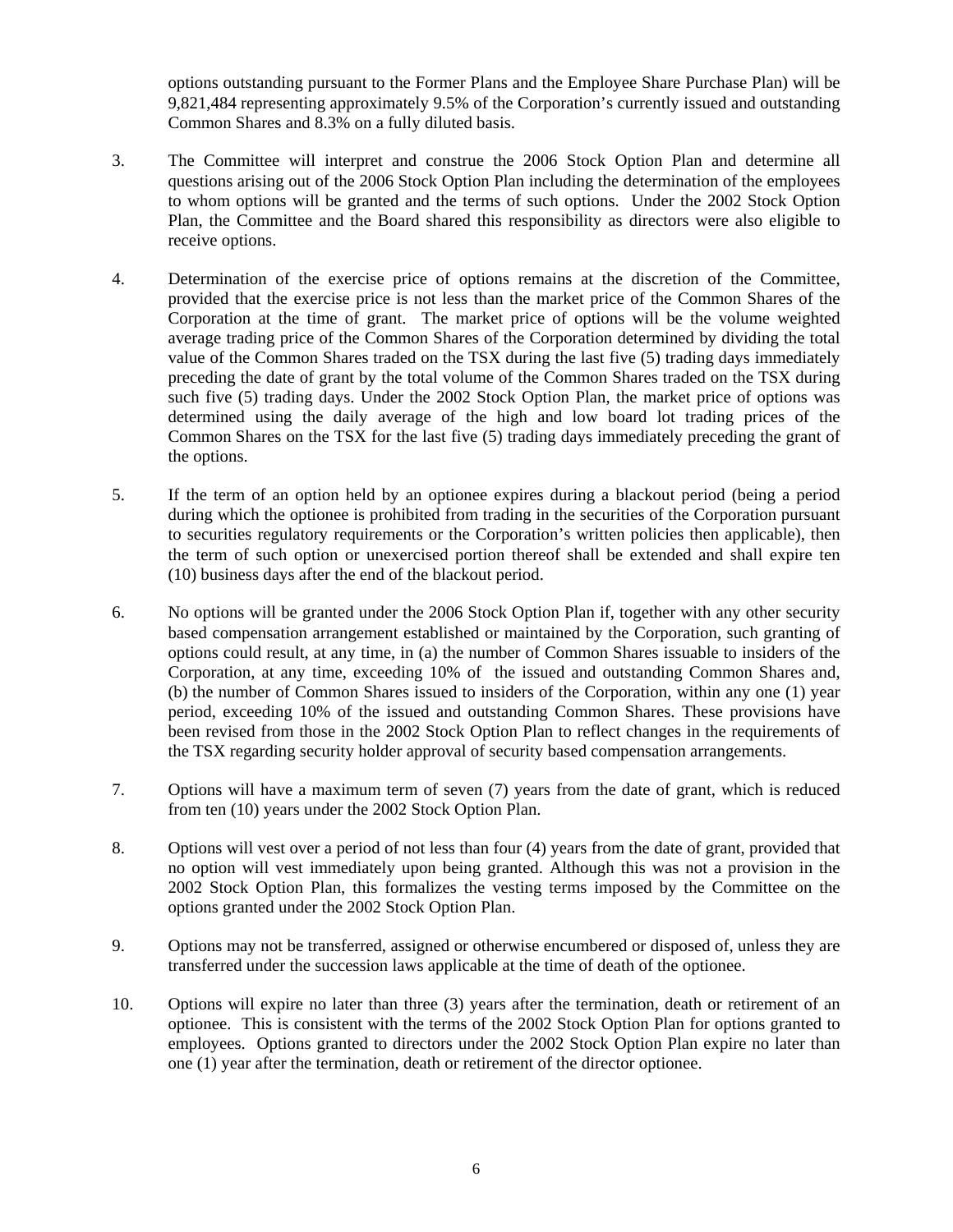options outstanding pursuant to the Former Plans and the Employee Share Purchase Plan) will be 9,821,484 representing approximately 9.5% of the Corporation's currently issued and outstanding Common Shares and 8.3% on a fully diluted basis.

3. The Committee will interpret and construe the 2006 Stock Option Plan and determine all questions arising out of the 2006 Stock Option Plan including the determination of the employees to whom options will be granted and the terms of such options. Under the 2002 Stock Option Plan, the Committee and the Board shared this responsibility as directors were also eligible to receive options.

4. Determination of the exercise price of options remains at the discretion of the Committee, provided that the exercise price is not less than the market price of the Common Shares of the Corporation at the time of grant. The market price of options will be the volume weighted average trading price of the Common Shares of the Corporation determined by dividing the total value of the Common Shares traded on the TSX during the last five (5) trading days immediately preceding the date of grant by the total volume of the Common Shares traded on the TSX during such five (5) trading days. Under the 2002 Stock Option Plan, the market price of options was determined using the daily average of the high and low board lot trading prices of the Common Shares on the TSX for the last five (5) trading days immediately preceding the grant of the options.

5. If the term of an option held by an optionee expires during a blackout period (being a period during which the optionee is prohibited from trading in the securities of the Corporation pursuant to securities regulatory requirements or the Corporation's written policies then applicable), then the term of such option or unexercised portion thereof shall be extended and shall expire ten (10) business days after the end of the blackout period.

6. No options will be granted under the 2006 Stock Option Plan if, together with any other security based compensation arrangement established or maintained by the Corporation, such granting of options could result, at any time, in (a) the number of Common Shares issuable to insiders of the Corporation, at any time, exceeding 10% of the issued and outstanding Common Shares and, (b) the number of Common Shares issued to insiders of the Corporation, within any one (1) year period, exceeding 10% of the issued and outstanding Common Shares. These provisions have been revised from those in the 2002 Stock Option Plan to reflect changes in the requirements of the TSX regarding security holder approval of security based compensation arrangements.

7. Options will have a maximum term of seven (7) years from the date of grant, which is reduced from ten (10) years under the 2002 Stock Option Plan.

8. Options will vest over a period of not less than four (4) years from the date of grant, provided that no option will vest immediately upon being granted. Although this was not a provision in the 2002 Stock Option Plan, this formalizes the vesting terms imposed by the Committee on the options granted under the 2002 Stock Option Plan.

9. Options may not be transferred, assigned or otherwise encumbered or disposed of, unless they are transferred under the succession laws applicable at the time of death of the optionee.

10. Options will expire no later than three (3) years after the termination, death or retirement of an optionee. This is consistent with the terms of the 2002 Stock Option Plan for options granted to employees. Options granted to directors under the 2002 Stock Option Plan expire no later than one (1) year after the termination, death or retirement of the director optionee.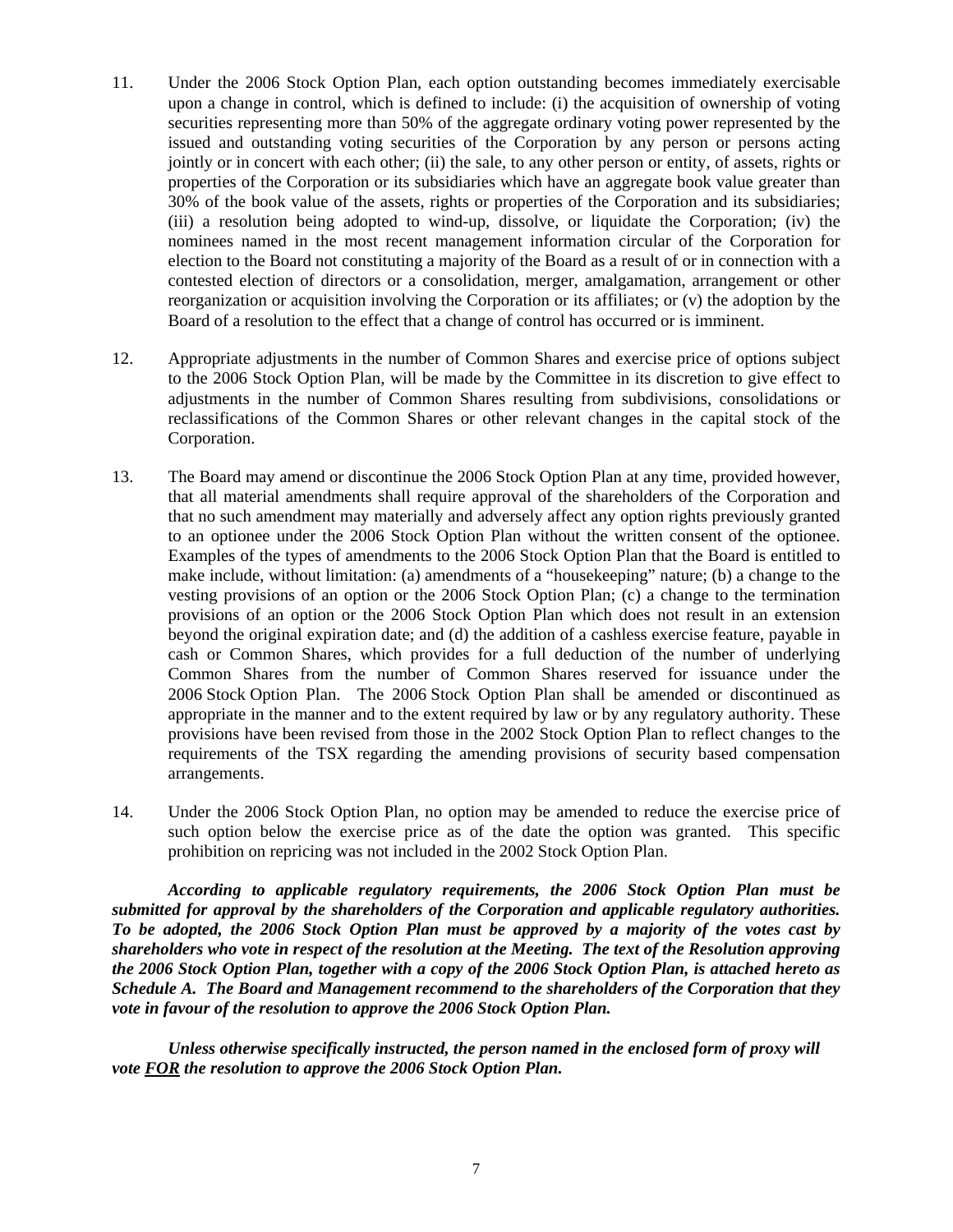11. Under the 2006 Stock Option Plan, each option outstanding becomes immediately exercisable upon a change in control, which is defined to include: (i) the acquisition of ownership of voting securities representing more than 50% of the aggregate ordinary voting power represented by the issued and outstanding voting securities of the Corporation by any person or persons acting jointly or in concert with each other; (ii) the sale, to any other person or entity, of assets, rights or properties of the Corporation or its subsidiaries which have an aggregate book value greater than 30% of the book value of the assets, rights or properties of the Corporation and its subsidiaries; (iii) a resolution being adopted to wind-up, dissolve, or liquidate the Corporation; (iv) the nominees named in the most recent management information circular of the Corporation for election to the Board not constituting a majority of the Board as a result of or in connection with a contested election of directors or a consolidation, merger, amalgamation, arrangement or other reorganization or acquisition involving the Corporation or its affiliates; or (v) the adoption by the Board of a resolution to the effect that a change of control has occurred or is imminent.

12. Appropriate adjustments in the number of Common Shares and exercise price of options subject to the 2006 Stock Option Plan, will be made by the Committee in its discretion to give effect to adjustments in the number of Common Shares resulting from subdivisions, consolidations or reclassifications of the Common Shares or other relevant changes in the capital stock of the Corporation.

13. The Board may amend or discontinue the 2006 Stock Option Plan at any time, provided however, that all material amendments shall require approval of the shareholders of the Corporation and that no such amendment may materially and adversely affect any option rights previously granted to an optionee under the 2006 Stock Option Plan without the written consent of the optionee. Examples of the types of amendments to the 2006 Stock Option Plan that the Board is entitled to make include, without limitation: (a) amendments of a "housekeeping" nature; (b) a change to the vesting provisions of an option or the 2006 Stock Option Plan; (c) a change to the termination provisions of an option or the 2006 Stock Option Plan which does not result in an extension beyond the original expiration date; and (d) the addition of a cashless exercise feature, payable in cash or Common Shares, which provides for a full deduction of the number of underlying Common Shares from the number of Common Shares reserved for issuance under the 2006 Stock Option Plan. The 2006 Stock Option Plan shall be amended or discontinued as appropriate in the manner and to the extent required by law or by any regulatory authority. These provisions have been revised from those in the 2002 Stock Option Plan to reflect changes to the requirements of the TSX regarding the amending provisions of security based compensation arrangements.

14. Under the 2006 Stock Option Plan, no option may be amended to reduce the exercise price of such option below the exercise price as of the date the option was granted. This specific prohibition on repricing was not included in the 2002 Stock Option Plan.

***According to applicable regulatory requirements, the 2006 Stock Option Plan must be submitted for approval by the shareholders of the Corporation and applicable regulatory authorities. To be adopted, the 2006 Stock Option Plan must be approved by a majority of the votes cast by shareholders who vote in respect of the resolution at the Meeting. The text of the Resolution approving the 2006 Stock Option Plan, together with a copy of the 2006 Stock Option Plan, is attached hereto as Schedule A. The Board and Management recommend to the shareholders of the Corporation that they vote in favour of the resolution to approve the 2006 Stock Option Plan.***

***Unless otherwise specifically instructed, the person named in the enclosed form of proxy will vote <u>FOR</u> the resolution to approve the 2006 Stock Option Plan.***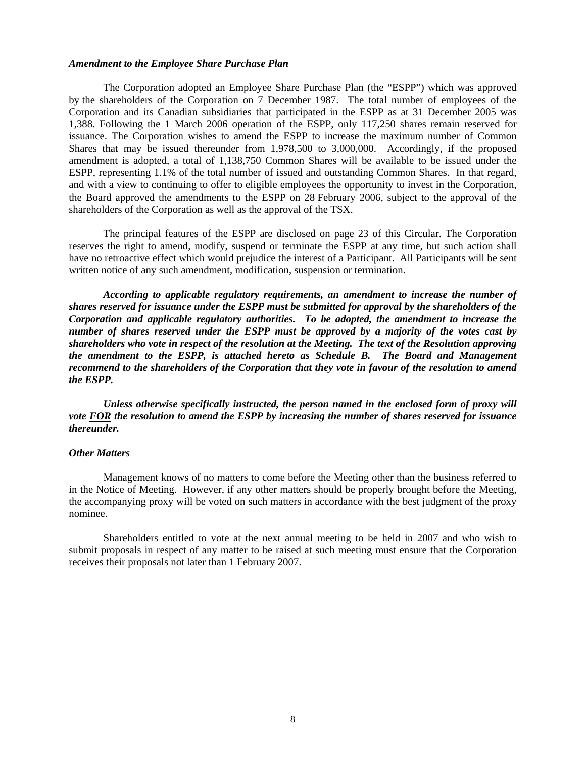***Amendment to the Employee Share Purchase Plan***

The Corporation adopted an Employee Share Purchase Plan (the "ESPP") which was approved by the shareholders of the Corporation on 7 December 1987. The total number of employees of the Corporation and its Canadian subsidiaries that participated in the ESPP as at 31 December 2005 was 1,388. Following the 1 March 2006 operation of the ESPP, only 117,250 shares remain reserved for issuance. The Corporation wishes to amend the ESPP to increase the maximum number of Common Shares that may be issued thereunder from 1,978,500 to 3,000,000. Accordingly, if the proposed amendment is adopted, a total of 1,138,750 Common Shares will be available to be issued under the ESPP, representing 1.1% of the total number of issued and outstanding Common Shares. In that regard, and with a view to continuing to offer to eligible employees the opportunity to invest in the Corporation, the Board approved the amendments to the ESPP on 28 February 2006, subject to the approval of the shareholders of the Corporation as well as the approval of the TSX.

The principal features of the ESPP are disclosed on page 23 of this Circular. The Corporation reserves the right to amend, modify, suspend or terminate the ESPP at any time, but such action shall have no retroactive effect which would prejudice the interest of a Participant. All Participants will be sent written notice of any such amendment, modification, suspension or termination.

***According to applicable regulatory requirements, an amendment to increase the number of shares reserved for issuance under the ESPP must be submitted for approval by the shareholders of the Corporation and applicable regulatory authorities. To be adopted, the amendment to increase the number of shares reserved under the ESPP must be approved by a majority of the votes cast by shareholders who vote in respect of the resolution at the Meeting. The text of the Resolution approving the amendment to the ESPP, is attached hereto as Schedule B. The Board and Management recommend to the shareholders of the Corporation that they vote in favour of the resolution to amend the ESPP.***

***Unless otherwise specifically instructed, the person named in the enclosed form of proxy will vote <u>FOR</u> the resolution to amend the ESPP by increasing the number of shares reserved for issuance thereunder.***

***Other Matters***

Management knows of no matters to come before the Meeting other than the business referred to in the Notice of Meeting. However, if any other matters should be properly brought before the Meeting, the accompanying proxy will be voted on such matters in accordance with the best judgment of the proxy nominee.

Shareholders entitled to vote at the next annual meeting to be held in 2007 and who wish to submit proposals in respect of any matter to be raised at such meeting must ensure that the Corporation receives their proposals not later than 1 February 2007.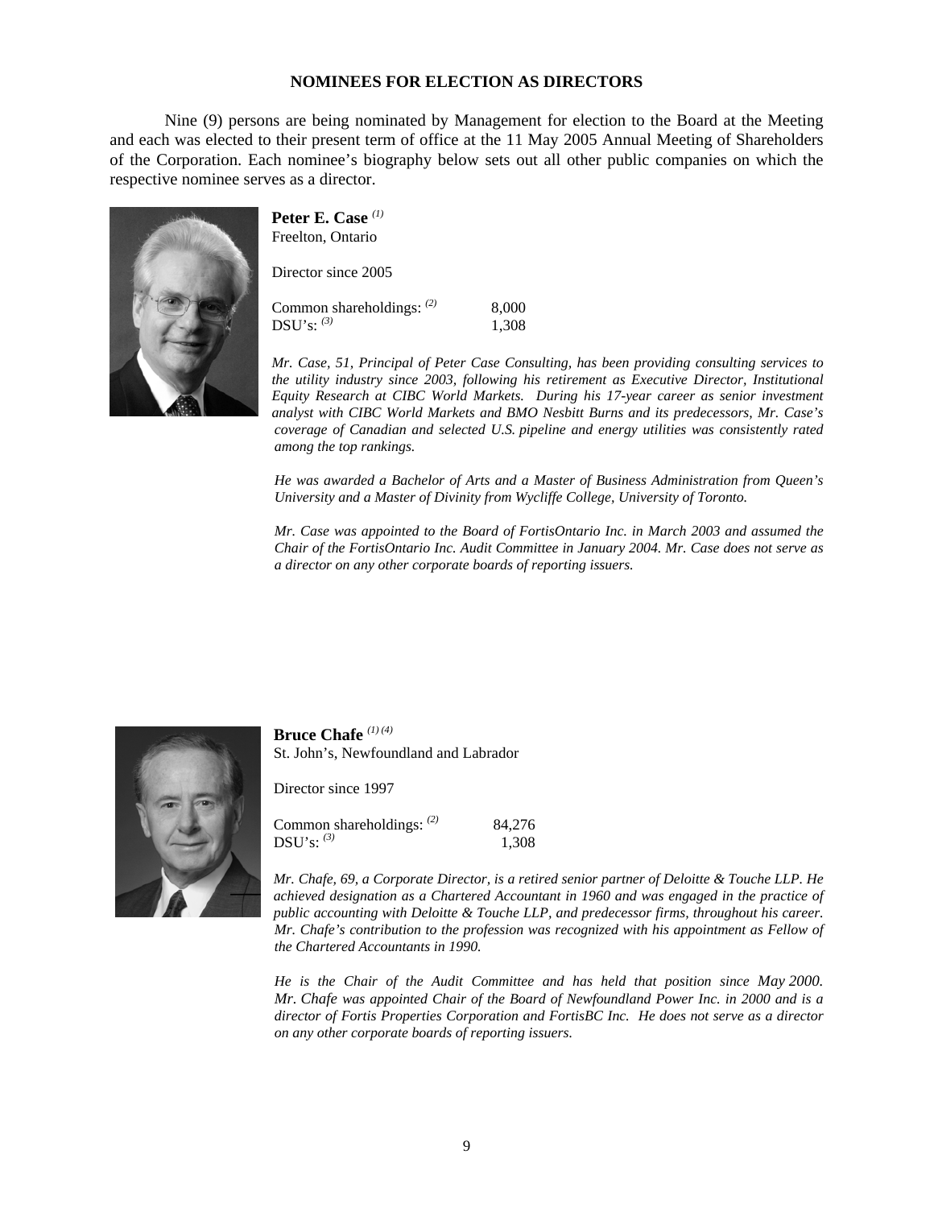## NOMINEES FOR ELECTION AS DIRECTORS

Nine (9) persons are being nominated by Management for election to the Board at the Meeting and each was elected to their present term of office at the 11 May 2005 Annual Meeting of Shareholders of the Corporation. Each nominee's biography below sets out all other public companies on which the respective nominee serves as a director.

**Peter E. Case** [(1)]
Freelton, Ontario

Director since 2005

| | |
|---|---|
| Common shareholdings: [(2)] | 8,000 |
| DSU's: [(3)] | 1,308 |

*Mr. Case, 51, Principal of Peter Case Consulting, has been providing consulting services to the utility industry since 2003, following his retirement as Executive Director, Institutional Equity Research at CIBC World Markets. During his 17-year career as senior investment analyst with CIBC World Markets and BMO Nesbitt Burns and its predecessors, Mr. Case's coverage of Canadian and selected U.S. pipeline and energy utilities was consistently rated among the top rankings.*

*He was awarded a Bachelor of Arts and a Master of Business Administration from Queen's University and a Master of Divinity from Wycliffe College, University of Toronto.*

*Mr. Case was appointed to the Board of FortisOntario Inc. in March 2003 and assumed the Chair of the FortisOntario Inc. Audit Committee in January 2004. Mr. Case does not serve as a director on any other corporate boards of reporting issuers.*

**Bruce Chafe** [(1) (4)]
St. John's, Newfoundland and Labrador

Director since 1997

| | |
|---|---|
| Common shareholdings: [(2)] | 84,276 |
| DSU's: [(3)] | 1,308 |

*Mr. Chafe, 69, a Corporate Director, is a retired senior partner of Deloitte & Touche LLP. He achieved designation as a Chartered Accountant in 1960 and was engaged in the practice of public accounting with Deloitte & Touche LLP, and predecessor firms, throughout his career. Mr. Chafe's contribution to the profession was recognized with his appointment as Fellow of the Chartered Accountants in 1990.*

*He is the Chair of the Audit Committee and has held that position since May 2000. Mr. Chafe was appointed Chair of the Board of Newfoundland Power Inc. in 2000 and is a director of Fortis Properties Corporation and FortisBC Inc. He does not serve as a director on any other corporate boards of reporting issuers.*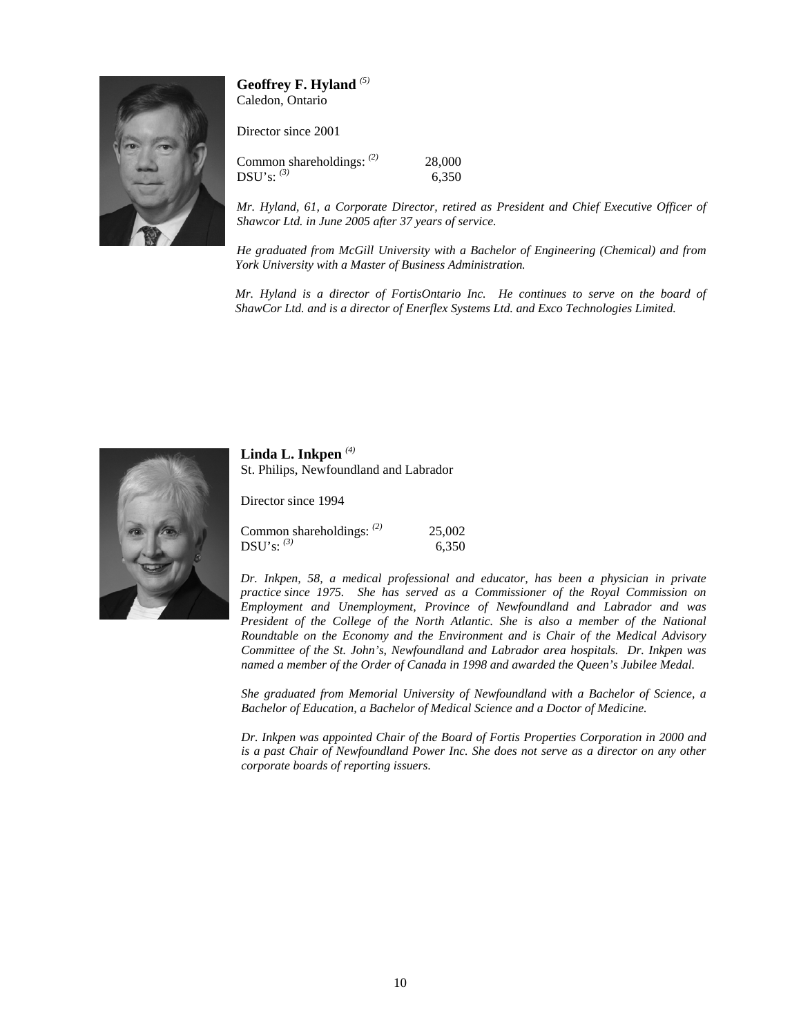**Geoffrey F. Hyland** [(5)]
Caledon, Ontario

Director since 2001

| | |
|---|---|
| Common shareholdings: [(2)] | 28,000 |
| DSU's: [(3)] | 6,350 |

*Mr. Hyland, 61, a Corporate Director, retired as President and Chief Executive Officer of Shawcor Ltd. in June 2005 after 37 years of service.*

*He graduated from McGill University with a Bachelor of Engineering (Chemical) and from York University with a Master of Business Administration.*

*Mr. Hyland is a director of FortisOntario Inc. He continues to serve on the board of ShawCor Ltd. and is a director of Enerflex Systems Ltd. and Exco Technologies Limited.*

**Linda L. Inkpen** [(4)]
St. Philips, Newfoundland and Labrador

Director since 1994

| | |
|---|---|
| Common shareholdings: [(2)] | 25,002 |
| DSU's: [(3)] | 6,350 |

*Dr. Inkpen, 58, a medical professional and educator, has been a physician in private practice since 1975. She has served as a Commissioner of the Royal Commission on Employment and Unemployment, Province of Newfoundland and Labrador and was President of the College of the North Atlantic. She is also a member of the National Roundtable on the Economy and the Environment and is Chair of the Medical Advisory Committee of the St. John's, Newfoundland and Labrador area hospitals. Dr. Inkpen was named a member of the Order of Canada in 1998 and awarded the Queen's Jubilee Medal.*

*She graduated from Memorial University of Newfoundland with a Bachelor of Science, a Bachelor of Education, a Bachelor of Medical Science and a Doctor of Medicine.*

*Dr. Inkpen was appointed Chair of the Board of Fortis Properties Corporation in 2000 and is a past Chair of Newfoundland Power Inc. She does not serve as a director on any other corporate boards of reporting issuers.*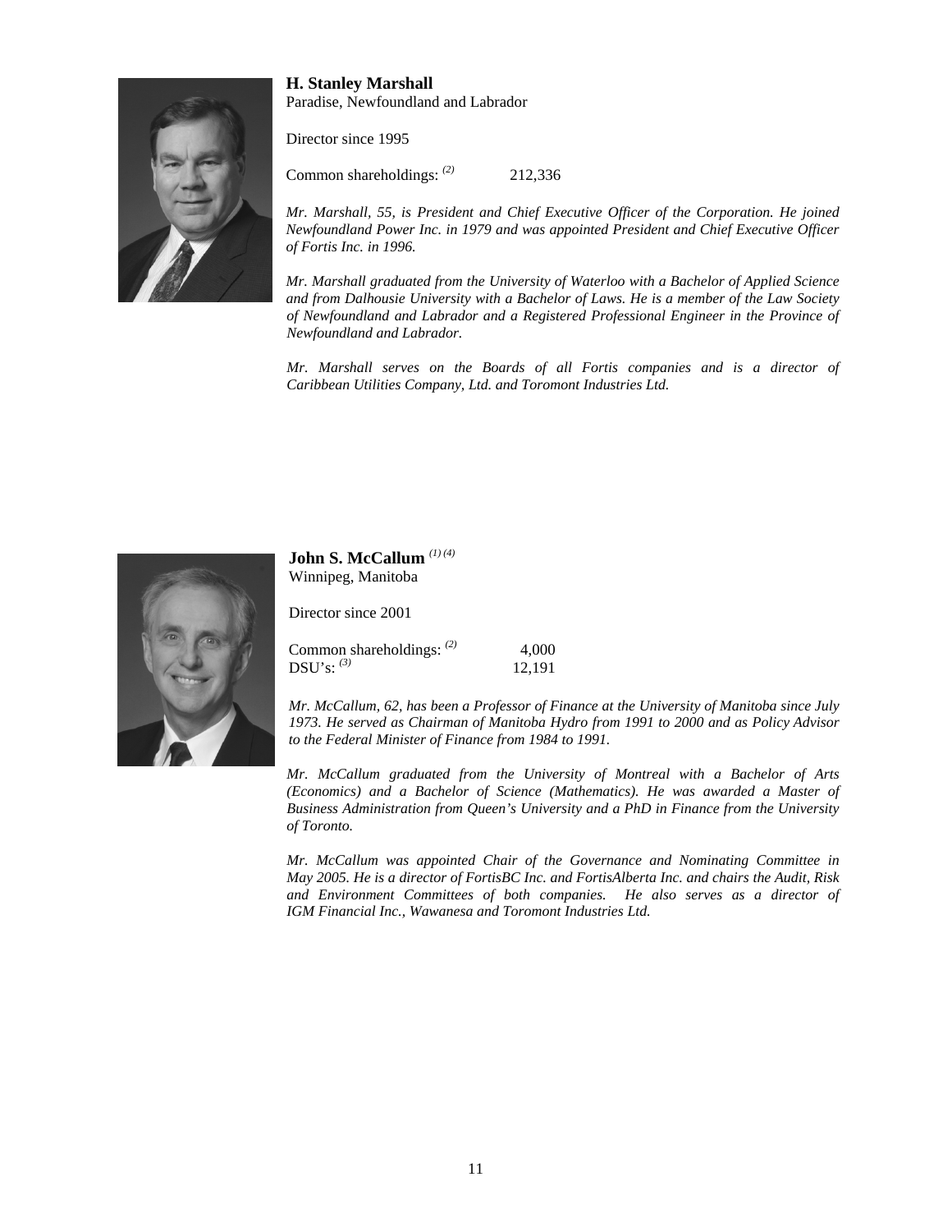**H. Stanley Marshall**
Paradise, Newfoundland and Labrador

Director since 1995

Common shareholdings: [(2)] 212,336

*Mr. Marshall, 55, is President and Chief Executive Officer of the Corporation. He joined Newfoundland Power Inc. in 1979 and was appointed President and Chief Executive Officer of Fortis Inc. in 1996.*

*Mr. Marshall graduated from the University of Waterloo with a Bachelor of Applied Science and from Dalhousie University with a Bachelor of Laws. He is a member of the Law Society of Newfoundland and Labrador and a Registered Professional Engineer in the Province of Newfoundland and Labrador.*

*Mr. Marshall serves on the Boards of all Fortis companies and is a director of Caribbean Utilities Company, Ltd. and Toromont Industries Ltd.*

**John S. McCallum** [(1) (4)]
Winnipeg, Manitoba

Director since 2001

Common shareholdings: [(2)] 4,000
DSU's: [(3)] 12,191

*Mr. McCallum, 62, has been a Professor of Finance at the University of Manitoba since July 1973. He served as Chairman of Manitoba Hydro from 1991 to 2000 and as Policy Advisor to the Federal Minister of Finance from 1984 to 1991.*

*Mr. McCallum graduated from the University of Montreal with a Bachelor of Arts (Economics) and a Bachelor of Science (Mathematics). He was awarded a Master of Business Administration from Queen's University and a PhD in Finance from the University of Toronto.*

*Mr. McCallum was appointed Chair of the Governance and Nominating Committee in May 2005. He is a director of FortisBC Inc. and FortisAlberta Inc. and chairs the Audit, Risk and Environment Committees of both companies. He also serves as a director of IGM Financial Inc., Wawanesa and Toromont Industries Ltd.*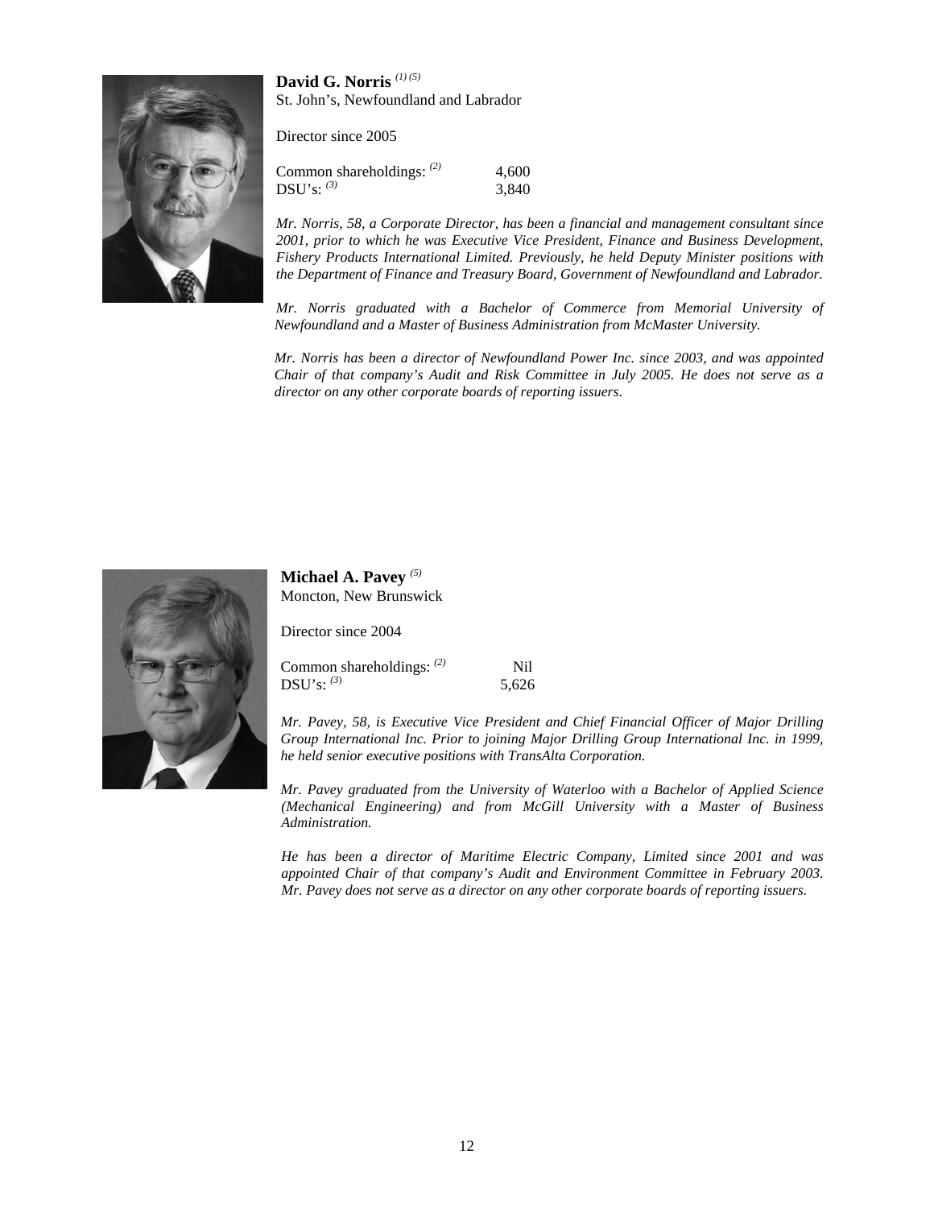**David G. Norris** [(1) (5)]
St. John's, Newfoundland and Labrador

Director since 2005

| | |
|---|---|
| Common shareholdings: [(2)] | 4,600 |
| DSU's: [(3)] | 3,840 |

*Mr. Norris, 58, a Corporate Director, has been a financial and management consultant since 2001, prior to which he was Executive Vice President, Finance and Business Development, Fishery Products International Limited. Previously, he held Deputy Minister positions with the Department of Finance and Treasury Board, Government of Newfoundland and Labrador.*

*Mr. Norris graduated with a Bachelor of Commerce from Memorial University of Newfoundland and a Master of Business Administration from McMaster University.*

*Mr. Norris has been a director of Newfoundland Power Inc. since 2003, and was appointed Chair of that company's Audit and Risk Committee in July 2005. He does not serve as a director on any other corporate boards of reporting issuers.*

**Michael A. Pavey** [(5)]
Moncton, New Brunswick

Director since 2004

| | |
|---|---|
| Common shareholdings: [(2)] | Nil |
| DSU's: [(3)] | 5,626 |

*Mr. Pavey, 58, is Executive Vice President and Chief Financial Officer of Major Drilling Group International Inc. Prior to joining Major Drilling Group International Inc. in 1999, he held senior executive positions with TransAlta Corporation.*

*Mr. Pavey graduated from the University of Waterloo with a Bachelor of Applied Science (Mechanical Engineering) and from McGill University with a Master of Business Administration.*

*He has been a director of Maritime Electric Company, Limited since 2001 and was appointed Chair of that company's Audit and Environment Committee in February 2003. Mr. Pavey does not serve as a director on any other corporate boards of reporting issuers.*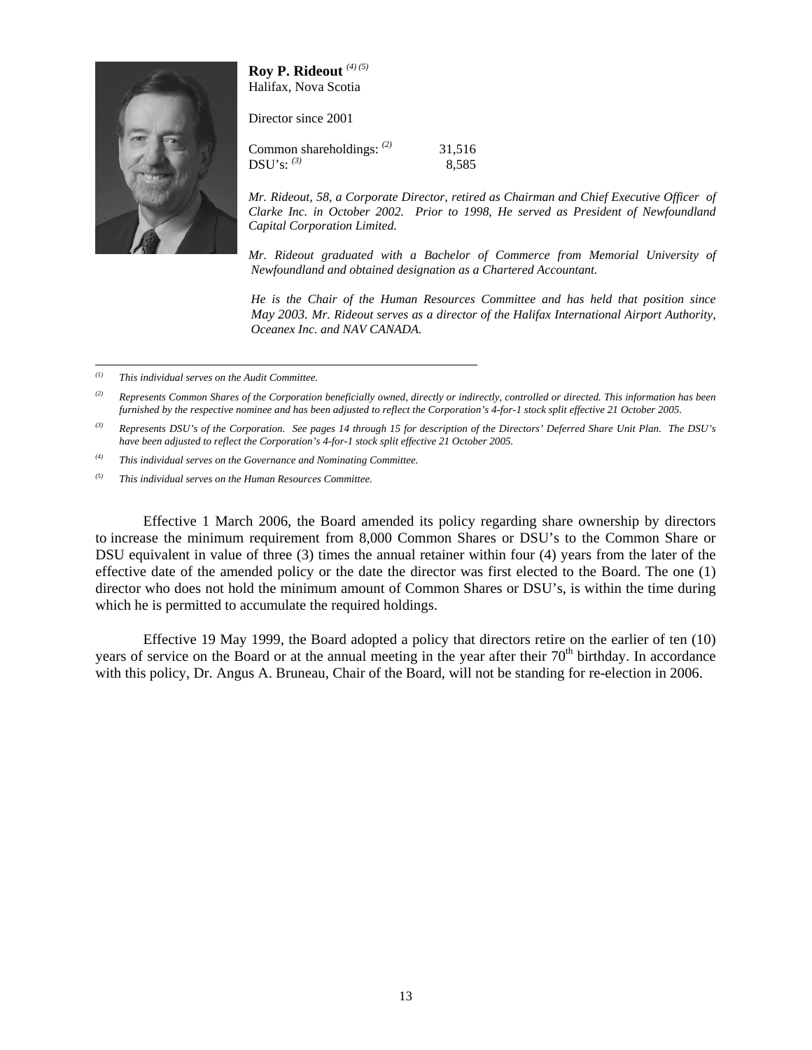**Roy P. Rideout** [(4) (5)]
Halifax, Nova Scotia

Director since 2001

| | |
|---|---|
| Common shareholdings: [(2)] | 31,516 |
| DSU's: [(3)] | 8,585 |

*Mr. Rideout, 58, a Corporate Director, retired as Chairman and Chief Executive Officer of Clarke Inc. in October 2002. Prior to 1998, He served as President of Newfoundland Capital Corporation Limited.*

*Mr. Rideout graduated with a Bachelor of Commerce from Memorial University of Newfoundland and obtained designation as a Chartered Accountant.*

*He is the Chair of the Human Resources Committee and has held that position since May 2003. Mr. Rideout serves as a director of the Halifax International Airport Authority, Oceanex Inc. and NAV CANADA.*

---

[(1)] *This individual serves on the Audit Committee.*

[(2)] *Represents Common Shares of the Corporation beneficially owned, directly or indirectly, controlled or directed. This information has been furnished by the respective nominee and has been adjusted to reflect the Corporation's 4-for-1 stock split effective 21 October 2005.*

[(3)] *Represents DSU's of the Corporation. See pages 14 through 15 for description of the Directors' Deferred Share Unit Plan. The DSU's have been adjusted to reflect the Corporation's 4-for-1 stock split effective 21 October 2005.*

[(4)] *This individual serves on the Governance and Nominating Committee.*

[(5)] *This individual serves on the Human Resources Committee.*

Effective 1 March 2006, the Board amended its policy regarding share ownership by directors to increase the minimum requirement from 8,000 Common Shares or DSU's to the Common Share or DSU equivalent in value of three (3) times the annual retainer within four (4) years from the later of the effective date of the amended policy or the date the director was first elected to the Board. The one (1) director who does not hold the minimum amount of Common Shares or DSU's, is within the time during which he is permitted to accumulate the required holdings.

Effective 19 May 1999, the Board adopted a policy that directors retire on the earlier of ten (10) years of service on the Board or at the annual meeting in the year after their 70th birthday. In accordance with this policy, Dr. Angus A. Bruneau, Chair of the Board, will not be standing for re-election in 2006.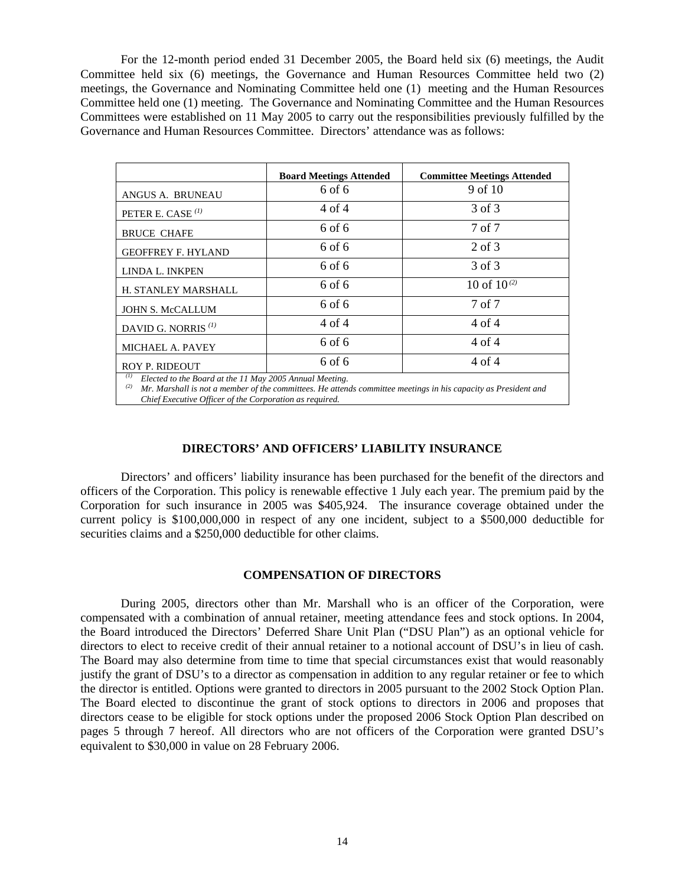For the 12-month period ended 31 December 2005, the Board held six (6) meetings, the Audit Committee held six (6) meetings, the Governance and Human Resources Committee held two (2) meetings, the Governance and Nominating Committee held one (1) meeting and the Human Resources Committee held one (1) meeting. The Governance and Nominating Committee and the Human Resources Committees were established on 11 May 2005 to carry out the responsibilities previously fulfilled by the Governance and Human Resources Committee. Directors' attendance was as follows:

| | Board Meetings Attended | Committee Meetings Attended |
|---|---|---|
| ANGUS A. BRUNEAU | 6 of 6 | 9 of 10 |
| PETER E. CASE [(1)] | 4 of 4 | 3 of 3 |
| BRUCE CHAFE | 6 of 6 | 7 of 7 |
| GEOFFREY F. HYLAND | 6 of 6 | 2 of 3 |
| LINDA L. INKPEN | 6 of 6 | 3 of 3 |
| H. STANLEY MARSHALL | 6 of 6 | 10 of 10 [(2)] |
| JOHN S. McCALLUM | 6 of 6 | 7 of 7 |
| DAVID G. NORRIS [(1)] | 4 of 4 | 4 of 4 |
| MICHAEL A. PAVEY | 6 of 6 | 4 of 4 |
| ROY P. RIDEOUT | 6 of 6 | 4 of 4 |

[(1)] *Elected to the Board at the 11 May 2005 Annual Meeting.*
[(2)] *Mr. Marshall is not a member of the committees. He attends committee meetings in his capacity as President and Chief Executive Officer of the Corporation as required.*

## DIRECTORS' AND OFFICERS' LIABILITY INSURANCE

Directors' and officers' liability insurance has been purchased for the benefit of the directors and officers of the Corporation. This policy is renewable effective 1 July each year. The premium paid by the Corporation for such insurance in 2005 was $405,924. The insurance coverage obtained under the current policy is $100,000,000 in respect of any one incident, subject to a $500,000 deductible for securities claims and a $250,000 deductible for other claims.

## COMPENSATION OF DIRECTORS

During 2005, directors other than Mr. Marshall who is an officer of the Corporation, were compensated with a combination of annual retainer, meeting attendance fees and stock options. In 2004, the Board introduced the Directors' Deferred Share Unit Plan ("DSU Plan") as an optional vehicle for directors to elect to receive credit of their annual retainer to a notional account of DSU's in lieu of cash. The Board may also determine from time to time that special circumstances exist that would reasonably justify the grant of DSU's to a director as compensation in addition to any regular retainer or fee to which the director is entitled. Options were granted to directors in 2005 pursuant to the 2002 Stock Option Plan. The Board elected to discontinue the grant of stock options to directors in 2006 and proposes that directors cease to be eligible for stock options under the proposed 2006 Stock Option Plan described on pages 5 through 7 hereof. All directors who are not officers of the Corporation were granted DSU's equivalent to $30,000 in value on 28 February 2006.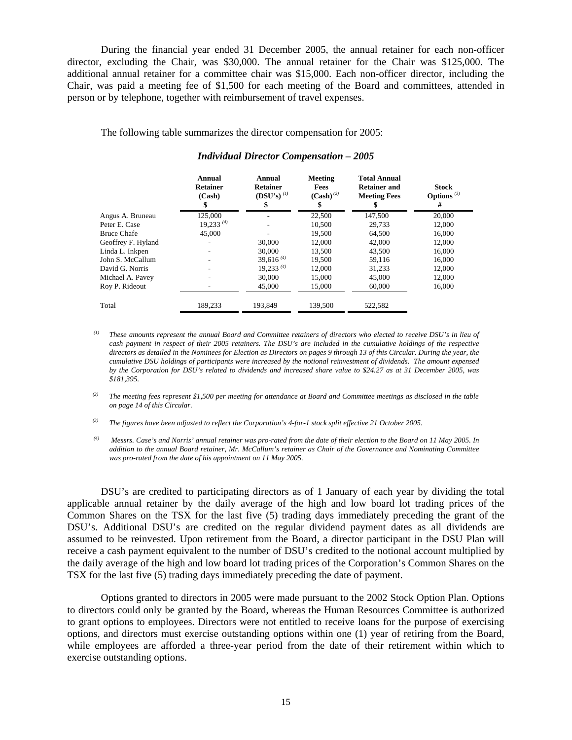During the financial year ended 31 December 2005, the annual retainer for each non-officer director, excluding the Chair, was $30,000. The annual retainer for the Chair was $125,000. The additional annual retainer for a committee chair was $15,000. Each non-officer director, including the Chair, was paid a meeting fee of $1,500 for each meeting of the Board and committees, attended in person or by telephone, together with reimbursement of travel expenses.

The following table summarizes the director compensation for 2005:

***Individual Director Compensation – 2005***

| | Annual Retainer (Cash) $ | Annual Retainer (DSU's) [(1)] $ | Meeting Fees (Cash) [(2)] $ | Total Annual Retainer and Meeting Fees $ | Stock Options [(3)] # |
|---|---|---|---|---|---|
| Angus A. Bruneau | 125,000 | - | 22,500 | 147,500 | 20,000 |
| Peter E. Case | 19,233 [(4)] | - | 10,500 | 29,733 | 12,000 |
| Bruce Chafe | 45,000 | - | 19,500 | 64,500 | 16,000 |
| Geoffrey F. Hyland | - | 30,000 | 12,000 | 42,000 | 12,000 |
| Linda L. Inkpen | - | 30,000 | 13,500 | 43,500 | 16,000 |
| John S. McCallum | - | 39,616 [(4)] | 19,500 | 59,116 | 16,000 |
| David G. Norris | - | 19,233 [(4)] | 12,000 | 31,233 | 12,000 |
| Michael A. Pavey | - | 30,000 | 15,000 | 45,000 | 12,000 |
| Roy P. Rideout | - | 45,000 | 15,000 | 60,000 | 16,000 |
| Total | 189,233 | 193,849 | 139,500 | 522,582 | |

(1) *These amounts represent the annual Board and Committee retainers of directors who elected to receive DSU's in lieu of cash payment in respect of their 2005 retainers. The DSU's are included in the cumulative holdings of the respective directors as detailed in the Nominees for Election as Directors on pages 9 through 13 of this Circular. During the year, the cumulative DSU holdings of participants were increased by the notional reinvestment of dividends. The amount expensed by the Corporation for DSU's related to dividends and increased share value to $24.27 as at 31 December 2005, was $181,395.*

(2) *The meeting fees represent $1,500 per meeting for attendance at Board and Committee meetings as disclosed in the table on page 14 of this Circular.*

(3) *The figures have been adjusted to reflect the Corporation's 4-for-1 stock split effective 21 October 2005.*

(4) *Messrs. Case's and Norris' annual retainer was pro-rated from the date of their election to the Board on 11 May 2005. In addition to the annual Board retainer, Mr. McCallum's retainer as Chair of the Governance and Nominating Committee was pro-rated from the date of his appointment on 11 May 2005.*

DSU's are credited to participating directors as of 1 January of each year by dividing the total applicable annual retainer by the daily average of the high and low board lot trading prices of the Common Shares on the TSX for the last five (5) trading days immediately preceding the grant of the DSU's. Additional DSU's are credited on the regular dividend payment dates as all dividends are assumed to be reinvested. Upon retirement from the Board, a director participant in the DSU Plan will receive a cash payment equivalent to the number of DSU's credited to the notional account multiplied by the daily average of the high and low board lot trading prices of the Corporation's Common Shares on the TSX for the last five (5) trading days immediately preceding the date of payment.

Options granted to directors in 2005 were made pursuant to the 2002 Stock Option Plan. Options to directors could only be granted by the Board, whereas the Human Resources Committee is authorized to grant options to employees. Directors were not entitled to receive loans for the purpose of exercising options, and directors must exercise outstanding options within one (1) year of retiring from the Board, while employees are afforded a three-year period from the date of their retirement within which to exercise outstanding options.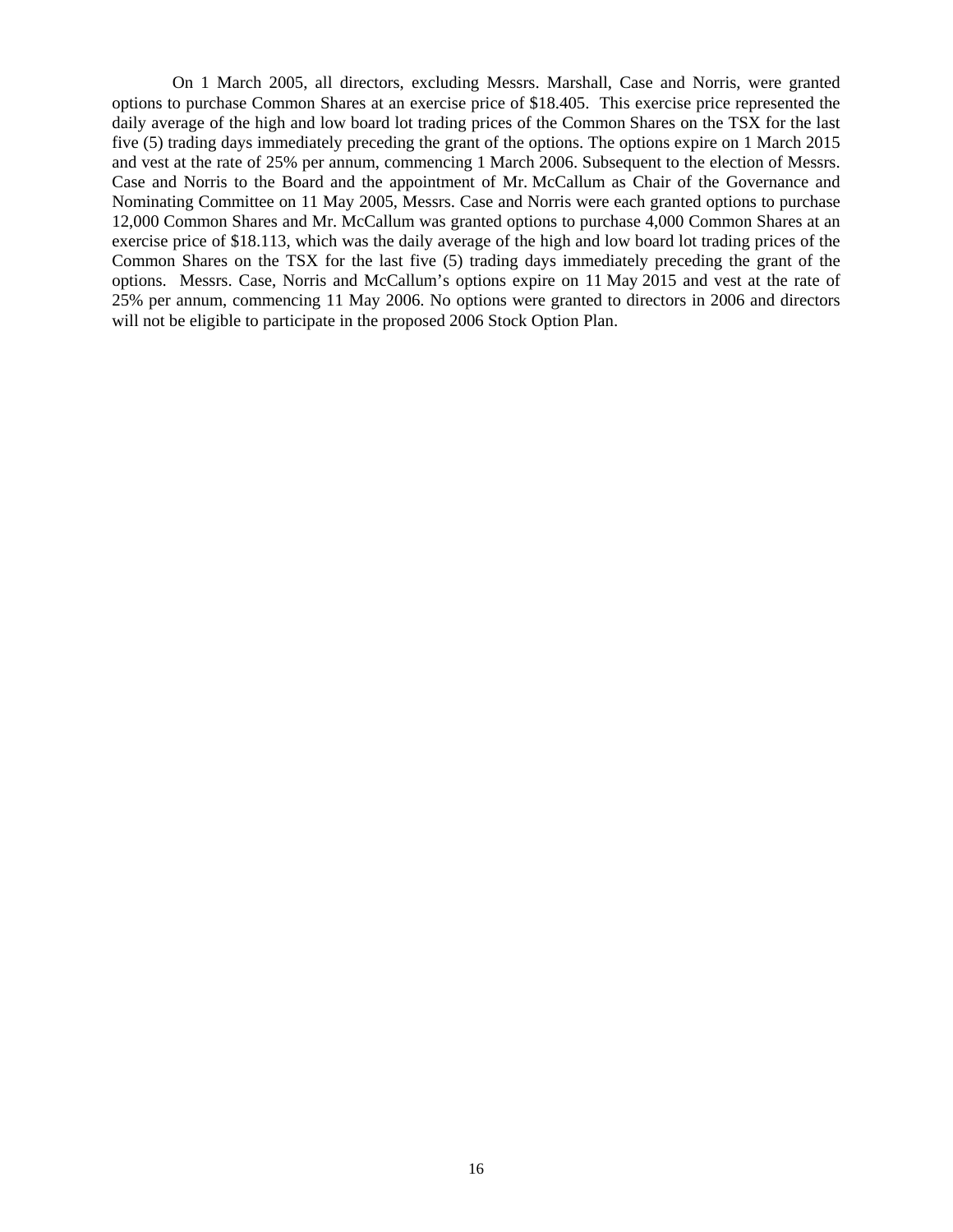On 1 March 2005, all directors, excluding Messrs. Marshall, Case and Norris, were granted options to purchase Common Shares at an exercise price of $18.405. This exercise price represented the daily average of the high and low board lot trading prices of the Common Shares on the TSX for the last five (5) trading days immediately preceding the grant of the options. The options expire on 1 March 2015 and vest at the rate of 25% per annum, commencing 1 March 2006. Subsequent to the election of Messrs. Case and Norris to the Board and the appointment of Mr. McCallum as Chair of the Governance and Nominating Committee on 11 May 2005, Messrs. Case and Norris were each granted options to purchase 12,000 Common Shares and Mr. McCallum was granted options to purchase 4,000 Common Shares at an exercise price of $18.113, which was the daily average of the high and low board lot trading prices of the Common Shares on the TSX for the last five (5) trading days immediately preceding the grant of the options. Messrs. Case, Norris and McCallum's options expire on 11 May 2015 and vest at the rate of 25% per annum, commencing 11 May 2006. No options were granted to directors in 2006 and directors will not be eligible to participate in the proposed 2006 Stock Option Plan.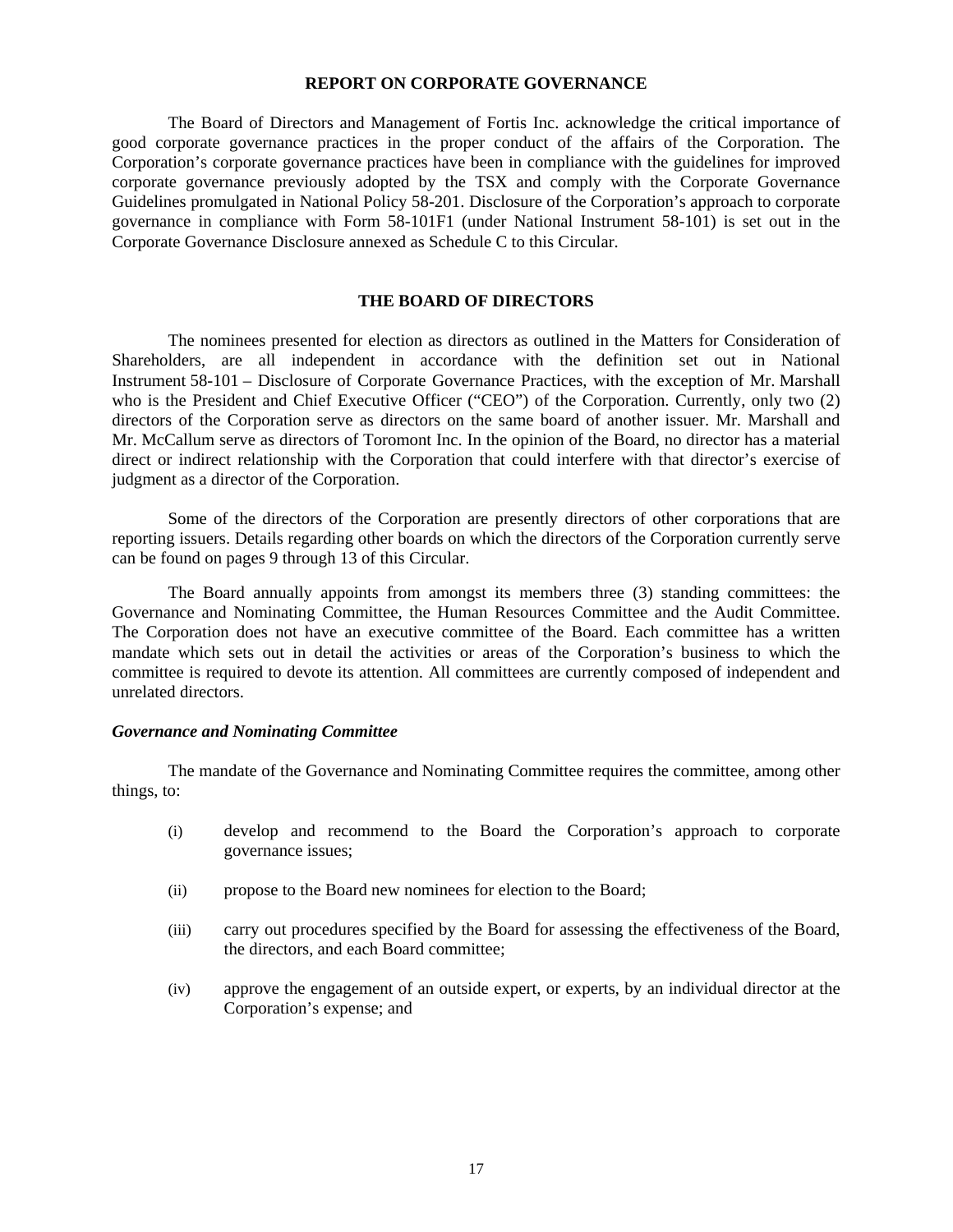## REPORT ON CORPORATE GOVERNANCE

The Board of Directors and Management of Fortis Inc. acknowledge the critical importance of good corporate governance practices in the proper conduct of the affairs of the Corporation. The Corporation's corporate governance practices have been in compliance with the guidelines for improved corporate governance previously adopted by the TSX and comply with the Corporate Governance Guidelines promulgated in National Policy 58-201. Disclosure of the Corporation's approach to corporate governance in compliance with Form 58-101F1 (under National Instrument 58-101) is set out in the Corporate Governance Disclosure annexed as Schedule C to this Circular.

## THE BOARD OF DIRECTORS

The nominees presented for election as directors as outlined in the Matters for Consideration of Shareholders, are all independent in accordance with the definition set out in National Instrument 58-101 – Disclosure of Corporate Governance Practices, with the exception of Mr. Marshall who is the President and Chief Executive Officer ("CEO") of the Corporation. Currently, only two (2) directors of the Corporation serve as directors on the same board of another issuer. Mr. Marshall and Mr. McCallum serve as directors of Toromont Inc. In the opinion of the Board, no director has a material direct or indirect relationship with the Corporation that could interfere with that director's exercise of judgment as a director of the Corporation.

Some of the directors of the Corporation are presently directors of other corporations that are reporting issuers. Details regarding other boards on which the directors of the Corporation currently serve can be found on pages 9 through 13 of this Circular.

The Board annually appoints from amongst its members three (3) standing committees: the Governance and Nominating Committee, the Human Resources Committee and the Audit Committee. The Corporation does not have an executive committee of the Board. Each committee has a written mandate which sets out in detail the activities or areas of the Corporation's business to which the committee is required to devote its attention. All committees are currently composed of independent and unrelated directors.

### *Governance and Nominating Committee*

The mandate of the Governance and Nominating Committee requires the committee, among other things, to:

(i) develop and recommend to the Board the Corporation's approach to corporate governance issues;

(ii) propose to the Board new nominees for election to the Board;

(iii) carry out procedures specified by the Board for assessing the effectiveness of the Board, the directors, and each Board committee;

(iv) approve the engagement of an outside expert, or experts, by an individual director at the Corporation's expense; and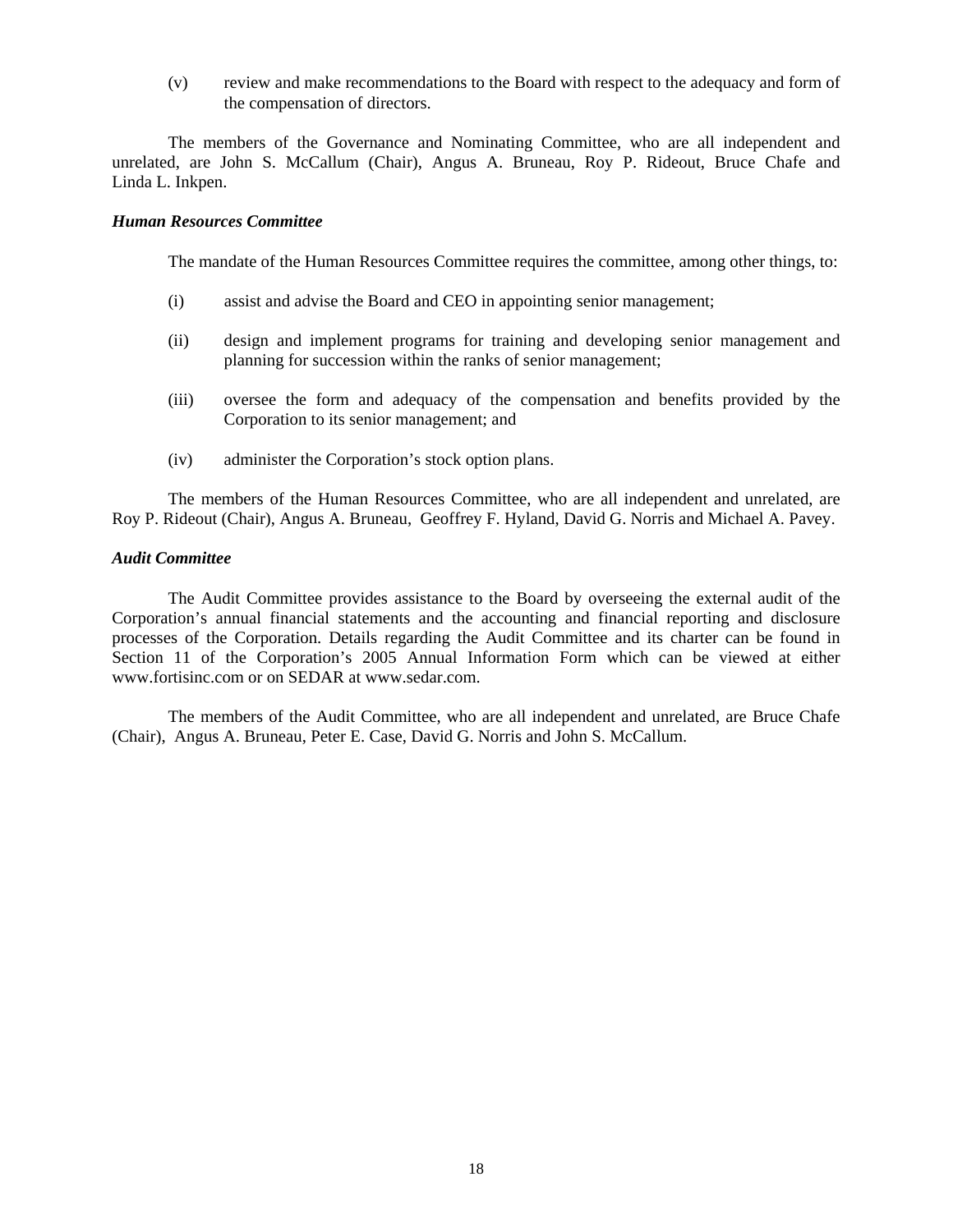(v) review and make recommendations to the Board with respect to the adequacy and form of the compensation of directors.

The members of the Governance and Nominating Committee, who are all independent and unrelated, are John S. McCallum (Chair), Angus A. Bruneau, Roy P. Rideout, Bruce Chafe and Linda L. Inkpen.

***Human Resources Committee***

The mandate of the Human Resources Committee requires the committee, among other things, to:

(i) assist and advise the Board and CEO in appointing senior management;

(ii) design and implement programs for training and developing senior management and planning for succession within the ranks of senior management;

(iii) oversee the form and adequacy of the compensation and benefits provided by the Corporation to its senior management; and

(iv) administer the Corporation's stock option plans.

The members of the Human Resources Committee, who are all independent and unrelated, are Roy P. Rideout (Chair), Angus A. Bruneau, Geoffrey F. Hyland, David G. Norris and Michael A. Pavey.

***Audit Committee***

The Audit Committee provides assistance to the Board by overseeing the external audit of the Corporation's annual financial statements and the accounting and financial reporting and disclosure processes of the Corporation. Details regarding the Audit Committee and its charter can be found in Section 11 of the Corporation's 2005 Annual Information Form which can be viewed at either www.fortisinc.com or on SEDAR at www.sedar.com.

The members of the Audit Committee, who are all independent and unrelated, are Bruce Chafe (Chair), Angus A. Bruneau, Peter E. Case, David G. Norris and John S. McCallum.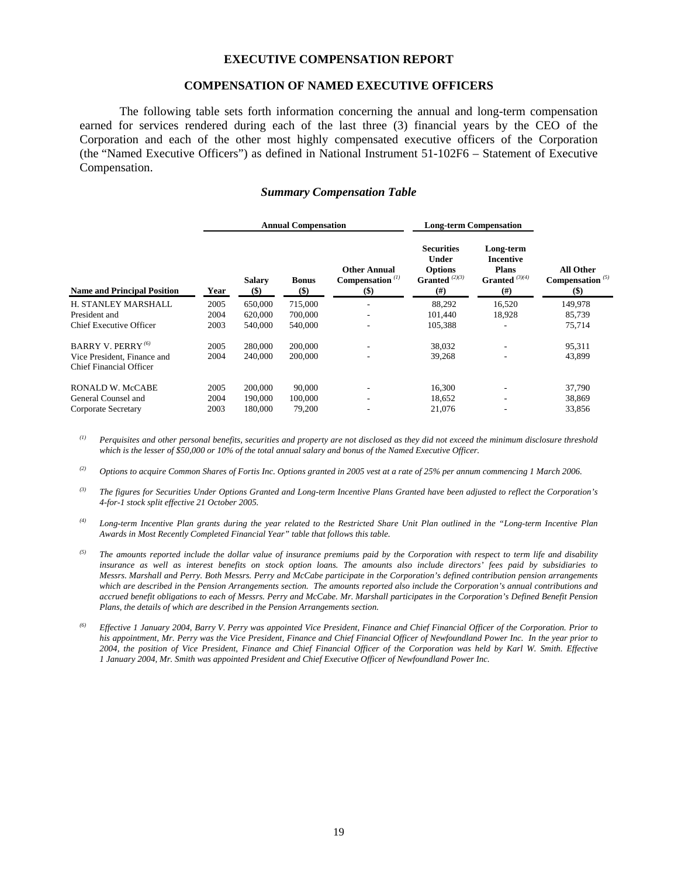## EXECUTIVE COMPENSATION REPORT

### COMPENSATION OF NAMED EXECUTIVE OFFICERS

The following table sets forth information concerning the annual and long-term compensation earned for services rendered during each of the last three (3) financial years by the CEO of the Corporation and each of the other most highly compensated executive officers of the Corporation (the "Named Executive Officers") as defined in National Instrument 51-102F6 – Statement of Executive Compensation.

***Summary Compensation Table***

| | | Annual Compensation | | | Long-term Compensation | | |
|---|---|---|---|---|---|---|---|
| **Name and Principal Position** | **Year** | **Salary ($)** | **Bonus ($)** | **Other Annual Compensation [(1)] ($)** | **Securities Under Options Granted [(2)(3)] (#)** | **Long-term Incentive Plans Granted [(3)(4)] (#)** | **All Other Compensation [(5)] ($)** |
| H. STANLEY MARSHALL | 2005 | 650,000 | 715,000 | - | 88,292 | 16,520 | 149,978 |
| President and | 2004 | 620,000 | 700,000 | - | 101,440 | 18,928 | 85,739 |
| Chief Executive Officer | 2003 | 540,000 | 540,000 | - | 105,388 | - | 75,714 |
| BARRY V. PERRY [(6)] | 2005 | 280,000 | 200,000 | - | 38,032 | - | 95,311 |
| Vice President, Finance and Chief Financial Officer | 2004 | 240,000 | 200,000 | - | 39,268 | - | 43,899 |
| RONALD W. McCABE | 2005 | 200,000 | 90,000 | - | 16,300 | - | 37,790 |
| General Counsel and | 2004 | 190,000 | 100,000 | - | 18,652 | - | 38,869 |
| Corporate Secretary | 2003 | 180,000 | 79,200 | - | 21,076 | - | 33,856 |

(1) *Perquisites and other personal benefits, securities and property are not disclosed as they did not exceed the minimum disclosure threshold which is the lesser of $50,000 or 10% of the total annual salary and bonus of the Named Executive Officer.*

(2) *Options to acquire Common Shares of Fortis Inc. Options granted in 2005 vest at a rate of 25% per annum commencing 1 March 2006.*

(3) *The figures for Securities Under Options Granted and Long-term Incentive Plans Granted have been adjusted to reflect the Corporation's 4-for-1 stock split effective 21 October 2005.*

(4) *Long-term Incentive Plan grants during the year related to the Restricted Share Unit Plan outlined in the "Long-term Incentive Plan Awards in Most Recently Completed Financial Year" table that follows this table.*

(5) *The amounts reported include the dollar value of insurance premiums paid by the Corporation with respect to term life and disability insurance as well as interest benefits on stock option loans. The amounts also include directors' fees paid by subsidiaries to Messrs. Marshall and Perry. Both Messrs. Perry and McCabe participate in the Corporation's defined contribution pension arrangements which are described in the Pension Arrangements section. The amounts reported also include the Corporation's annual contributions and accrued benefit obligations to each of Messrs. Perry and McCabe. Mr. Marshall participates in the Corporation's Defined Benefit Pension Plans, the details of which are described in the Pension Arrangements section.*

(6) *Effective 1 January 2004, Barry V. Perry was appointed Vice President, Finance and Chief Financial Officer of the Corporation. Prior to his appointment, Mr. Perry was the Vice President, Finance and Chief Financial Officer of Newfoundland Power Inc. In the year prior to 2004, the position of Vice President, Finance and Chief Financial Officer of the Corporation was held by Karl W. Smith. Effective 1 January 2004, Mr. Smith was appointed President and Chief Executive Officer of Newfoundland Power Inc.*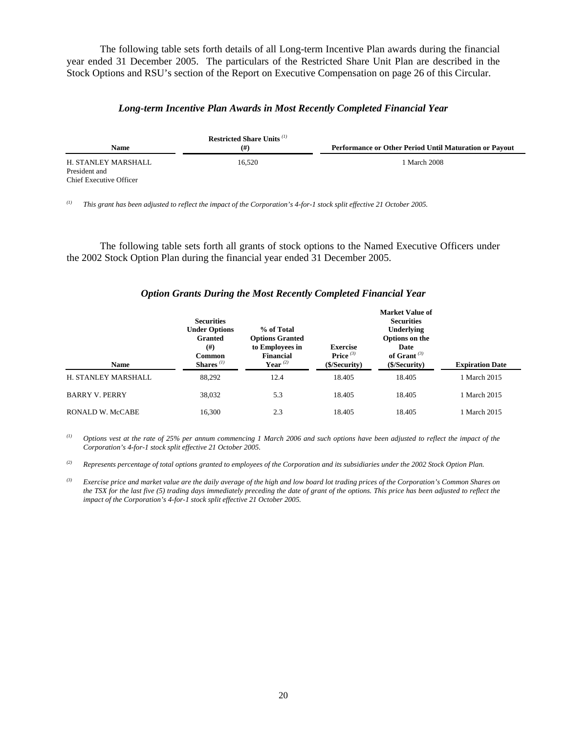The following table sets forth details of all Long-term Incentive Plan awards during the financial year ended 31 December 2005. The particulars of the Restricted Share Unit Plan are described in the Stock Options and RSU's section of the Report on Executive Compensation on page 26 of this Circular.

### *Long-term Incentive Plan Awards in Most Recently Completed Financial Year*

| Name | Restricted Share Units [(1)] (#) | Performance or Other Period Until Maturation or Payout |
|---|---|---|
| H. STANLEY MARSHALL<br>President and<br>Chief Executive Officer | 16,520 | 1 March 2008 |

*(1) This grant has been adjusted to reflect the impact of the Corporation's 4-for-1 stock split effective 21 October 2005.*

The following table sets forth all grants of stock options to the Named Executive Officers under the 2002 Stock Option Plan during the financial year ended 31 December 2005.

### *Option Grants During the Most Recently Completed Financial Year*

| Name | Securities Under Options Granted (#) Common Shares [(1)] | % of Total Options Granted to Employees in Financial Year [(2)] | Exercise Price [(3)] ($/Security) | Market Value of Securities Underlying Options on the Date of Grant [(3)] ($/Security) | Expiration Date |
|---|---|---|---|---|---|
| H. STANLEY MARSHALL | 88,292 | 12.4 | 18.405 | 18.405 | 1 March 2015 |
| BARRY V. PERRY | 38,032 | 5.3 | 18.405 | 18.405 | 1 March 2015 |
| RONALD W. McCABE | 16,300 | 2.3 | 18.405 | 18.405 | 1 March 2015 |

*(1) Options vest at the rate of 25% per annum commencing 1 March 2006 and such options have been adjusted to reflect the impact of the Corporation's 4-for-1 stock split effective 21 October 2005.*

*(2) Represents percentage of total options granted to employees of the Corporation and its subsidiaries under the 2002 Stock Option Plan.*

*(3) Exercise price and market value are the daily average of the high and low board lot trading prices of the Corporation's Common Shares on the TSX for the last five (5) trading days immediately preceding the date of grant of the options. This price has been adjusted to reflect the impact of the Corporation's 4-for-1 stock split effective 21 October 2005.*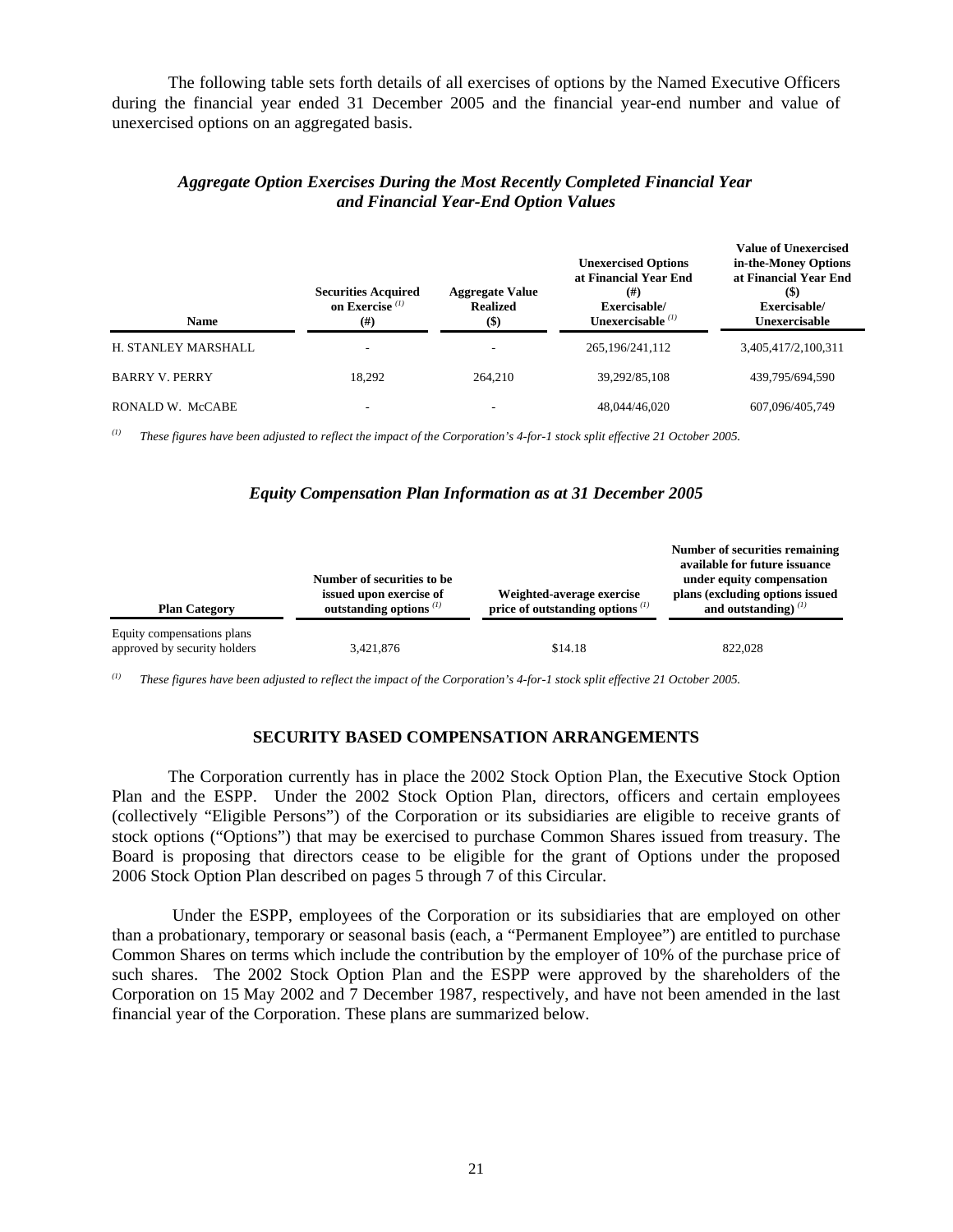The following table sets forth details of all exercises of options by the Named Executive Officers during the financial year ended 31 December 2005 and the financial year-end number and value of unexercised options on an aggregated basis.

### *Aggregate Option Exercises During the Most Recently Completed Financial Year and Financial Year-End Option Values*

| Name | Securities Acquired on Exercise [(1)] (#) | Aggregate Value Realized ($) | Unexercised Options at Financial Year End (#) Exercisable/ Unexercisable [(1)] | Value of Unexercised in-the-Money Options at Financial Year End ($) Exercisable/ Unexercisable |
|---|---|---|---|---|
| H. STANLEY MARSHALL | - | - | 265,196/241,112 | 3,405,417/2,100,311 |
| BARRY V. PERRY | 18,292 | 264,210 | 39,292/85,108 | 439,795/694,590 |
| RONALD W. McCABE | - | - | 48,044/46,020 | 607,096/405,749 |

[(1)] *These figures have been adjusted to reflect the impact of the Corporation's 4-for-1 stock split effective 21 October 2005.*

### *Equity Compensation Plan Information as at 31 December 2005*

| Plan Category | Number of securities to be issued upon exercise of outstanding options [(1)] | Weighted-average exercise price of outstanding options [(1)] | Number of securities remaining available for future issuance under equity compensation plans (excluding options issued and outstanding) [(1)] |
|---|---|---|---|
| Equity compensations plans approved by security holders | 3,421,876 | $14.18 | 822,028 |

[(1)] *These figures have been adjusted to reflect the impact of the Corporation's 4-for-1 stock split effective 21 October 2005.*

## SECURITY BASED COMPENSATION ARRANGEMENTS

The Corporation currently has in place the 2002 Stock Option Plan, the Executive Stock Option Plan and the ESPP. Under the 2002 Stock Option Plan, directors, officers and certain employees (collectively "Eligible Persons") of the Corporation or its subsidiaries are eligible to receive grants of stock options ("Options") that may be exercised to purchase Common Shares issued from treasury. The Board is proposing that directors cease to be eligible for the grant of Options under the proposed 2006 Stock Option Plan described on pages 5 through 7 of this Circular.

Under the ESPP, employees of the Corporation or its subsidiaries that are employed on other than a probationary, temporary or seasonal basis (each, a "Permanent Employee") are entitled to purchase Common Shares on terms which include the contribution by the employer of 10% of the purchase price of such shares. The 2002 Stock Option Plan and the ESPP were approved by the shareholders of the Corporation on 15 May 2002 and 7 December 1987, respectively, and have not been amended in the last financial year of the Corporation. These plans are summarized below.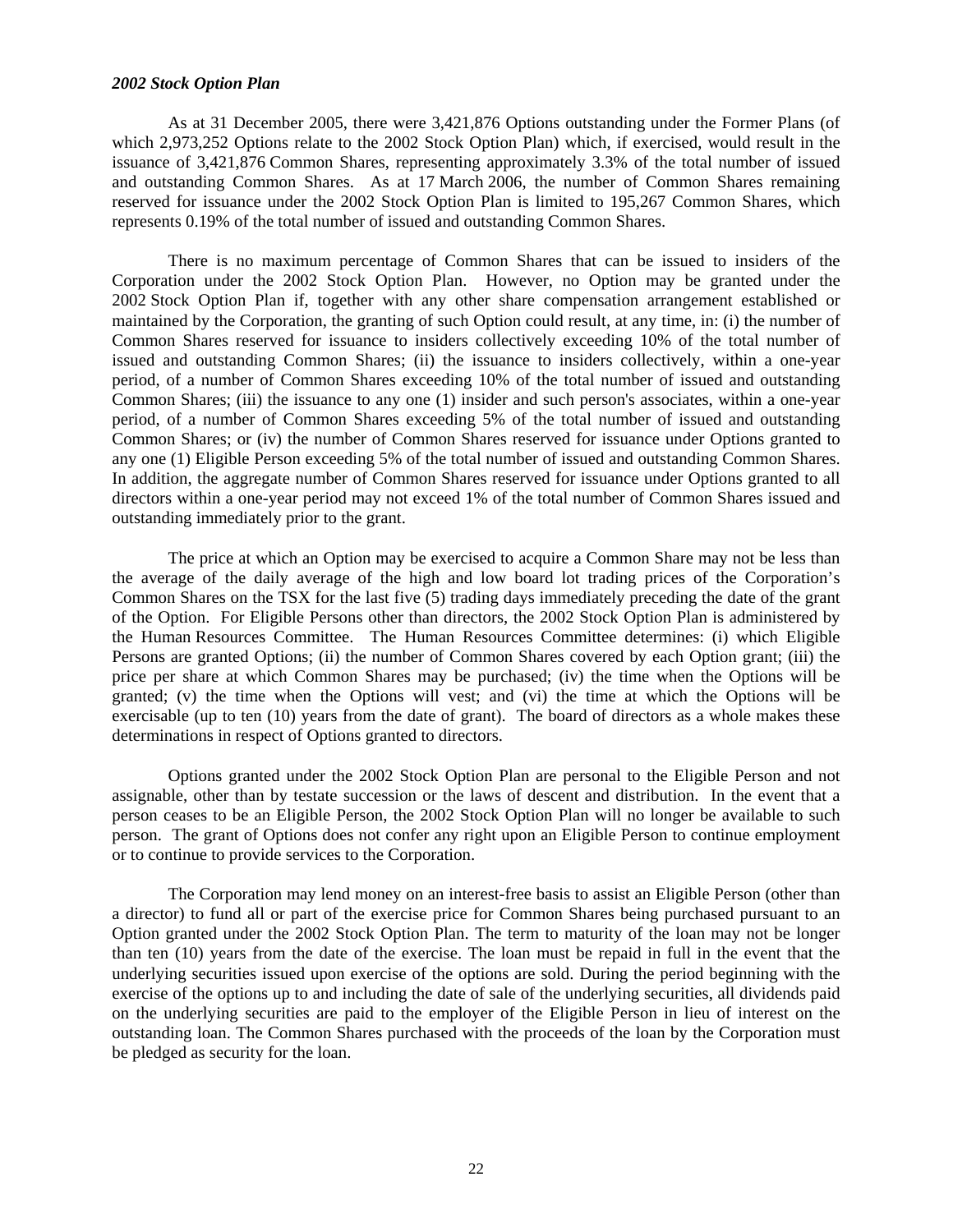*2002 Stock Option Plan*

As at 31 December 2005, there were 3,421,876 Options outstanding under the Former Plans (of which 2,973,252 Options relate to the 2002 Stock Option Plan) which, if exercised, would result in the issuance of 3,421,876 Common Shares, representing approximately 3.3% of the total number of issued and outstanding Common Shares. As at 17 March 2006, the number of Common Shares remaining reserved for issuance under the 2002 Stock Option Plan is limited to 195,267 Common Shares, which represents 0.19% of the total number of issued and outstanding Common Shares.

There is no maximum percentage of Common Shares that can be issued to insiders of the Corporation under the 2002 Stock Option Plan. However, no Option may be granted under the 2002 Stock Option Plan if, together with any other share compensation arrangement established or maintained by the Corporation, the granting of such Option could result, at any time, in: (i) the number of Common Shares reserved for issuance to insiders collectively exceeding 10% of the total number of issued and outstanding Common Shares; (ii) the issuance to insiders collectively, within a one-year period, of a number of Common Shares exceeding 10% of the total number of issued and outstanding Common Shares; (iii) the issuance to any one (1) insider and such person's associates, within a one-year period, of a number of Common Shares exceeding 5% of the total number of issued and outstanding Common Shares; or (iv) the number of Common Shares reserved for issuance under Options granted to any one (1) Eligible Person exceeding 5% of the total number of issued and outstanding Common Shares. In addition, the aggregate number of Common Shares reserved for issuance under Options granted to all directors within a one-year period may not exceed 1% of the total number of Common Shares issued and outstanding immediately prior to the grant.

The price at which an Option may be exercised to acquire a Common Share may not be less than the average of the daily average of the high and low board lot trading prices of the Corporation's Common Shares on the TSX for the last five (5) trading days immediately preceding the date of the grant of the Option. For Eligible Persons other than directors, the 2002 Stock Option Plan is administered by the Human Resources Committee. The Human Resources Committee determines: (i) which Eligible Persons are granted Options; (ii) the number of Common Shares covered by each Option grant; (iii) the price per share at which Common Shares may be purchased; (iv) the time when the Options will be granted; (v) the time when the Options will vest; and (vi) the time at which the Options will be exercisable (up to ten (10) years from the date of grant). The board of directors as a whole makes these determinations in respect of Options granted to directors.

Options granted under the 2002 Stock Option Plan are personal to the Eligible Person and not assignable, other than by testate succession or the laws of descent and distribution. In the event that a person ceases to be an Eligible Person, the 2002 Stock Option Plan will no longer be available to such person. The grant of Options does not confer any right upon an Eligible Person to continue employment or to continue to provide services to the Corporation.

The Corporation may lend money on an interest-free basis to assist an Eligible Person (other than a director) to fund all or part of the exercise price for Common Shares being purchased pursuant to an Option granted under the 2002 Stock Option Plan. The term to maturity of the loan may not be longer than ten (10) years from the date of the exercise. The loan must be repaid in full in the event that the underlying securities issued upon exercise of the options are sold. During the period beginning with the exercise of the options up to and including the date of sale of the underlying securities, all dividends paid on the underlying securities are paid to the employer of the Eligible Person in lieu of interest on the outstanding loan. The Common Shares purchased with the proceeds of the loan by the Corporation must be pledged as security for the loan.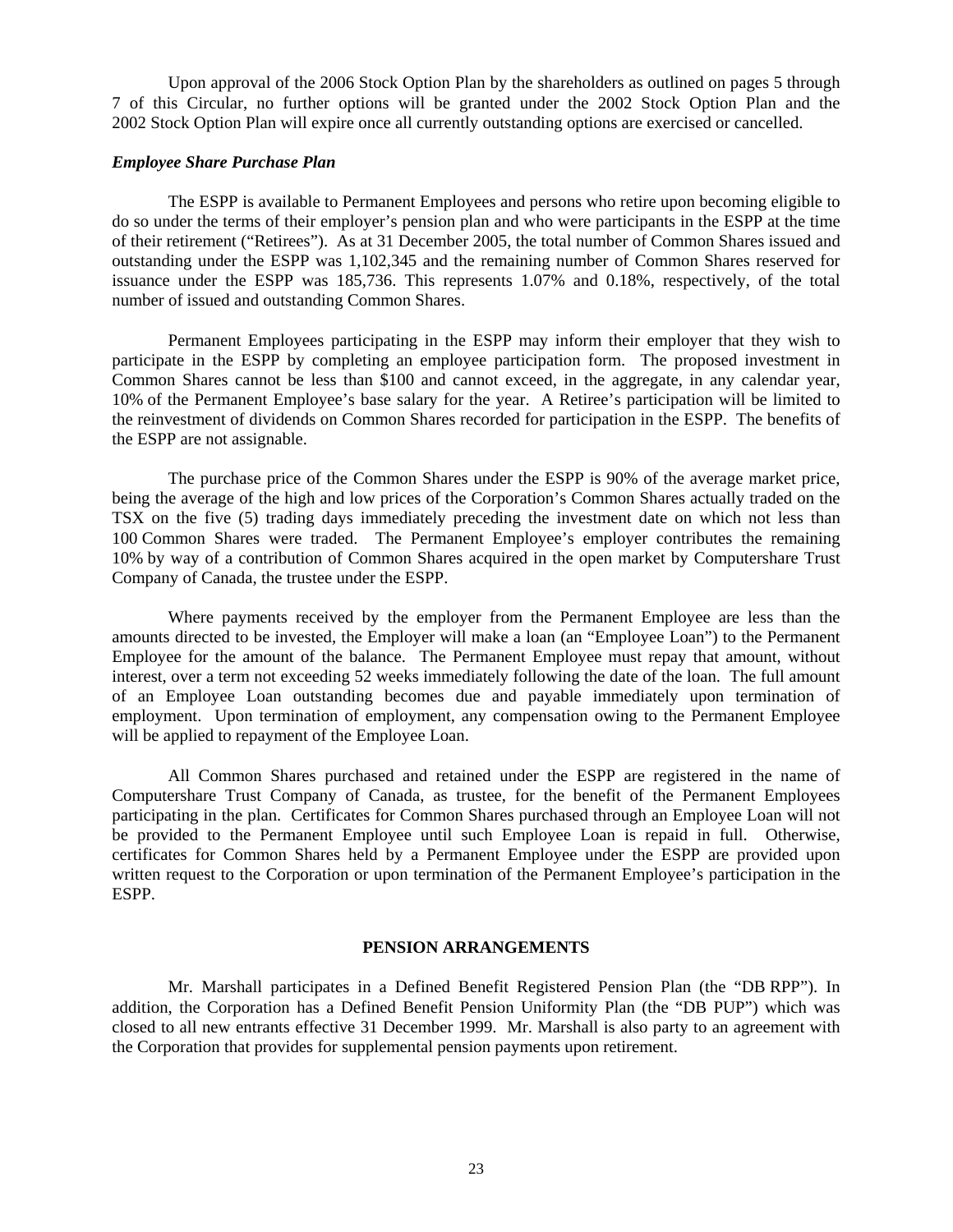Upon approval of the 2006 Stock Option Plan by the shareholders as outlined on pages 5 through 7 of this Circular, no further options will be granted under the 2002 Stock Option Plan and the 2002 Stock Option Plan will expire once all currently outstanding options are exercised or cancelled.

***Employee Share Purchase Plan***

The ESPP is available to Permanent Employees and persons who retire upon becoming eligible to do so under the terms of their employer's pension plan and who were participants in the ESPP at the time of their retirement ("Retirees"). As at 31 December 2005, the total number of Common Shares issued and outstanding under the ESPP was 1,102,345 and the remaining number of Common Shares reserved for issuance under the ESPP was 185,736. This represents 1.07% and 0.18%, respectively, of the total number of issued and outstanding Common Shares.

Permanent Employees participating in the ESPP may inform their employer that they wish to participate in the ESPP by completing an employee participation form. The proposed investment in Common Shares cannot be less than $100 and cannot exceed, in the aggregate, in any calendar year, 10% of the Permanent Employee's base salary for the year. A Retiree's participation will be limited to the reinvestment of dividends on Common Shares recorded for participation in the ESPP. The benefits of the ESPP are not assignable.

The purchase price of the Common Shares under the ESPP is 90% of the average market price, being the average of the high and low prices of the Corporation's Common Shares actually traded on the TSX on the five (5) trading days immediately preceding the investment date on which not less than 100 Common Shares were traded. The Permanent Employee's employer contributes the remaining 10% by way of a contribution of Common Shares acquired in the open market by Computershare Trust Company of Canada, the trustee under the ESPP.

Where payments received by the employer from the Permanent Employee are less than the amounts directed to be invested, the Employer will make a loan (an "Employee Loan") to the Permanent Employee for the amount of the balance. The Permanent Employee must repay that amount, without interest, over a term not exceeding 52 weeks immediately following the date of the loan. The full amount of an Employee Loan outstanding becomes due and payable immediately upon termination of employment. Upon termination of employment, any compensation owing to the Permanent Employee will be applied to repayment of the Employee Loan.

All Common Shares purchased and retained under the ESPP are registered in the name of Computershare Trust Company of Canada, as trustee, for the benefit of the Permanent Employees participating in the plan. Certificates for Common Shares purchased through an Employee Loan will not be provided to the Permanent Employee until such Employee Loan is repaid in full. Otherwise, certificates for Common Shares held by a Permanent Employee under the ESPP are provided upon written request to the Corporation or upon termination of the Permanent Employee's participation in the ESPP.

## PENSION ARRANGEMENTS

Mr. Marshall participates in a Defined Benefit Registered Pension Plan (the "DB RPP"). In addition, the Corporation has a Defined Benefit Pension Uniformity Plan (the "DB PUP") which was closed to all new entrants effective 31 December 1999. Mr. Marshall is also party to an agreement with the Corporation that provides for supplemental pension payments upon retirement.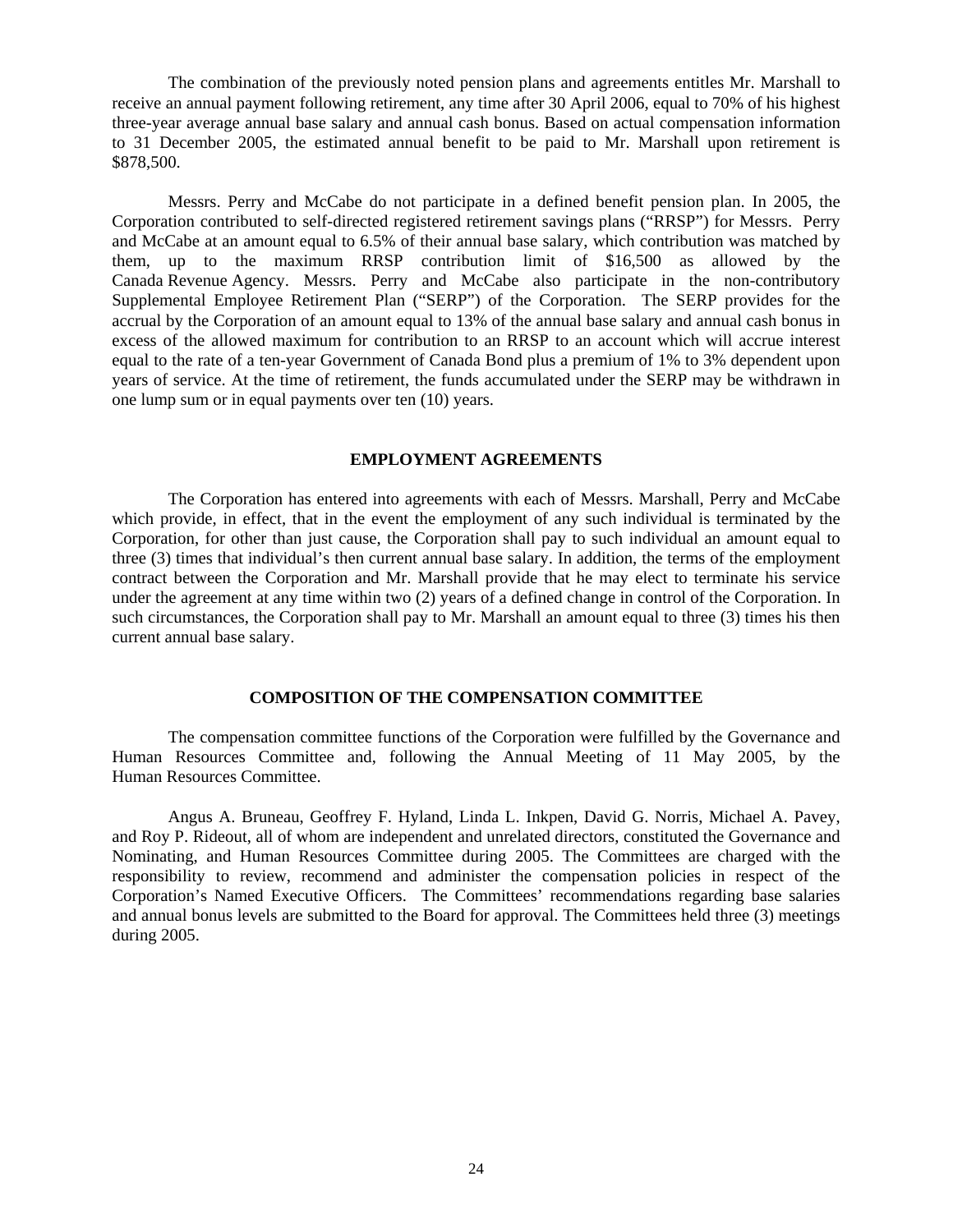The combination of the previously noted pension plans and agreements entitles Mr. Marshall to receive an annual payment following retirement, any time after 30 April 2006, equal to 70% of his highest three-year average annual base salary and annual cash bonus. Based on actual compensation information to 31 December 2005, the estimated annual benefit to be paid to Mr. Marshall upon retirement is $878,500.

Messrs. Perry and McCabe do not participate in a defined benefit pension plan. In 2005, the Corporation contributed to self-directed registered retirement savings plans ("RRSP") for Messrs. Perry and McCabe at an amount equal to 6.5% of their annual base salary, which contribution was matched by them, up to the maximum RRSP contribution limit of $16,500 as allowed by the Canada Revenue Agency. Messrs. Perry and McCabe also participate in the non-contributory Supplemental Employee Retirement Plan ("SERP") of the Corporation. The SERP provides for the accrual by the Corporation of an amount equal to 13% of the annual base salary and annual cash bonus in excess of the allowed maximum for contribution to an RRSP to an account which will accrue interest equal to the rate of a ten-year Government of Canada Bond plus a premium of 1% to 3% dependent upon years of service. At the time of retirement, the funds accumulated under the SERP may be withdrawn in one lump sum or in equal payments over ten (10) years.

## EMPLOYMENT AGREEMENTS

The Corporation has entered into agreements with each of Messrs. Marshall, Perry and McCabe which provide, in effect, that in the event the employment of any such individual is terminated by the Corporation, for other than just cause, the Corporation shall pay to such individual an amount equal to three (3) times that individual's then current annual base salary. In addition, the terms of the employment contract between the Corporation and Mr. Marshall provide that he may elect to terminate his service under the agreement at any time within two (2) years of a defined change in control of the Corporation. In such circumstances, the Corporation shall pay to Mr. Marshall an amount equal to three (3) times his then current annual base salary.

## COMPOSITION OF THE COMPENSATION COMMITTEE

The compensation committee functions of the Corporation were fulfilled by the Governance and Human Resources Committee and, following the Annual Meeting of 11 May 2005, by the Human Resources Committee.

Angus A. Bruneau, Geoffrey F. Hyland, Linda L. Inkpen, David G. Norris, Michael A. Pavey, and Roy P. Rideout, all of whom are independent and unrelated directors, constituted the Governance and Nominating, and Human Resources Committee during 2005. The Committees are charged with the responsibility to review, recommend and administer the compensation policies in respect of the Corporation's Named Executive Officers. The Committees' recommendations regarding base salaries and annual bonus levels are submitted to the Board for approval. The Committees held three (3) meetings during 2005.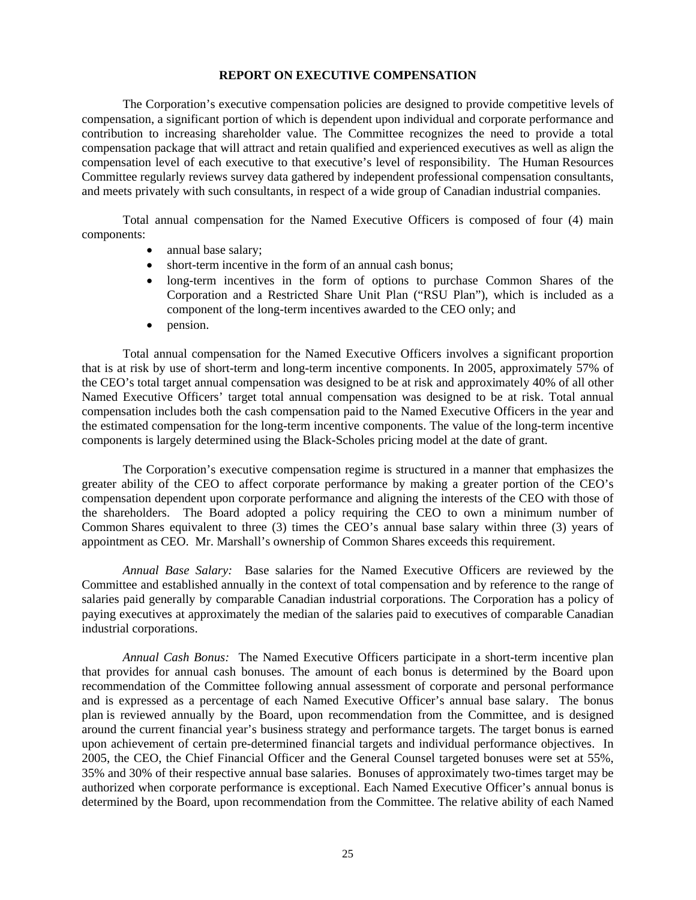## REPORT ON EXECUTIVE COMPENSATION

The Corporation's executive compensation policies are designed to provide competitive levels of compensation, a significant portion of which is dependent upon individual and corporate performance and contribution to increasing shareholder value. The Committee recognizes the need to provide a total compensation package that will attract and retain qualified and experienced executives as well as align the compensation level of each executive to that executive's level of responsibility. The Human Resources Committee regularly reviews survey data gathered by independent professional compensation consultants, and meets privately with such consultants, in respect of a wide group of Canadian industrial companies.

Total annual compensation for the Named Executive Officers is composed of four (4) main components:

- annual base salary;
- short-term incentive in the form of an annual cash bonus;
- long-term incentives in the form of options to purchase Common Shares of the Corporation and a Restricted Share Unit Plan ("RSU Plan"), which is included as a component of the long-term incentives awarded to the CEO only; and
- pension.

Total annual compensation for the Named Executive Officers involves a significant proportion that is at risk by use of short-term and long-term incentive components. In 2005, approximately 57% of the CEO's total target annual compensation was designed to be at risk and approximately 40% of all other Named Executive Officers' target total annual compensation was designed to be at risk. Total annual compensation includes both the cash compensation paid to the Named Executive Officers in the year and the estimated compensation for the long-term incentive components. The value of the long-term incentive components is largely determined using the Black-Scholes pricing model at the date of grant.

The Corporation's executive compensation regime is structured in a manner that emphasizes the greater ability of the CEO to affect corporate performance by making a greater portion of the CEO's compensation dependent upon corporate performance and aligning the interests of the CEO with those of the shareholders. The Board adopted a policy requiring the CEO to own a minimum number of Common Shares equivalent to three (3) times the CEO's annual base salary within three (3) years of appointment as CEO. Mr. Marshall's ownership of Common Shares exceeds this requirement.

*Annual Base Salary:* Base salaries for the Named Executive Officers are reviewed by the Committee and established annually in the context of total compensation and by reference to the range of salaries paid generally by comparable Canadian industrial corporations. The Corporation has a policy of paying executives at approximately the median of the salaries paid to executives of comparable Canadian industrial corporations.

*Annual Cash Bonus:* The Named Executive Officers participate in a short-term incentive plan that provides for annual cash bonuses. The amount of each bonus is determined by the Board upon recommendation of the Committee following annual assessment of corporate and personal performance and is expressed as a percentage of each Named Executive Officer's annual base salary. The bonus plan is reviewed annually by the Board, upon recommendation from the Committee, and is designed around the current financial year's business strategy and performance targets. The target bonus is earned upon achievement of certain pre-determined financial targets and individual performance objectives. In 2005, the CEO, the Chief Financial Officer and the General Counsel targeted bonuses were set at 55%, 35% and 30% of their respective annual base salaries. Bonuses of approximately two-times target may be authorized when corporate performance is exceptional. Each Named Executive Officer's annual bonus is determined by the Board, upon recommendation from the Committee. The relative ability of each Named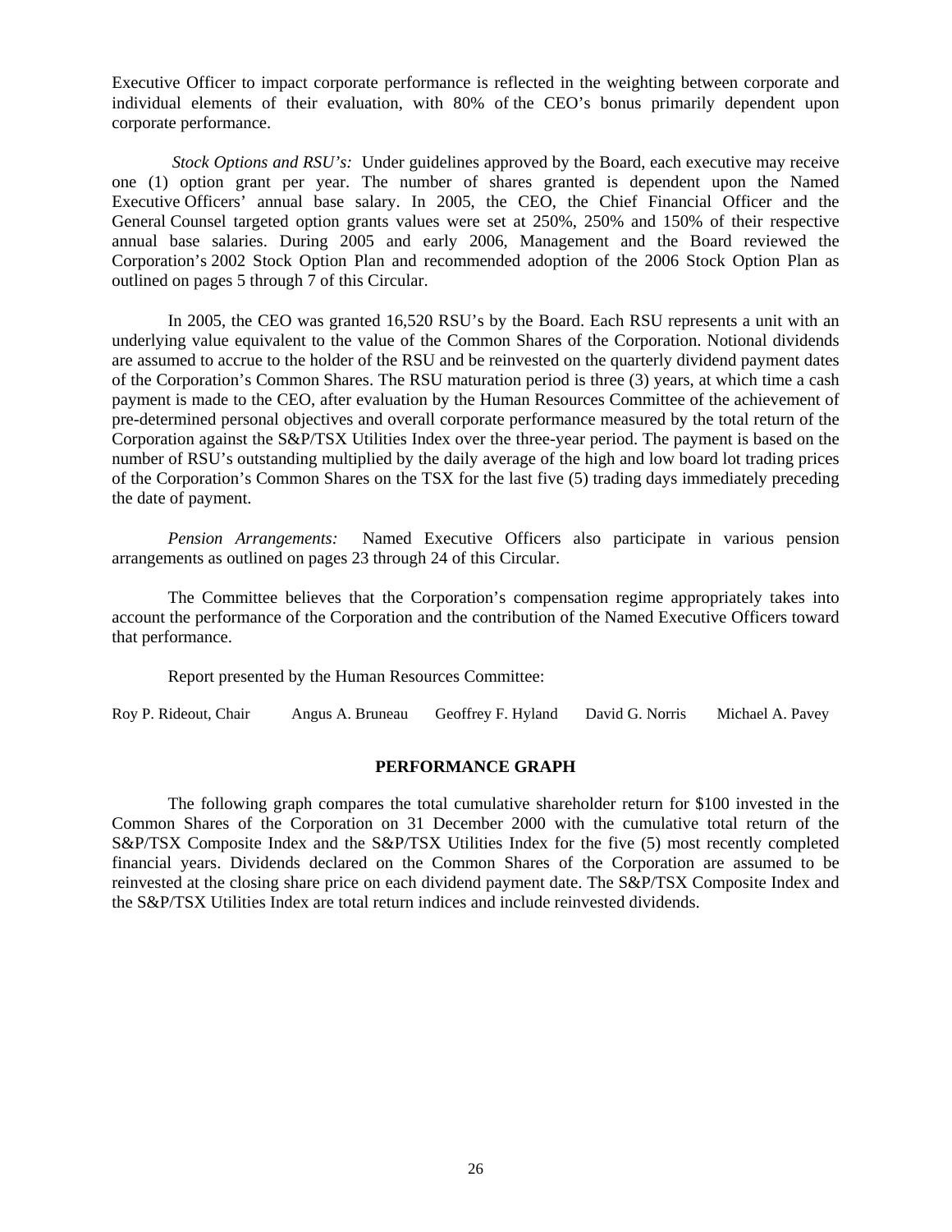Executive Officer to impact corporate performance is reflected in the weighting between corporate and individual elements of their evaluation, with 80% of the CEO's bonus primarily dependent upon corporate performance.

*Stock Options and RSU's:* Under guidelines approved by the Board, each executive may receive one (1) option grant per year. The number of shares granted is dependent upon the Named Executive Officers' annual base salary. In 2005, the CEO, the Chief Financial Officer and the General Counsel targeted option grants values were set at 250%, 250% and 150% of their respective annual base salaries. During 2005 and early 2006, Management and the Board reviewed the Corporation's 2002 Stock Option Plan and recommended adoption of the 2006 Stock Option Plan as outlined on pages 5 through 7 of this Circular.

In 2005, the CEO was granted 16,520 RSU's by the Board. Each RSU represents a unit with an underlying value equivalent to the value of the Common Shares of the Corporation. Notional dividends are assumed to accrue to the holder of the RSU and be reinvested on the quarterly dividend payment dates of the Corporation's Common Shares. The RSU maturation period is three (3) years, at which time a cash payment is made to the CEO, after evaluation by the Human Resources Committee of the achievement of pre-determined personal objectives and overall corporate performance measured by the total return of the Corporation against the S&P/TSX Utilities Index over the three-year period. The payment is based on the number of RSU's outstanding multiplied by the daily average of the high and low board lot trading prices of the Corporation's Common Shares on the TSX for the last five (5) trading days immediately preceding the date of payment.

*Pension Arrangements:* Named Executive Officers also participate in various pension arrangements as outlined on pages 23 through 24 of this Circular.

The Committee believes that the Corporation's compensation regime appropriately takes into account the performance of the Corporation and the contribution of the Named Executive Officers toward that performance.

Report presented by the Human Resources Committee:

Roy P. Rideout, Chair    Angus A. Bruneau    Geoffrey F. Hyland    David G. Norris    Michael A. Pavey

## PERFORMANCE GRAPH

The following graph compares the total cumulative shareholder return for $100 invested in the Common Shares of the Corporation on 31 December 2000 with the cumulative total return of the S&P/TSX Composite Index and the S&P/TSX Utilities Index for the five (5) most recently completed financial years. Dividends declared on the Common Shares of the Corporation are assumed to be reinvested at the closing share price on each dividend payment date. The S&P/TSX Composite Index and the S&P/TSX Utilities Index are total return indices and include reinvested dividends.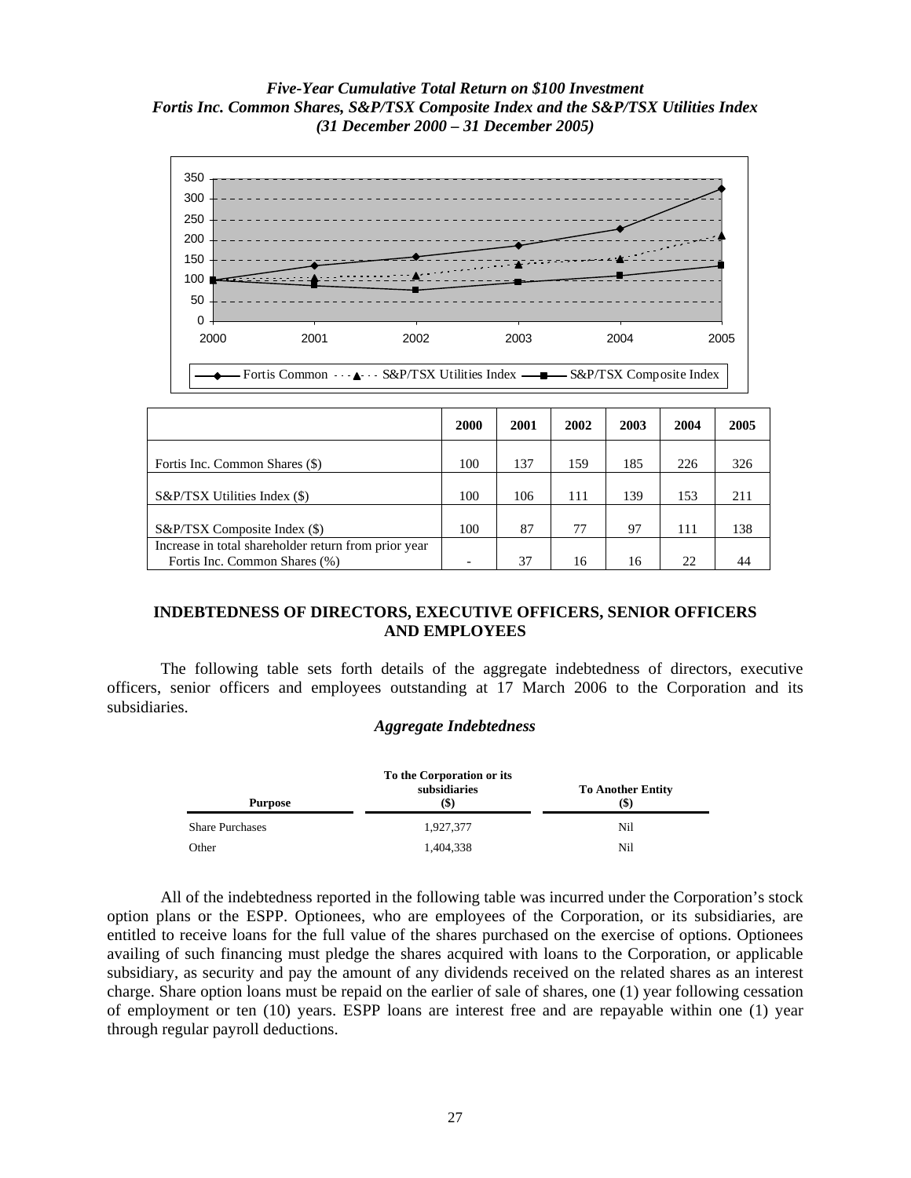***Five-Year Cumulative Total Return on $100 Investment***
***Fortis Inc. Common Shares, S&P/TSX Composite Index and the S&P/TSX Utilities Index***
***(31 December 2000 – 31 December 2005)***

| | 2000 | 2001 | 2002 | 2003 | 2004 | 2005 |
|---|---|---|---|---|---|---|
| Fortis Inc. Common Shares ($) | 100 | 137 | 159 | 185 | 226 | 326 |
| S&P/TSX Utilities Index ($) | 100 | 106 | 111 | 139 | 153 | 211 |
| S&P/TSX Composite Index ($) | 100 | 87 | 77 | 97 | 111 | 138 |
| Increase in total shareholder return from prior year Fortis Inc. Common Shares (%) | - | 37 | 16 | 16 | 22 | 44 |

## INDEBTEDNESS OF DIRECTORS, EXECUTIVE OFFICERS, SENIOR OFFICERS AND EMPLOYEES

The following table sets forth details of the aggregate indebtedness of directors, executive officers, senior officers and employees outstanding at 17 March 2006 to the Corporation and its subsidiaries.

### *Aggregate Indebtedness*

| Purpose | To the Corporation or its subsidiaries ($) | To Another Entity ($) |
|---|---|---|
| Share Purchases | 1,927,377 | Nil |
| Other | 1,404,338 | Nil |

All of the indebtedness reported in the following table was incurred under the Corporation's stock option plans or the ESPP. Optionees, who are employees of the Corporation, or its subsidiaries, are entitled to receive loans for the full value of the shares purchased on the exercise of options. Optionees availing of such financing must pledge the shares acquired with loans to the Corporation, or applicable subsidiary, as security and pay the amount of any dividends received on the related shares as an interest charge. Share option loans must be repaid on the earlier of sale of shares, one (1) year following cessation of employment or ten (10) years. ESPP loans are interest free and are repayable within one (1) year through regular payroll deductions.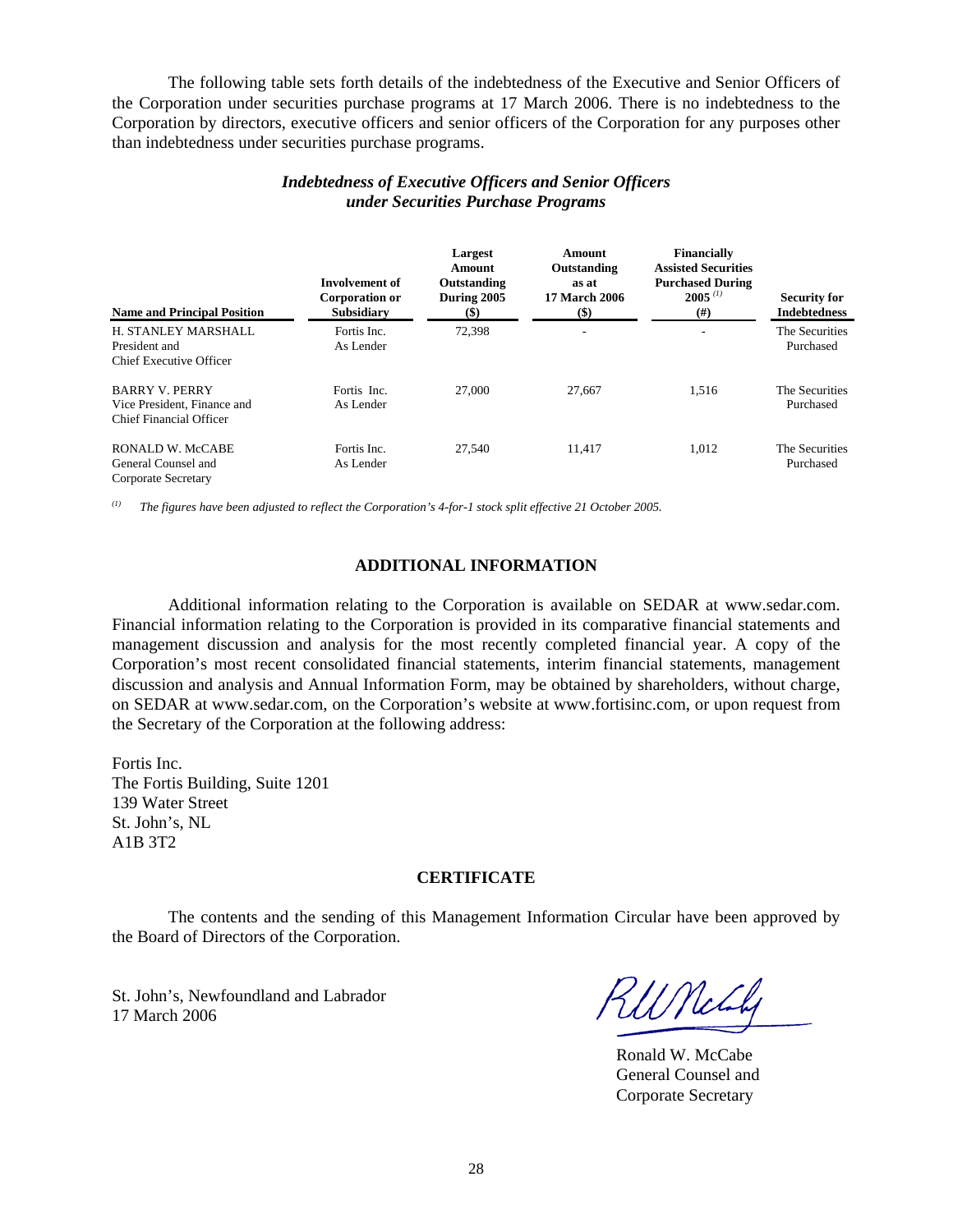The following table sets forth details of the indebtedness of the Executive and Senior Officers of the Corporation under securities purchase programs at 17 March 2006. There is no indebtedness to the Corporation by directors, executive officers and senior officers of the Corporation for any purposes other than indebtedness under securities purchase programs.

### *Indebtedness of Executive Officers and Senior Officers under Securities Purchase Programs*

| Name and Principal Position | Involvement of Corporation or Subsidiary | Largest Amount Outstanding During 2005 ($) | Amount Outstanding as at 17 March 2006 ($) | Financially Assisted Securities Purchased During 2005 [(1)] (#) | Security for Indebtedness |
|---|---|---|---|---|---|
| H. STANLEY MARSHALL<br>President and<br>Chief Executive Officer | Fortis Inc.<br>As Lender | 72,398 | - | - | The Securities Purchased |
| BARRY V. PERRY<br>Vice President, Finance and<br>Chief Financial Officer | Fortis Inc.<br>As Lender | 27,000 | 27,667 | 1,516 | The Securities Purchased |
| RONALD W. McCABE<br>General Counsel and<br>Corporate Secretary | Fortis Inc.<br>As Lender | 27,540 | 11,417 | 1,012 | The Securities Purchased |

[(1)] *The figures have been adjusted to reflect the Corporation's 4-for-1 stock split effective 21 October 2005.*

## ADDITIONAL INFORMATION

Additional information relating to the Corporation is available on SEDAR at www.sedar.com. Financial information relating to the Corporation is provided in its comparative financial statements and management discussion and analysis for the most recently completed financial year. A copy of the Corporation's most recent consolidated financial statements, interim financial statements, management discussion and analysis and Annual Information Form, may be obtained by shareholders, without charge, on SEDAR at www.sedar.com, on the Corporation's website at www.fortisinc.com, or upon request from the Secretary of the Corporation at the following address:

Fortis Inc.
The Fortis Building, Suite 1201
139 Water Street
St. John's, NL
A1B 3T2

## CERTIFICATE

The contents and the sending of this Management Information Circular have been approved by the Board of Directors of the Corporation.

St. John's, Newfoundland and Labrador
17 March 2006

Ronald W. McCabe
General Counsel and
Corporate Secretary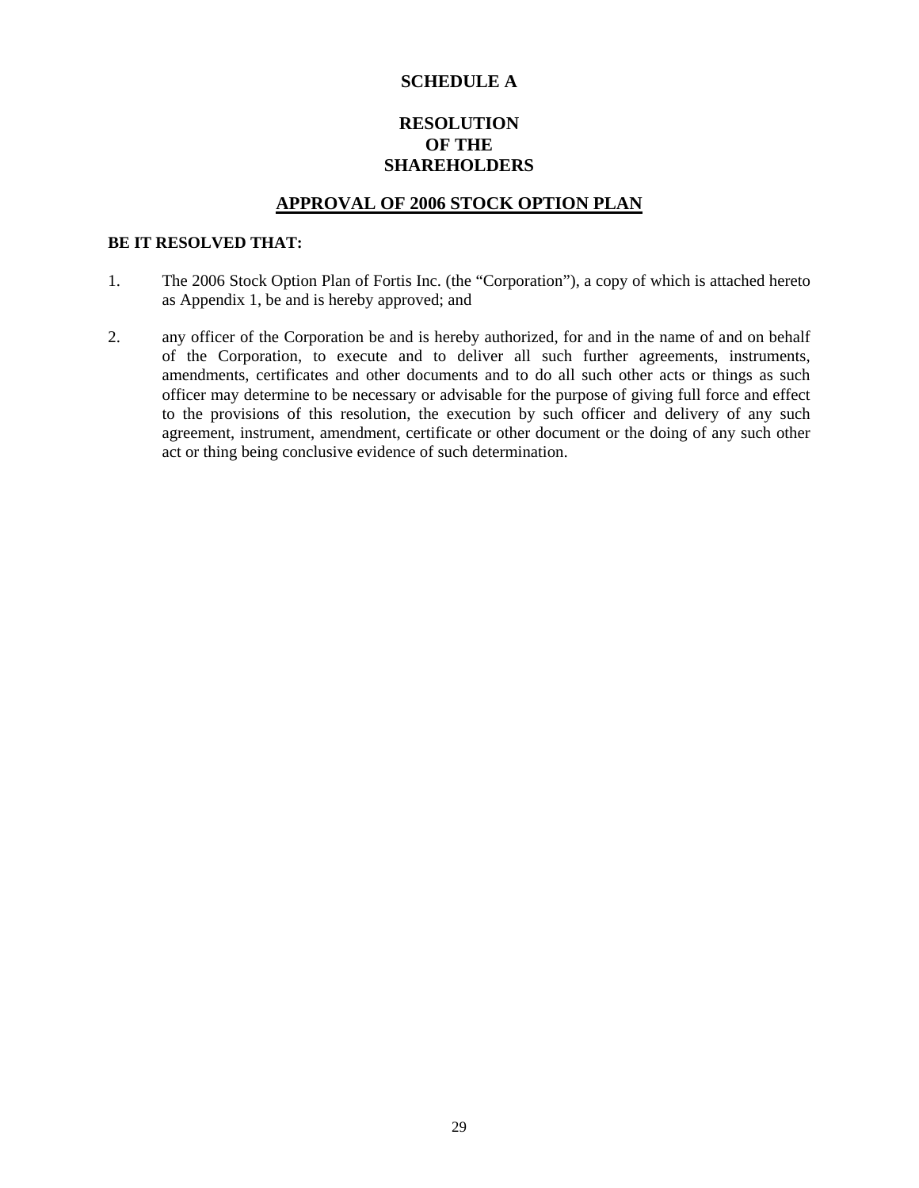# SCHEDULE A

## RESOLUTION
## OF THE
## SHAREHOLDERS

## APPROVAL OF 2006 STOCK OPTION PLAN

**BE IT RESOLVED THAT:**

1. The 2006 Stock Option Plan of Fortis Inc. (the "Corporation"), a copy of which is attached hereto as Appendix 1, be and is hereby approved; and

2. any officer of the Corporation be and is hereby authorized, for and in the name of and on behalf of the Corporation, to execute and to deliver all such further agreements, instruments, amendments, certificates and other documents and to do all such other acts or things as such officer may determine to be necessary or advisable for the purpose of giving full force and effect to the provisions of this resolution, the execution by such officer and delivery of any such agreement, instrument, amendment, certificate or other document or the doing of any such other act or thing being conclusive evidence of such determination.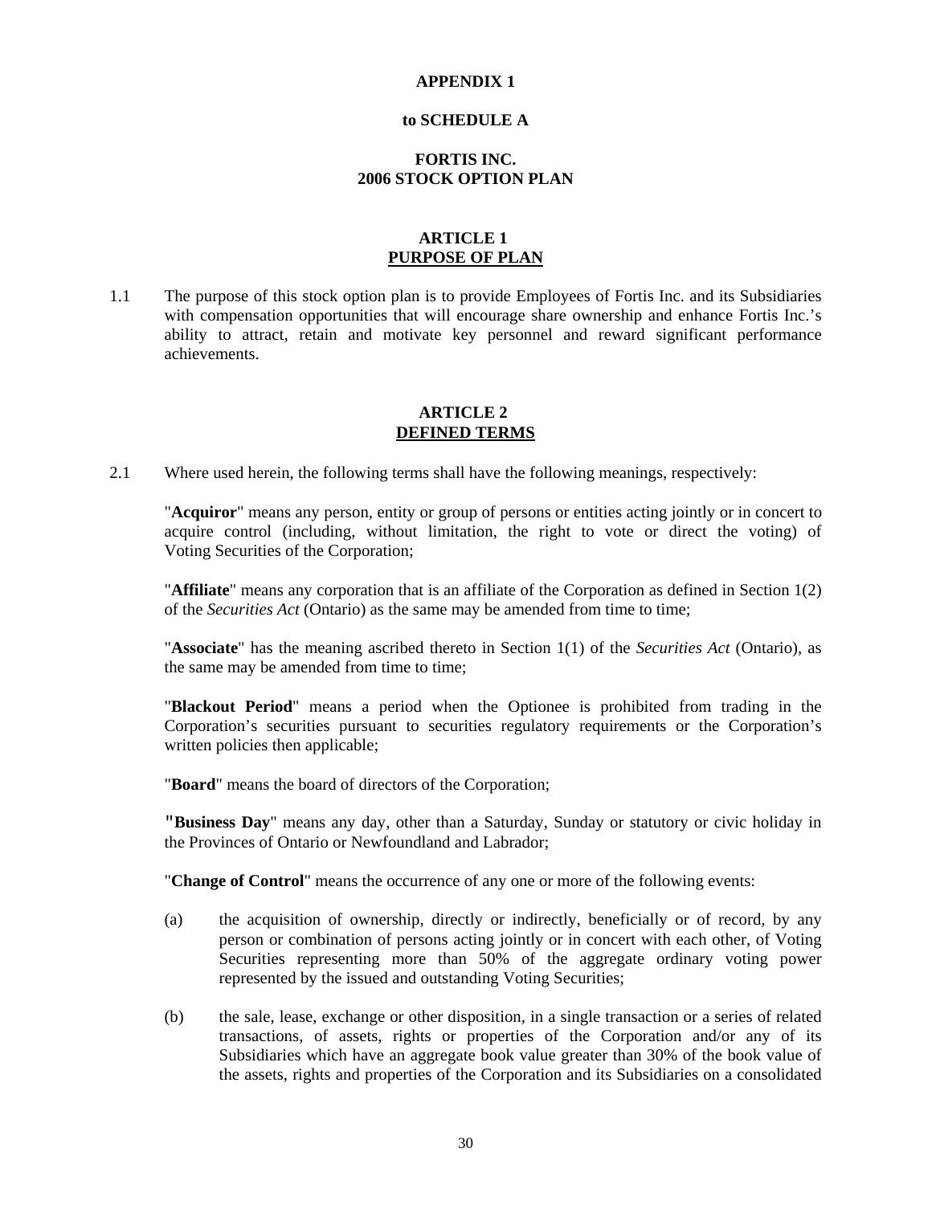**APPENDIX 1**

**to SCHEDULE A**

**FORTIS INC.**
**2006 STOCK OPTION PLAN**

**ARTICLE 1**
**PURPOSE OF PLAN**

1.1 The purpose of this stock option plan is to provide Employees of Fortis Inc. and its Subsidiaries with compensation opportunities that will encourage share ownership and enhance Fortis Inc.'s ability to attract, retain and motivate key personnel and reward significant performance achievements.

**ARTICLE 2**
**DEFINED TERMS**

2.1 Where used herein, the following terms shall have the following meanings, respectively:

"**Acquiror**" means any person, entity or group of persons or entities acting jointly or in concert to acquire control (including, without limitation, the right to vote or direct the voting) of Voting Securities of the Corporation;

"**Affiliate**" means any corporation that is an affiliate of the Corporation as defined in Section 1(2) of the *Securities Act* (Ontario) as the same may be amended from time to time;

"**Associate**" has the meaning ascribed thereto in Section 1(1) of the *Securities Act* (Ontario), as the same may be amended from time to time;

"**Blackout Period**" means a period when the Optionee is prohibited from trading in the Corporation's securities pursuant to securities regulatory requirements or the Corporation's written policies then applicable;

"**Board**" means the board of directors of the Corporation;

**"Business Day**" means any day, other than a Saturday, Sunday or statutory or civic holiday in the Provinces of Ontario or Newfoundland and Labrador;

"**Change of Control**" means the occurrence of any one or more of the following events:

(a) the acquisition of ownership, directly or indirectly, beneficially or of record, by any person or combination of persons acting jointly or in concert with each other, of Voting Securities representing more than 50% of the aggregate ordinary voting power represented by the issued and outstanding Voting Securities;

(b) the sale, lease, exchange or other disposition, in a single transaction or a series of related transactions, of assets, rights or properties of the Corporation and/or any of its Subsidiaries which have an aggregate book value greater than 30% of the book value of the assets, rights and properties of the Corporation and its Subsidiaries on a consolidated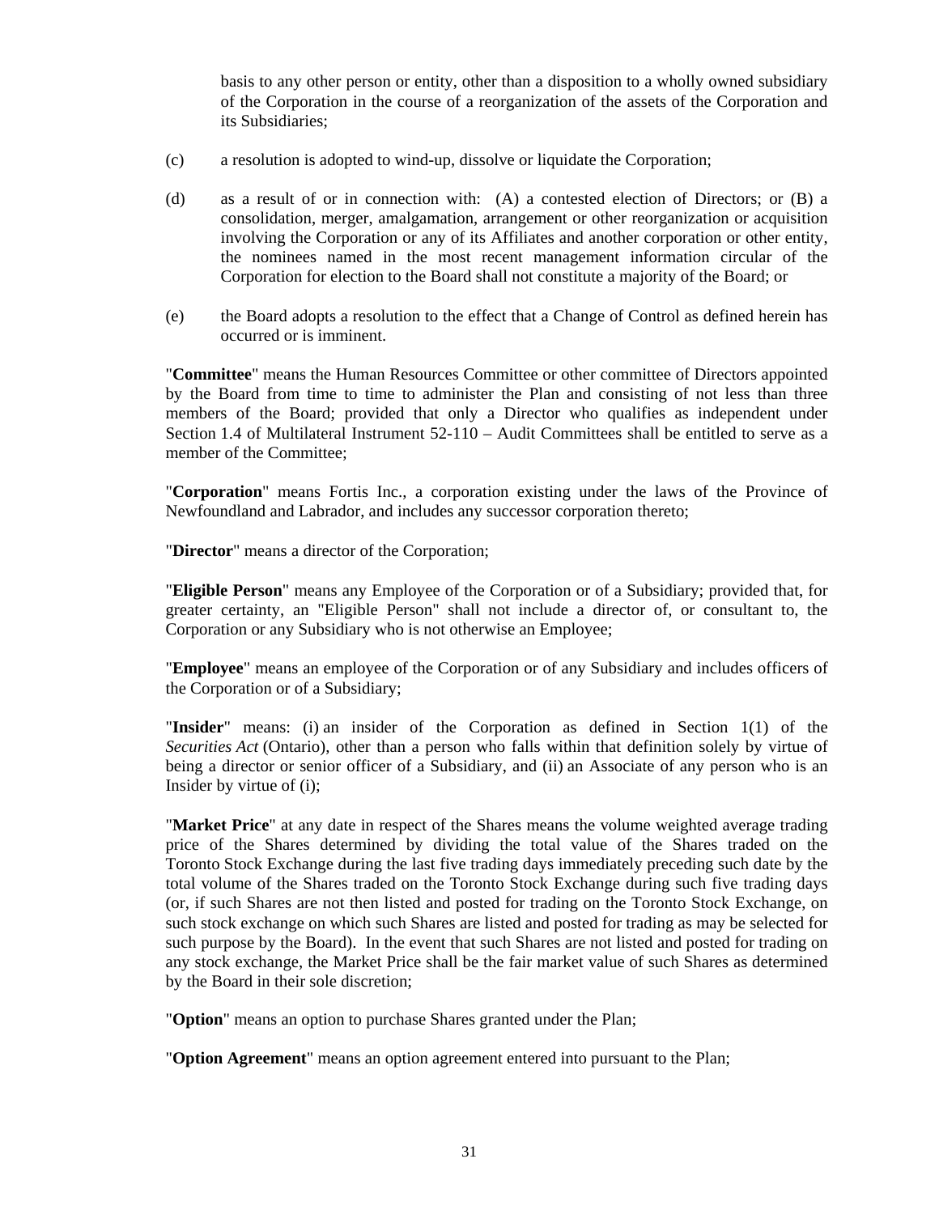basis to any other person or entity, other than a disposition to a wholly owned subsidiary of the Corporation in the course of a reorganization of the assets of the Corporation and its Subsidiaries;

(c) a resolution is adopted to wind-up, dissolve or liquidate the Corporation;

(d) as a result of or in connection with: (A) a contested election of Directors; or (B) a consolidation, merger, amalgamation, arrangement or other reorganization or acquisition involving the Corporation or any of its Affiliates and another corporation or other entity, the nominees named in the most recent management information circular of the Corporation for election to the Board shall not constitute a majority of the Board; or

(e) the Board adopts a resolution to the effect that a Change of Control as defined herein has occurred or is imminent.

"**Committee**" means the Human Resources Committee or other committee of Directors appointed by the Board from time to time to administer the Plan and consisting of not less than three members of the Board; provided that only a Director who qualifies as independent under Section 1.4 of Multilateral Instrument 52-110 – Audit Committees shall be entitled to serve as a member of the Committee;

"**Corporation**" means Fortis Inc., a corporation existing under the laws of the Province of Newfoundland and Labrador, and includes any successor corporation thereto;

"**Director**" means a director of the Corporation;

"**Eligible Person**" means any Employee of the Corporation or of a Subsidiary; provided that, for greater certainty, an "Eligible Person" shall not include a director of, or consultant to, the Corporation or any Subsidiary who is not otherwise an Employee;

"**Employee**" means an employee of the Corporation or of any Subsidiary and includes officers of the Corporation or of a Subsidiary;

"**Insider**" means: (i) an insider of the Corporation as defined in Section 1(1) of the *Securities Act* (Ontario), other than a person who falls within that definition solely by virtue of being a director or senior officer of a Subsidiary, and (ii) an Associate of any person who is an Insider by virtue of (i);

"**Market Price**" at any date in respect of the Shares means the volume weighted average trading price of the Shares determined by dividing the total value of the Shares traded on the Toronto Stock Exchange during the last five trading days immediately preceding such date by the total volume of the Shares traded on the Toronto Stock Exchange during such five trading days (or, if such Shares are not then listed and posted for trading on the Toronto Stock Exchange, on such stock exchange on which such Shares are listed and posted for trading as may be selected for such purpose by the Board). In the event that such Shares are not listed and posted for trading on any stock exchange, the Market Price shall be the fair market value of such Shares as determined by the Board in their sole discretion;

"**Option**" means an option to purchase Shares granted under the Plan;

"**Option Agreement**" means an option agreement entered into pursuant to the Plan;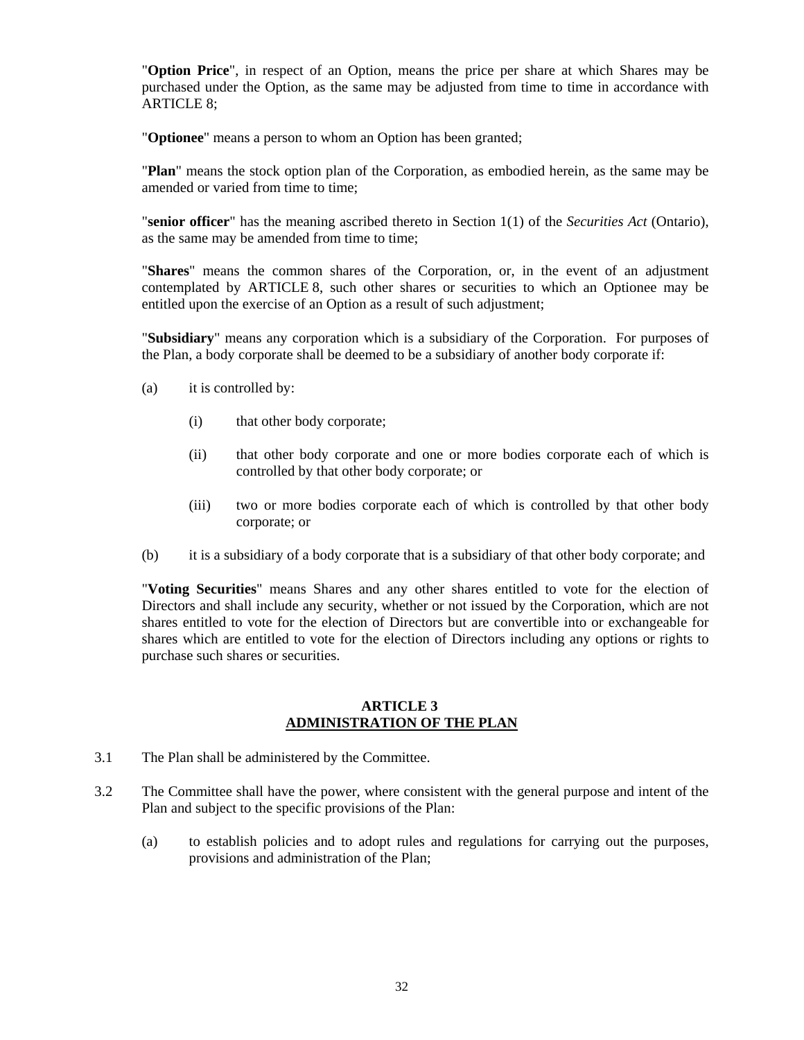"**Option Price**", in respect of an Option, means the price per share at which Shares may be purchased under the Option, as the same may be adjusted from time to time in accordance with ARTICLE 8;

"**Optionee**" means a person to whom an Option has been granted;

"**Plan**" means the stock option plan of the Corporation, as embodied herein, as the same may be amended or varied from time to time;

"**senior officer**" has the meaning ascribed thereto in Section 1(1) of the *Securities Act* (Ontario), as the same may be amended from time to time;

"**Shares**" means the common shares of the Corporation, or, in the event of an adjustment contemplated by ARTICLE 8, such other shares or securities to which an Optionee may be entitled upon the exercise of an Option as a result of such adjustment;

"**Subsidiary**" means any corporation which is a subsidiary of the Corporation. For purposes of the Plan, a body corporate shall be deemed to be a subsidiary of another body corporate if:

(a) it is controlled by:

  (i) that other body corporate;

  (ii) that other body corporate and one or more bodies corporate each of which is controlled by that other body corporate; or

  (iii) two or more bodies corporate each of which is controlled by that other body corporate; or

(b) it is a subsidiary of a body corporate that is a subsidiary of that other body corporate; and

"**Voting Securities**" means Shares and any other shares entitled to vote for the election of Directors and shall include any security, whether or not issued by the Corporation, which are not shares entitled to vote for the election of Directors but are convertible into or exchangeable for shares which are entitled to vote for the election of Directors including any options or rights to purchase such shares or securities.

## ARTICLE 3
## ADMINISTRATION OF THE PLAN

3.1 The Plan shall be administered by the Committee.

3.2 The Committee shall have the power, where consistent with the general purpose and intent of the Plan and subject to the specific provisions of the Plan:

  (a) to establish policies and to adopt rules and regulations for carrying out the purposes, provisions and administration of the Plan;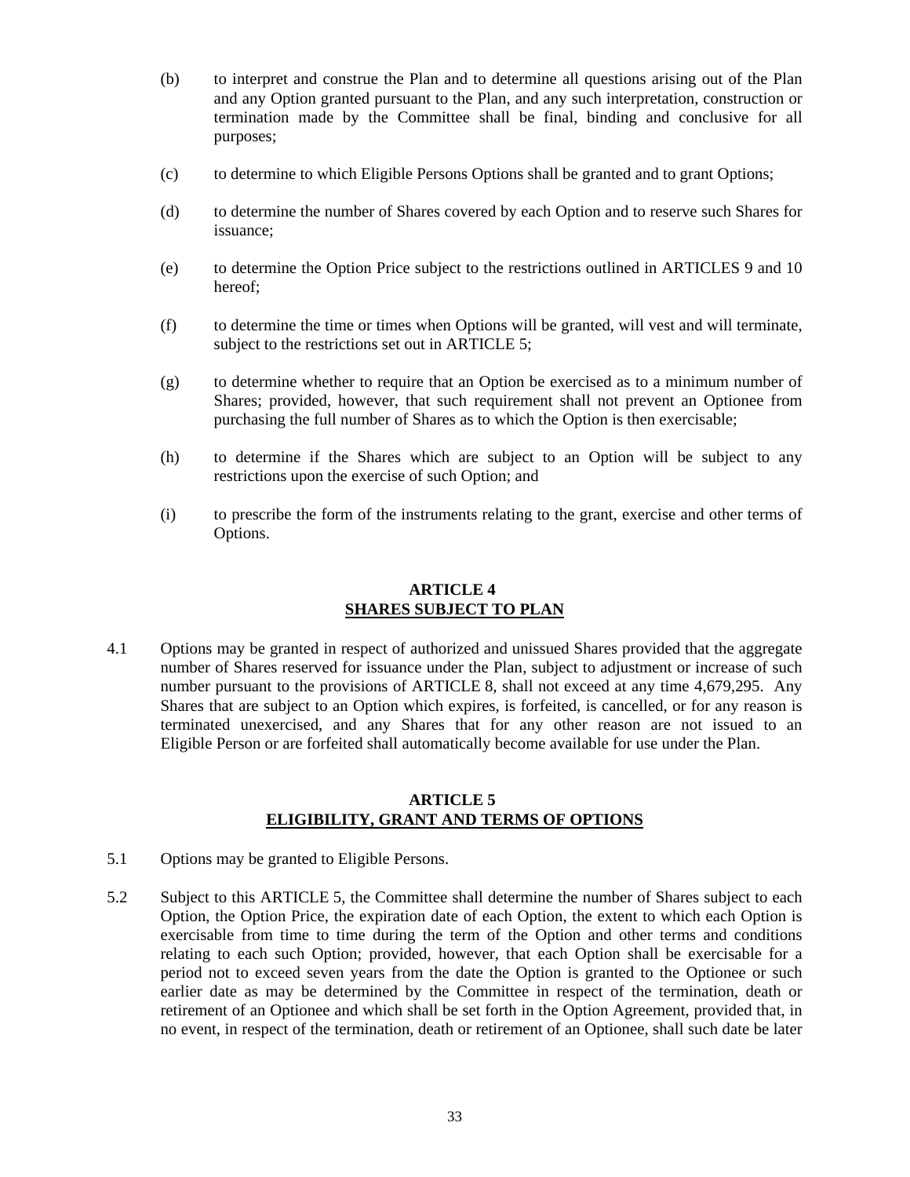(b) to interpret and construe the Plan and to determine all questions arising out of the Plan and any Option granted pursuant to the Plan, and any such interpretation, construction or termination made by the Committee shall be final, binding and conclusive for all purposes;

(c) to determine to which Eligible Persons Options shall be granted and to grant Options;

(d) to determine the number of Shares covered by each Option and to reserve such Shares for issuance;

(e) to determine the Option Price subject to the restrictions outlined in ARTICLES 9 and 10 hereof;

(f) to determine the time or times when Options will be granted, will vest and will terminate, subject to the restrictions set out in ARTICLE 5;

(g) to determine whether to require that an Option be exercised as to a minimum number of Shares; provided, however, that such requirement shall not prevent an Optionee from purchasing the full number of Shares as to which the Option is then exercisable;

(h) to determine if the Shares which are subject to an Option will be subject to any restrictions upon the exercise of such Option; and

(i) to prescribe the form of the instruments relating to the grant, exercise and other terms of Options.

## ARTICLE 4
## SHARES SUBJECT TO PLAN

4.1 Options may be granted in respect of authorized and unissued Shares provided that the aggregate number of Shares reserved for issuance under the Plan, subject to adjustment or increase of such number pursuant to the provisions of ARTICLE 8, shall not exceed at any time 4,679,295. Any Shares that are subject to an Option which expires, is forfeited, is cancelled, or for any reason is terminated unexercised, and any Shares that for any other reason are not issued to an Eligible Person or are forfeited shall automatically become available for use under the Plan.

## ARTICLE 5
## ELIGIBILITY, GRANT AND TERMS OF OPTIONS

5.1 Options may be granted to Eligible Persons.

5.2 Subject to this ARTICLE 5, the Committee shall determine the number of Shares subject to each Option, the Option Price, the expiration date of each Option, the extent to which each Option is exercisable from time to time during the term of the Option and other terms and conditions relating to each such Option; provided, however, that each Option shall be exercisable for a period not to exceed seven years from the date the Option is granted to the Optionee or such earlier date as may be determined by the Committee in respect of the termination, death or retirement of an Optionee and which shall be set forth in the Option Agreement, provided that, in no event, in respect of the termination, death or retirement of an Optionee, shall such date be later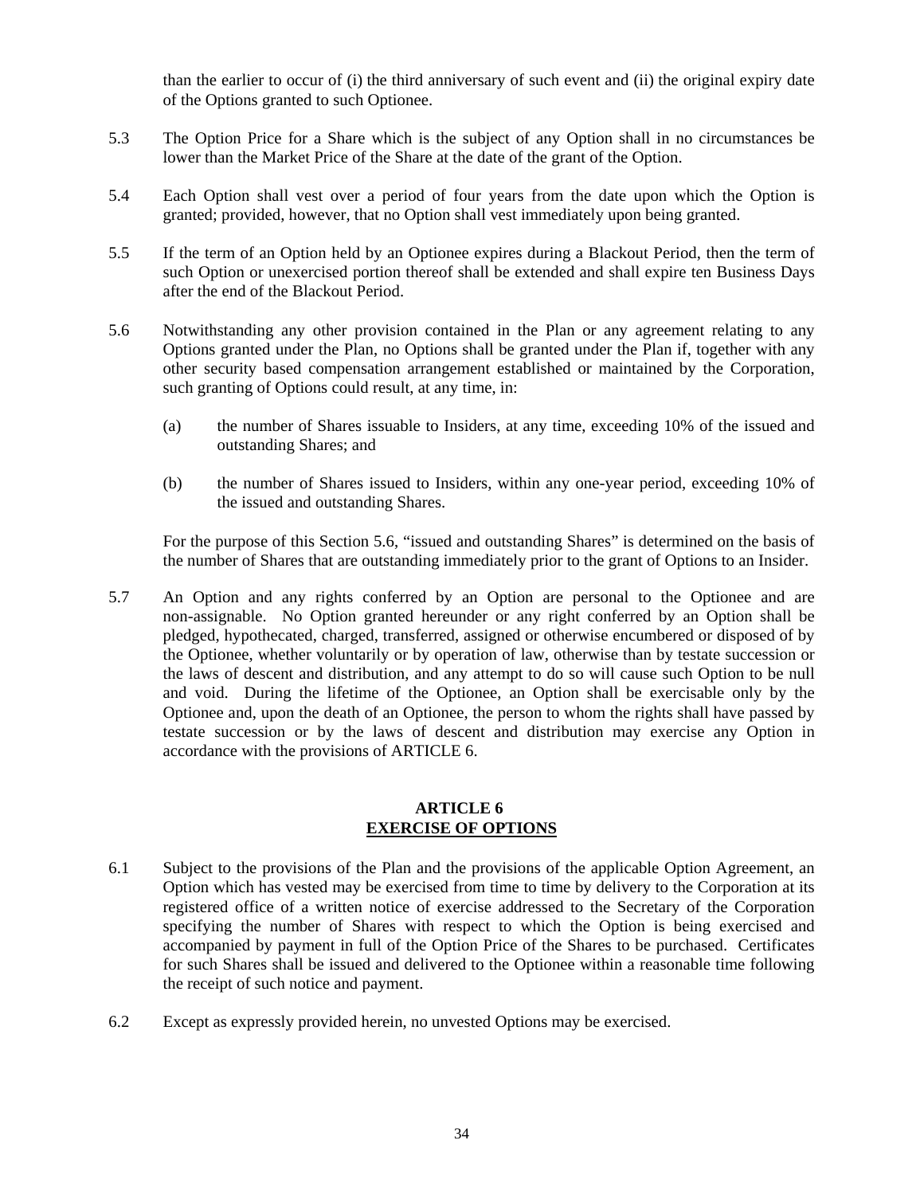than the earlier to occur of (i) the third anniversary of such event and (ii) the original expiry date of the Options granted to such Optionee.

5.3 The Option Price for a Share which is the subject of any Option shall in no circumstances be lower than the Market Price of the Share at the date of the grant of the Option.

5.4 Each Option shall vest over a period of four years from the date upon which the Option is granted; provided, however, that no Option shall vest immediately upon being granted.

5.5 If the term of an Option held by an Optionee expires during a Blackout Period, then the term of such Option or unexercised portion thereof shall be extended and shall expire ten Business Days after the end of the Blackout Period.

5.6 Notwithstanding any other provision contained in the Plan or any agreement relating to any Options granted under the Plan, no Options shall be granted under the Plan if, together with any other security based compensation arrangement established or maintained by the Corporation, such granting of Options could result, at any time, in:

(a) the number of Shares issuable to Insiders, at any time, exceeding 10% of the issued and outstanding Shares; and

(b) the number of Shares issued to Insiders, within any one-year period, exceeding 10% of the issued and outstanding Shares.

For the purpose of this Section 5.6, "issued and outstanding Shares" is determined on the basis of the number of Shares that are outstanding immediately prior to the grant of Options to an Insider.

5.7 An Option and any rights conferred by an Option are personal to the Optionee and are non-assignable. No Option granted hereunder or any right conferred by an Option shall be pledged, hypothecated, charged, transferred, assigned or otherwise encumbered or disposed of by the Optionee, whether voluntarily or by operation of law, otherwise than by testate succession or the laws of descent and distribution, and any attempt to do so will cause such Option to be null and void. During the lifetime of the Optionee, an Option shall be exercisable only by the Optionee and, upon the death of an Optionee, the person to whom the rights shall have passed by testate succession or by the laws of descent and distribution may exercise any Option in accordance with the provisions of ARTICLE 6.

## ARTICLE 6
## EXERCISE OF OPTIONS

6.1 Subject to the provisions of the Plan and the provisions of the applicable Option Agreement, an Option which has vested may be exercised from time to time by delivery to the Corporation at its registered office of a written notice of exercise addressed to the Secretary of the Corporation specifying the number of Shares with respect to which the Option is being exercised and accompanied by payment in full of the Option Price of the Shares to be purchased. Certificates for such Shares shall be issued and delivered to the Optionee within a reasonable time following the receipt of such notice and payment.

6.2 Except as expressly provided herein, no unvested Options may be exercised.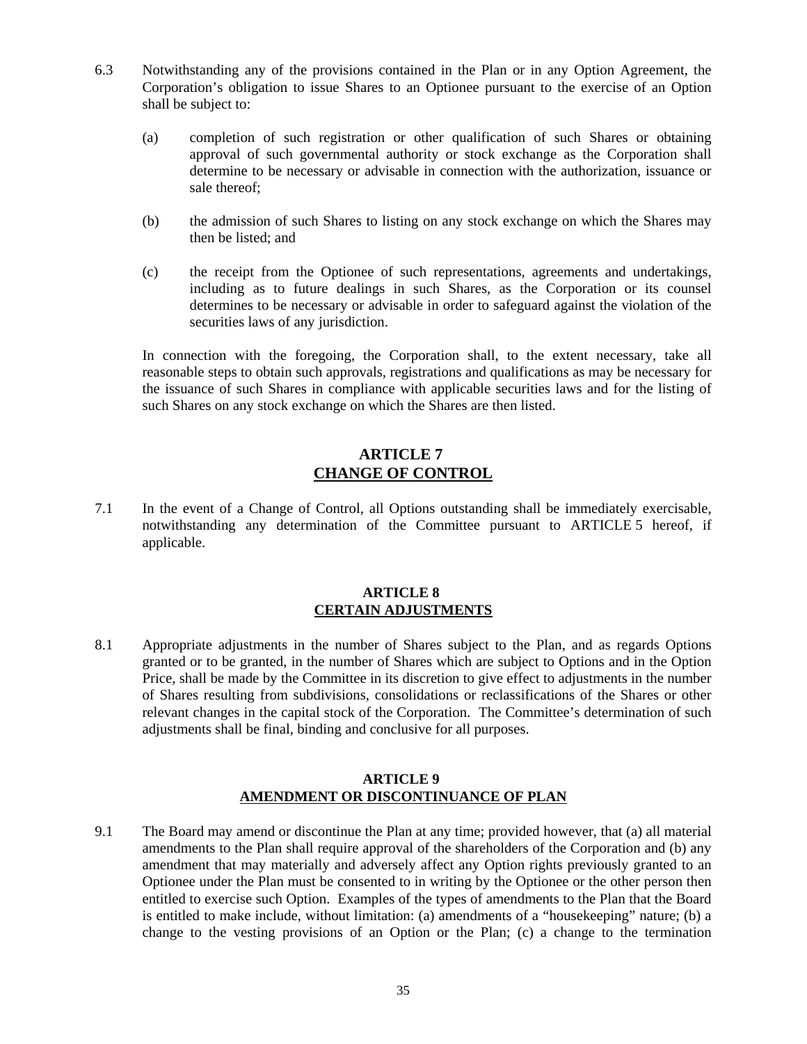6.3 Notwithstanding any of the provisions contained in the Plan or in any Option Agreement, the Corporation's obligation to issue Shares to an Optionee pursuant to the exercise of an Option shall be subject to:

(a) completion of such registration or other qualification of such Shares or obtaining approval of such governmental authority or stock exchange as the Corporation shall determine to be necessary or advisable in connection with the authorization, issuance or sale thereof;

(b) the admission of such Shares to listing on any stock exchange on which the Shares may then be listed; and

(c) the receipt from the Optionee of such representations, agreements and undertakings, including as to future dealings in such Shares, as the Corporation or its counsel determines to be necessary or advisable in order to safeguard against the violation of the securities laws of any jurisdiction.

In connection with the foregoing, the Corporation shall, to the extent necessary, take all reasonable steps to obtain such approvals, registrations and qualifications as may be necessary for the issuance of such Shares in compliance with applicable securities laws and for the listing of such Shares on any stock exchange on which the Shares are then listed.

## ARTICLE 7
## CHANGE OF CONTROL

7.1 In the event of a Change of Control, all Options outstanding shall be immediately exercisable, notwithstanding any determination of the Committee pursuant to ARTICLE 5 hereof, if applicable.

## ARTICLE 8
## CERTAIN ADJUSTMENTS

8.1 Appropriate adjustments in the number of Shares subject to the Plan, and as regards Options granted or to be granted, in the number of Shares which are subject to Options and in the Option Price, shall be made by the Committee in its discretion to give effect to adjustments in the number of Shares resulting from subdivisions, consolidations or reclassifications of the Shares or other relevant changes in the capital stock of the Corporation. The Committee's determination of such adjustments shall be final, binding and conclusive for all purposes.

## ARTICLE 9
## AMENDMENT OR DISCONTINUANCE OF PLAN

9.1 The Board may amend or discontinue the Plan at any time; provided however, that (a) all material amendments to the Plan shall require approval of the shareholders of the Corporation and (b) any amendment that may materially and adversely affect any Option rights previously granted to an Optionee under the Plan must be consented to in writing by the Optionee or the other person then entitled to exercise such Option. Examples of the types of amendments to the Plan that the Board is entitled to make include, without limitation: (a) amendments of a "housekeeping" nature; (b) a change to the vesting provisions of an Option or the Plan; (c) a change to the termination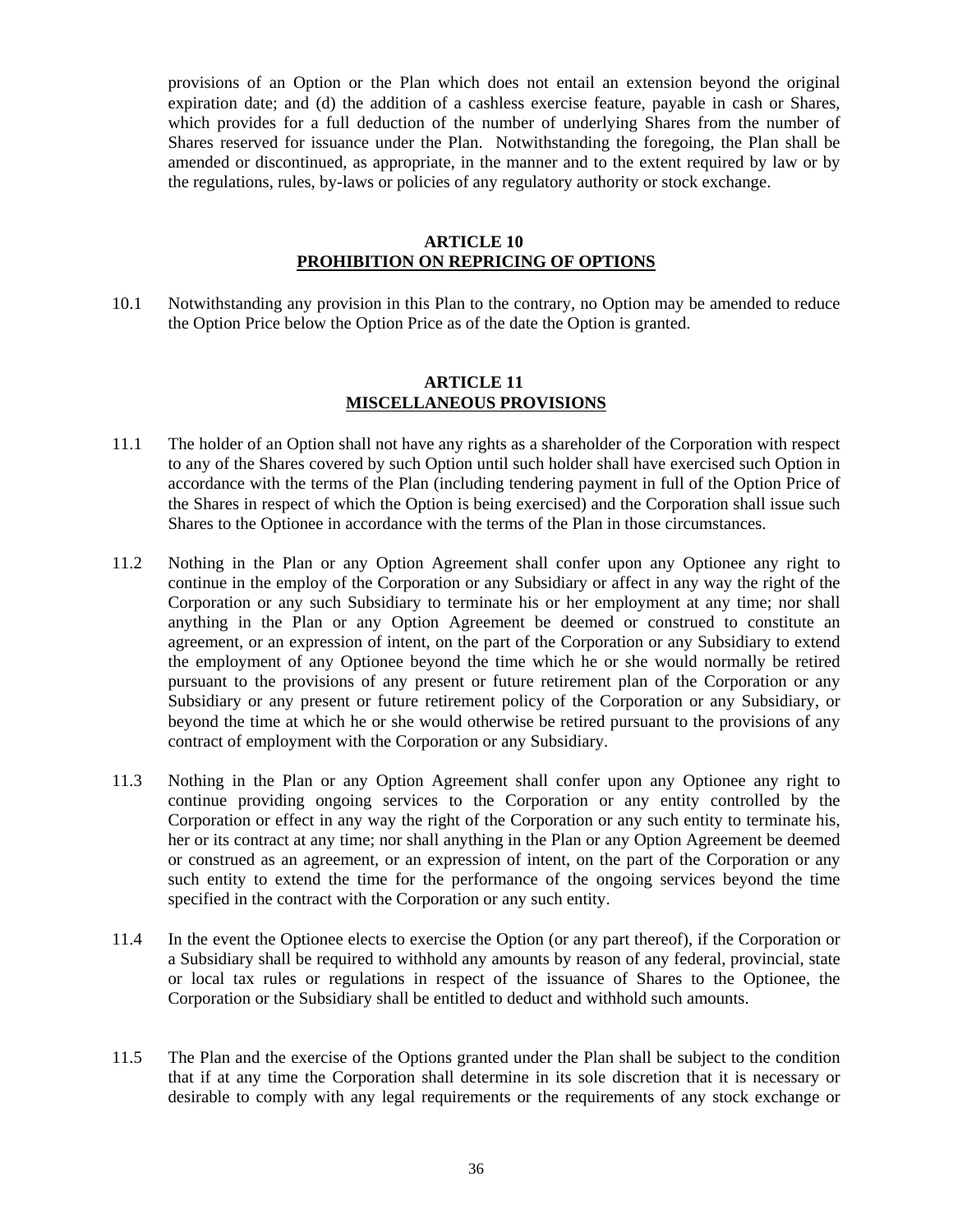provisions of an Option or the Plan which does not entail an extension beyond the original expiration date; and (d) the addition of a cashless exercise feature, payable in cash or Shares, which provides for a full deduction of the number of underlying Shares from the number of Shares reserved for issuance under the Plan. Notwithstanding the foregoing, the Plan shall be amended or discontinued, as appropriate, in the manner and to the extent required by law or by the regulations, rules, by-laws or policies of any regulatory authority or stock exchange.

## ARTICLE 10
## PROHIBITION ON REPRICING OF OPTIONS

10.1 Notwithstanding any provision in this Plan to the contrary, no Option may be amended to reduce the Option Price below the Option Price as of the date the Option is granted.

## ARTICLE 11
## MISCELLANEOUS PROVISIONS

11.1 The holder of an Option shall not have any rights as a shareholder of the Corporation with respect to any of the Shares covered by such Option until such holder shall have exercised such Option in accordance with the terms of the Plan (including tendering payment in full of the Option Price of the Shares in respect of which the Option is being exercised) and the Corporation shall issue such Shares to the Optionee in accordance with the terms of the Plan in those circumstances.

11.2 Nothing in the Plan or any Option Agreement shall confer upon any Optionee any right to continue in the employ of the Corporation or any Subsidiary or affect in any way the right of the Corporation or any such Subsidiary to terminate his or her employment at any time; nor shall anything in the Plan or any Option Agreement be deemed or construed to constitute an agreement, or an expression of intent, on the part of the Corporation or any Subsidiary to extend the employment of any Optionee beyond the time which he or she would normally be retired pursuant to the provisions of any present or future retirement plan of the Corporation or any Subsidiary or any present or future retirement policy of the Corporation or any Subsidiary, or beyond the time at which he or she would otherwise be retired pursuant to the provisions of any contract of employment with the Corporation or any Subsidiary.

11.3 Nothing in the Plan or any Option Agreement shall confer upon any Optionee any right to continue providing ongoing services to the Corporation or any entity controlled by the Corporation or effect in any way the right of the Corporation or any such entity to terminate his, her or its contract at any time; nor shall anything in the Plan or any Option Agreement be deemed or construed as an agreement, or an expression of intent, on the part of the Corporation or any such entity to extend the time for the performance of the ongoing services beyond the time specified in the contract with the Corporation or any such entity.

11.4 In the event the Optionee elects to exercise the Option (or any part thereof), if the Corporation or a Subsidiary shall be required to withhold any amounts by reason of any federal, provincial, state or local tax rules or regulations in respect of the issuance of Shares to the Optionee, the Corporation or the Subsidiary shall be entitled to deduct and withhold such amounts.

11.5 The Plan and the exercise of the Options granted under the Plan shall be subject to the condition that if at any time the Corporation shall determine in its sole discretion that it is necessary or desirable to comply with any legal requirements or the requirements of any stock exchange or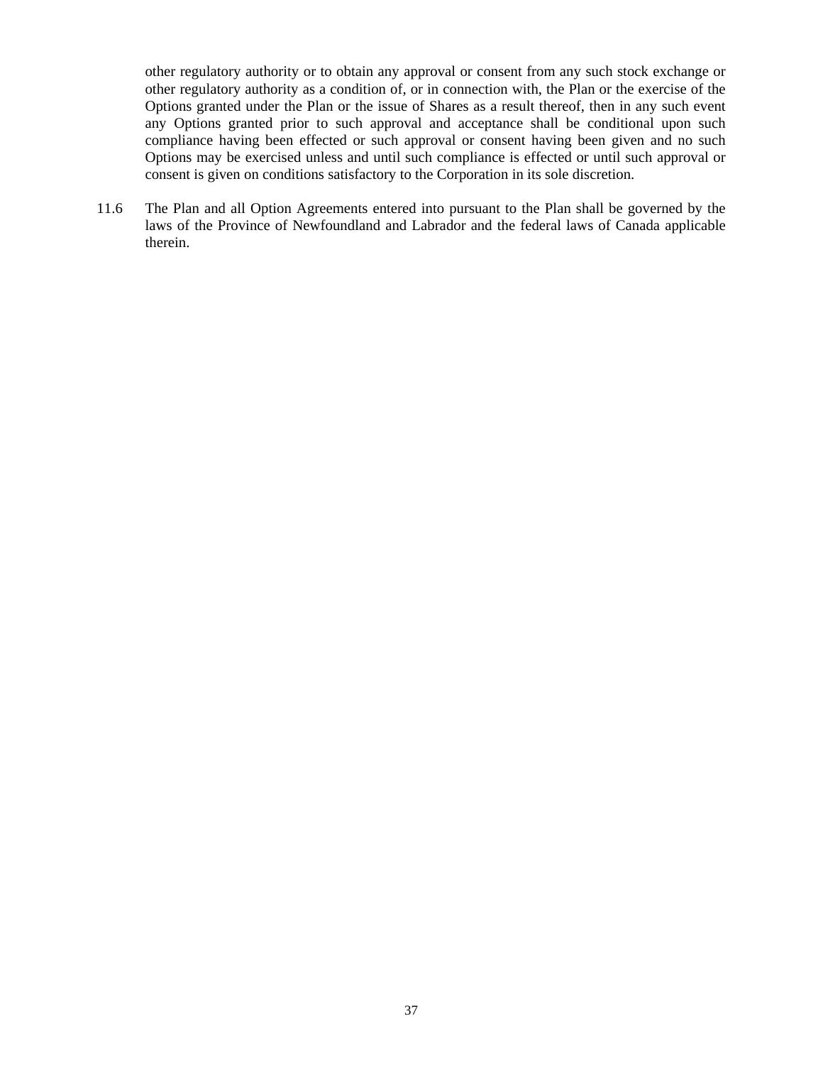other regulatory authority or to obtain any approval or consent from any such stock exchange or other regulatory authority as a condition of, or in connection with, the Plan or the exercise of the Options granted under the Plan or the issue of Shares as a result thereof, then in any such event any Options granted prior to such approval and acceptance shall be conditional upon such compliance having been effected or such approval or consent having been given and no such Options may be exercised unless and until such compliance is effected or until such approval or consent is given on conditions satisfactory to the Corporation in its sole discretion.

11.6 The Plan and all Option Agreements entered into pursuant to the Plan shall be governed by the laws of the Province of Newfoundland and Labrador and the federal laws of Canada applicable therein.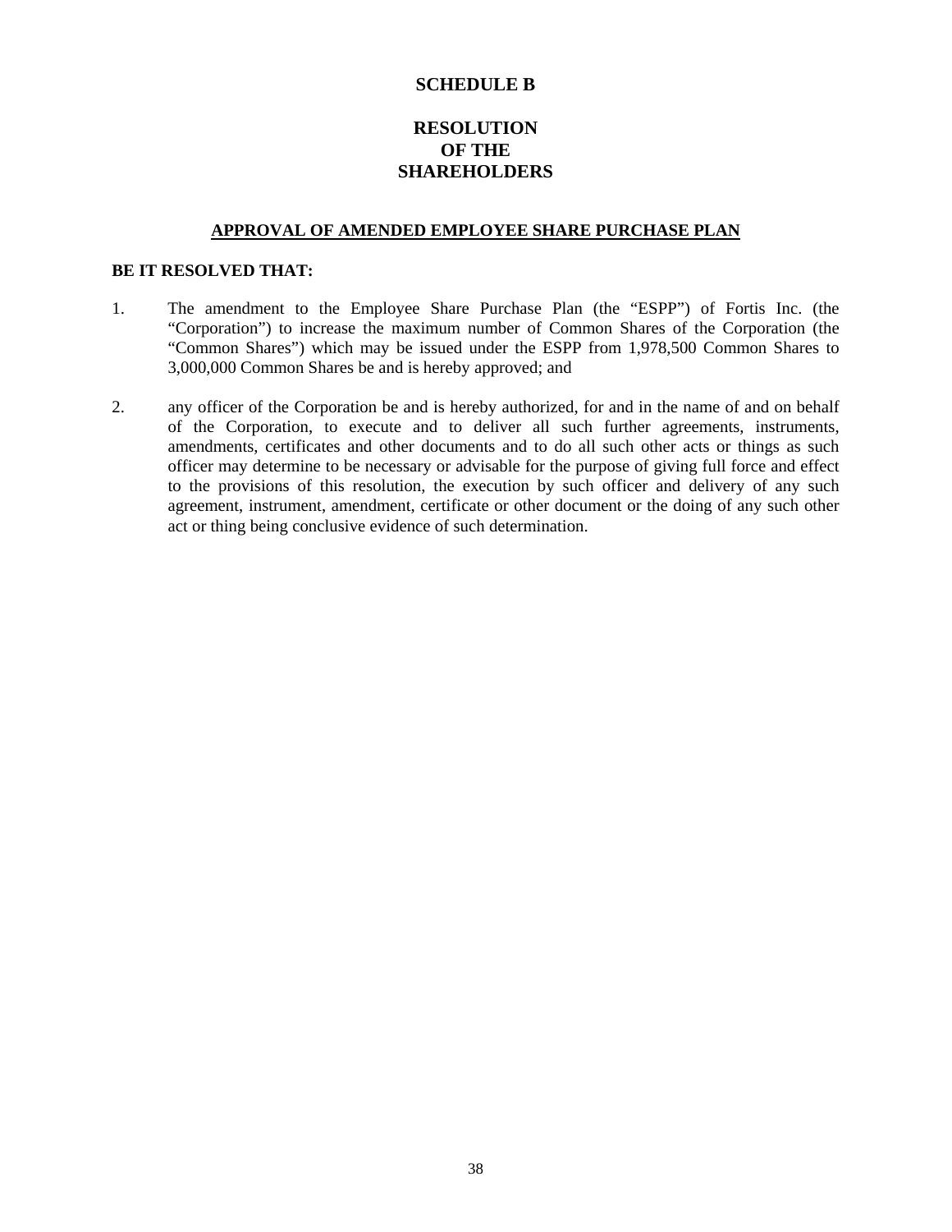# SCHEDULE B

## RESOLUTION OF THE SHAREHOLDERS

**APPROVAL OF AMENDED EMPLOYEE SHARE PURCHASE PLAN**

**BE IT RESOLVED THAT:**

1. The amendment to the Employee Share Purchase Plan (the "ESPP") of Fortis Inc. (the "Corporation") to increase the maximum number of Common Shares of the Corporation (the "Common Shares") which may be issued under the ESPP from 1,978,500 Common Shares to 3,000,000 Common Shares be and is hereby approved; and

2. any officer of the Corporation be and is hereby authorized, for and in the name of and on behalf of the Corporation, to execute and to deliver all such further agreements, instruments, amendments, certificates and other documents and to do all such other acts or things as such officer may determine to be necessary or advisable for the purpose of giving full force and effect to the provisions of this resolution, the execution by such officer and delivery of any such agreement, instrument, amendment, certificate or other document or the doing of any such other act or thing being conclusive evidence of such determination.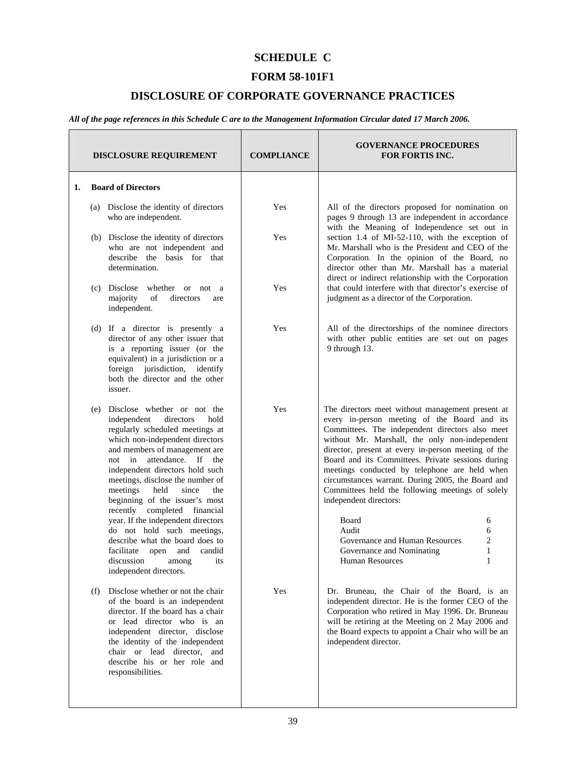# SCHEDULE C

# FORM 58-101F1

# DISCLOSURE OF CORPORATE GOVERNANCE PRACTICES

***All of the page references in this Schedule C are to the Management Information Circular dated 17 March 2006.***

| DISCLOSURE REQUIREMENT | COMPLIANCE | GOVERNANCE PROCEDURES FOR FORTIS INC. |
|---|---|---|
| **1. Board of Directors** | | |
| (a) Disclose the identity of directors who are independent. | Yes | All of the directors proposed for nomination on pages 9 through 13 are independent in accordance with the Meaning of Independence set out in section 1.4 of MI-52-110, with the exception of Mr. Marshall who is the President and CEO of the Corporation. In the opinion of the Board, no director other than Mr. Marshall has a material direct or indirect relationship with the Corporation that could interfere with that director's exercise of judgment as a director of the Corporation. |
| (b) Disclose the identity of directors who are not independent and describe the basis for that determination. | Yes | |
| (c) Disclose whether or not a majority of directors are independent. | Yes | |
| (d) If a director is presently a director of any other issuer that is a reporting issuer (or the equivalent) in a jurisdiction or a foreign jurisdiction, identify both the director and the other issuer. | Yes | All of the directorships of the nominee directors with other public entities are set out on pages 9 through 13. |
| (e) Disclose whether or not the independent directors hold regularly scheduled meetings at which non-independent directors and members of management are not in attendance. If the independent directors hold such meetings, disclose the number of meetings held since the beginning of the issuer's most recently completed financial year. If the independent directors do not hold such meetings, describe what the board does to facilitate open and candid discussion among its independent directors. | Yes | The directors meet without management present at every in-person meeting of the Board and its Committees. The independent directors also meet without Mr. Marshall, the only non-independent director, present at every in-person meeting of the Board and its Committees. Private sessions during meetings conducted by telephone are held when circumstances warrant. During 2005, the Board and Committees held the following meetings of solely independent directors:<br><br>Board 6<br>Audit 6<br>Governance and Human Resources 2<br>Governance and Nominating 1<br>Human Resources 1 |
| (f) Disclose whether or not the chair of the board is an independent director. If the board has a chair or lead director who is an independent director, disclose the identity of the independent chair or lead director, and describe his or her role and responsibilities. | Yes | Dr. Bruneau, the Chair of the Board, is an independent director. He is the former CEO of the Corporation who retired in May 1996. Dr. Bruneau will be retiring at the Meeting on 2 May 2006 and the Board expects to appoint a Chair who will be an independent director. |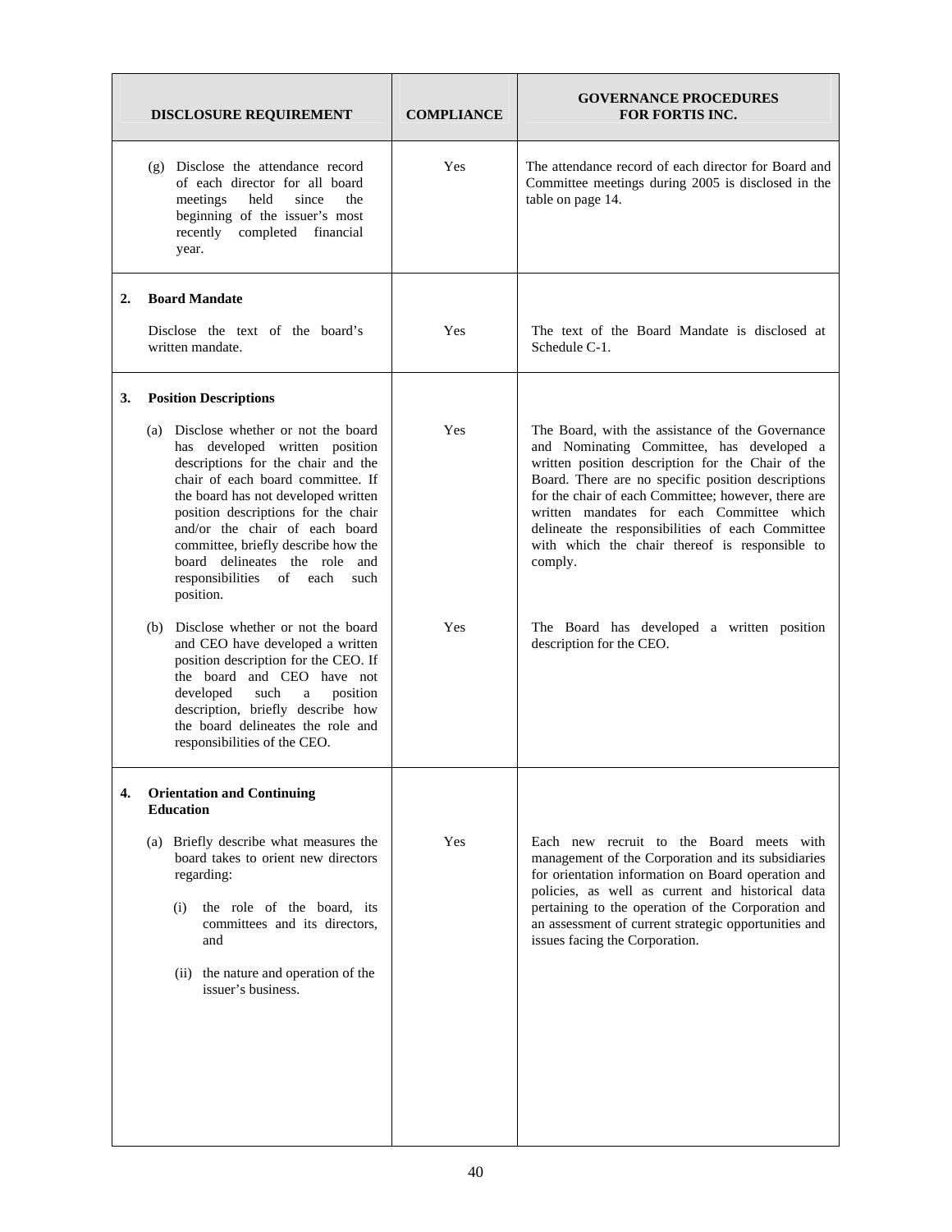| DISCLOSURE REQUIREMENT | COMPLIANCE | GOVERNANCE PROCEDURES FOR FORTIS INC. |
|---|---|---|
| (g) Disclose the attendance record of each director for all board meetings held since the beginning of the issuer's most recently completed financial year. | Yes | The attendance record of each director for Board and Committee meetings during 2005 is disclosed in the table on page 14. |
| **2. Board Mandate**<br><br>Disclose the text of the board's written mandate. | Yes | The text of the Board Mandate is disclosed at Schedule C-1. |
| **3. Position Descriptions**<br><br>(a) Disclose whether or not the board has developed written position descriptions for the chair and the chair of each board committee. If the board has not developed written position descriptions for the chair and/or the chair of each board committee, briefly describe how the board delineates the role and responsibilities of each such position. | Yes | The Board, with the assistance of the Governance and Nominating Committee, has developed a written position description for the Chair of the Board. There are no specific position descriptions for the chair of each Committee; however, there are written mandates for each Committee which delineate the responsibilities of each Committee with which the chair thereof is responsible to comply. |
| (b) Disclose whether or not the board and CEO have developed a written position description for the CEO. If the board and CEO have not developed such a position description, briefly describe how the board delineates the role and responsibilities of the CEO. | Yes | The Board has developed a written position description for the CEO. |
| **4. Orientation and Continuing Education**<br><br>(a) Briefly describe what measures the board takes to orient new directors regarding:<br><br>(i) the role of the board, its committees and its directors, and<br><br>(ii) the nature and operation of the issuer's business. | Yes | Each new recruit to the Board meets with management of the Corporation and its subsidiaries for orientation information on Board operation and policies, as well as current and historical data pertaining to the operation of the Corporation and an assessment of current strategic opportunities and issues facing the Corporation. |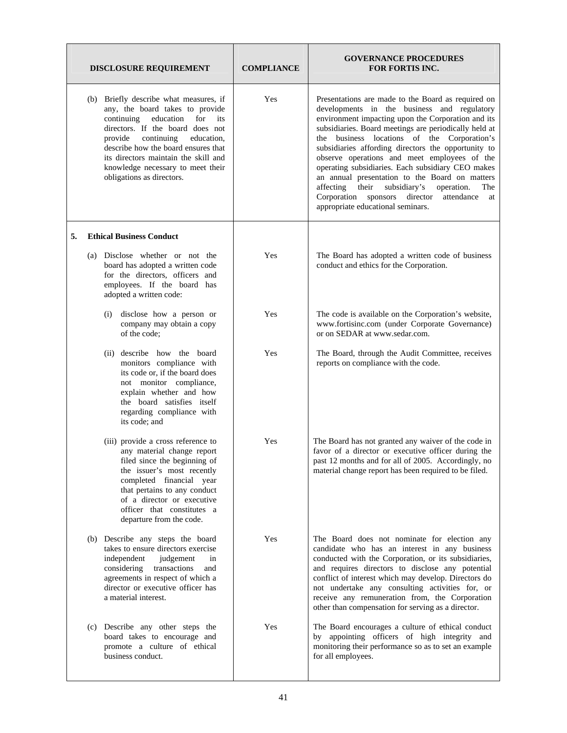| DISCLOSURE REQUIREMENT | COMPLIANCE | GOVERNANCE PROCEDURES FOR FORTIS INC. |
|---|---|---|
| (b) Briefly describe what measures, if any, the board takes to provide continuing education for its directors. If the board does not provide continuing education, describe how the board ensures that its directors maintain the skill and knowledge necessary to meet their obligations as directors. | Yes | Presentations are made to the Board as required on developments in the business and regulatory environment impacting upon the Corporation and its subsidiaries. Board meetings are periodically held at the business locations of the Corporation's subsidiaries affording directors the opportunity to observe operations and meet employees of the operating subsidiaries. Each subsidiary CEO makes an annual presentation to the Board on matters affecting their subsidiary's operation. The Corporation sponsors director attendance at appropriate educational seminars. |
| **5. Ethical Business Conduct** | | |
| (a) Disclose whether or not the board has adopted a written code for the directors, officers and employees. If the board has adopted a written code: | Yes | The Board has adopted a written code of business conduct and ethics for the Corporation. |
| (i) disclose how a person or company may obtain a copy of the code; | Yes | The code is available on the Corporation's website, www.fortisinc.com (under Corporate Governance) or on SEDAR at www.sedar.com. |
| (ii) describe how the board monitors compliance with its code or, if the board does not monitor compliance, explain whether and how the board satisfies itself regarding compliance with its code; and | Yes | The Board, through the Audit Committee, receives reports on compliance with the code. |
| (iii) provide a cross reference to any material change report filed since the beginning of the issuer's most recently completed financial year that pertains to any conduct of a director or executive officer that constitutes a departure from the code. | Yes | The Board has not granted any waiver of the code in favor of a director or executive officer during the past 12 months and for all of 2005. Accordingly, no material change report has been required to be filed. |
| (b) Describe any steps the board takes to ensure directors exercise independent judgement in considering transactions and agreements in respect of which a director or executive officer has a material interest. | Yes | The Board does not nominate for election any candidate who has an interest in any business conducted with the Corporation, or its subsidiaries, and requires directors to disclose any potential conflict of interest which may develop. Directors do not undertake any consulting activities for, or receive any remuneration from, the Corporation other than compensation for serving as a director. |
| (c) Describe any other steps the board takes to encourage and promote a culture of ethical business conduct. | Yes | The Board encourages a culture of ethical conduct by appointing officers of high integrity and monitoring their performance so as to set an example for all employees. |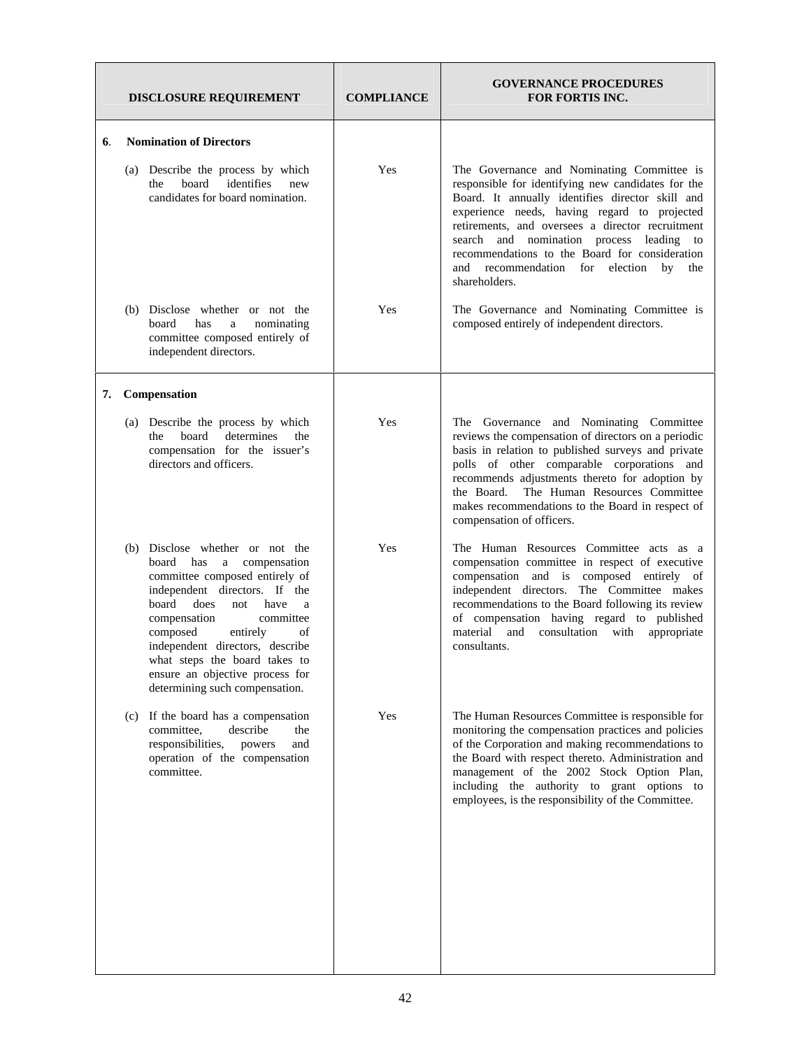| DISCLOSURE REQUIREMENT | COMPLIANCE | GOVERNANCE PROCEDURES FOR FORTIS INC. |
|---|---|---|
| **6. Nomination of Directors** | | |
| (a) Describe the process by which the board identifies new candidates for board nomination. | Yes | The Governance and Nominating Committee is responsible for identifying new candidates for the Board. It annually identifies director skill and experience needs, having regard to projected retirements, and oversees a director recruitment search and nomination process leading to recommendations to the Board for consideration and recommendation for election by the shareholders. |
| (b) Disclose whether or not the board has a nominating committee composed entirely of independent directors. | Yes | The Governance and Nominating Committee is composed entirely of independent directors. |
| **7. Compensation** | | |
| (a) Describe the process by which the board determines the compensation for the issuer's directors and officers. | Yes | The Governance and Nominating Committee reviews the compensation of directors on a periodic basis in relation to published surveys and private polls of other comparable corporations and recommends adjustments thereto for adoption by the Board. The Human Resources Committee makes recommendations to the Board in respect of compensation of officers. |
| (b) Disclose whether or not the board has a compensation committee composed entirely of independent directors. If the board does not have a compensation committee composed entirely of independent directors, describe what steps the board takes to ensure an objective process for determining such compensation. | Yes | The Human Resources Committee acts as a compensation committee in respect of executive compensation and is composed entirely of independent directors. The Committee makes recommendations to the Board following its review of compensation having regard to published material and consultation with appropriate consultants. |
| (c) If the board has a compensation committee, describe the responsibilities, powers and operation of the compensation committee. | Yes | The Human Resources Committee is responsible for monitoring the compensation practices and policies of the Corporation and making recommendations to the Board with respect thereto. Administration and management of the 2002 Stock Option Plan, including the authority to grant options to employees, is the responsibility of the Committee. |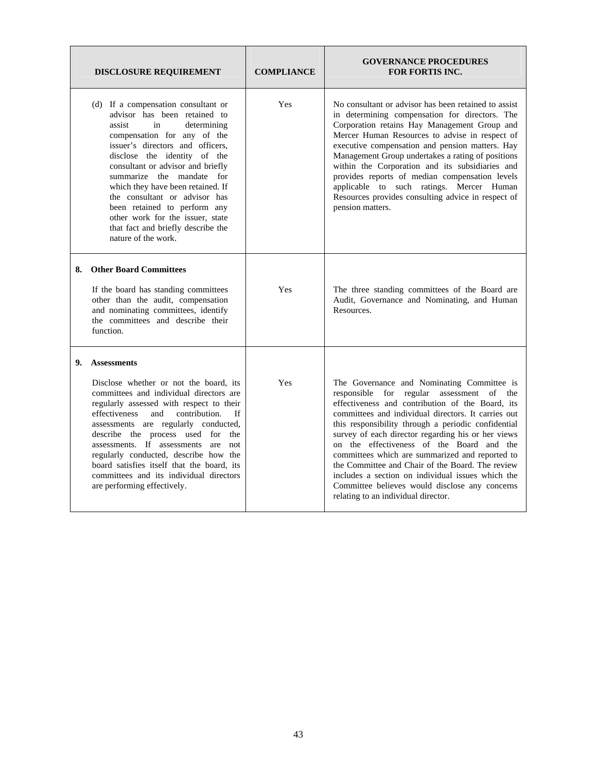| DISCLOSURE REQUIREMENT | COMPLIANCE | GOVERNANCE PROCEDURES FOR FORTIS INC. |
| --- | --- | --- |
| (d) If a compensation consultant or advisor has been retained to assist in determining compensation for any of the issuer's directors and officers, disclose the identity of the consultant or advisor and briefly summarize the mandate for which they have been retained. If the consultant or advisor has been retained to perform any other work for the issuer, state that fact and briefly describe the nature of the work. | Yes | No consultant or advisor has been retained to assist in determining compensation for directors. The Corporation retains Hay Management Group and Mercer Human Resources to advise in respect of executive compensation and pension matters. Hay Management Group undertakes a rating of positions within the Corporation and its subsidiaries and provides reports of median compensation levels applicable to such ratings. Mercer Human Resources provides consulting advice in respect of pension matters. |
| **8. Other Board Committees** <br><br> If the board has standing committees other than the audit, compensation and nominating committees, identify the committees and describe their function. | Yes | The three standing committees of the Board are Audit, Governance and Nominating, and Human Resources. |
| **9. Assessments** <br><br> Disclose whether or not the board, its committees and individual directors are regularly assessed with respect to their effectiveness and contribution. If assessments are regularly conducted, describe the process used for the assessments. If assessments are not regularly conducted, describe how the board satisfies itself that the board, its committees and its individual directors are performing effectively. | Yes | The Governance and Nominating Committee is responsible for regular assessment of the effectiveness and contribution of the Board, its committees and individual directors. It carries out this responsibility through a periodic confidential survey of each director regarding his or her views on the effectiveness of the Board and the committees which are summarized and reported to the Committee and Chair of the Board. The review includes a section on individual issues which the Committee believes would disclose any concerns relating to an individual director. |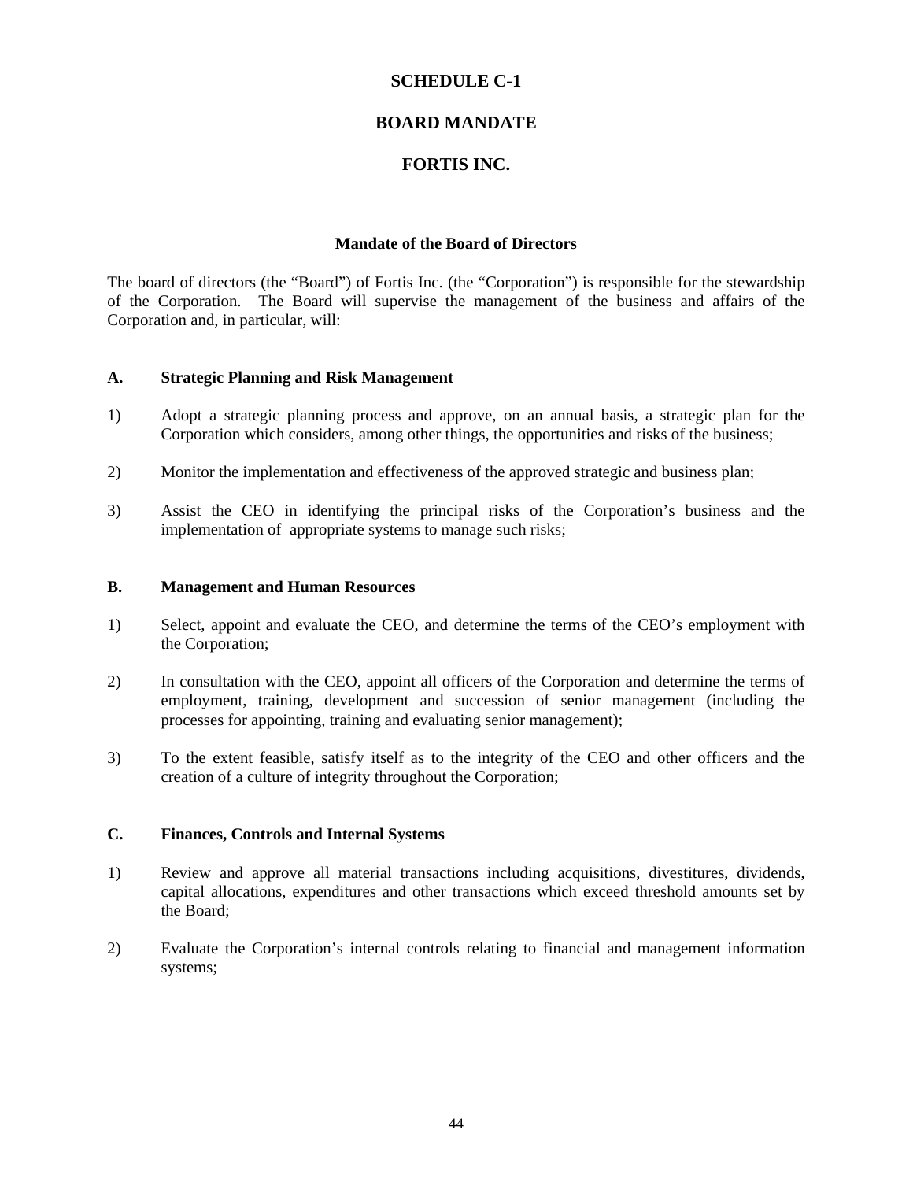# SCHEDULE C-1

# BOARD MANDATE

# FORTIS INC.

### Mandate of the Board of Directors

The board of directors (the "Board") of Fortis Inc. (the "Corporation") is responsible for the stewardship of the Corporation. The Board will supervise the management of the business and affairs of the Corporation and, in particular, will:

#### A. Strategic Planning and Risk Management

1) Adopt a strategic planning process and approve, on an annual basis, a strategic plan for the Corporation which considers, among other things, the opportunities and risks of the business;

2) Monitor the implementation and effectiveness of the approved strategic and business plan;

3) Assist the CEO in identifying the principal risks of the Corporation's business and the implementation of appropriate systems to manage such risks;

#### B. Management and Human Resources

1) Select, appoint and evaluate the CEO, and determine the terms of the CEO's employment with the Corporation;

2) In consultation with the CEO, appoint all officers of the Corporation and determine the terms of employment, training, development and succession of senior management (including the processes for appointing, training and evaluating senior management);

3) To the extent feasible, satisfy itself as to the integrity of the CEO and other officers and the creation of a culture of integrity throughout the Corporation;

#### C. Finances, Controls and Internal Systems

1) Review and approve all material transactions including acquisitions, divestitures, dividends, capital allocations, expenditures and other transactions which exceed threshold amounts set by the Board;

2) Evaluate the Corporation's internal controls relating to financial and management information systems;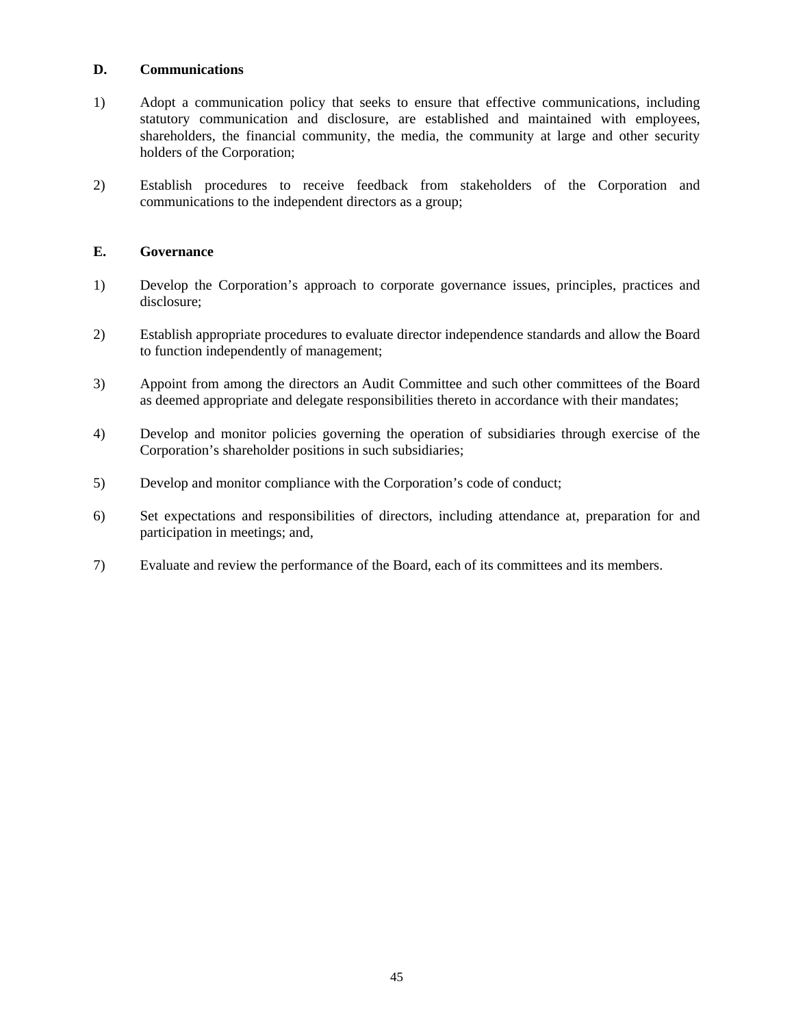**D. Communications**

1) Adopt a communication policy that seeks to ensure that effective communications, including statutory communication and disclosure, are established and maintained with employees, shareholders, the financial community, the media, the community at large and other security holders of the Corporation;

2) Establish procedures to receive feedback from stakeholders of the Corporation and communications to the independent directors as a group;

**E. Governance**

1) Develop the Corporation's approach to corporate governance issues, principles, practices and disclosure;

2) Establish appropriate procedures to evaluate director independence standards and allow the Board to function independently of management;

3) Appoint from among the directors an Audit Committee and such other committees of the Board as deemed appropriate and delegate responsibilities thereto in accordance with their mandates;

4) Develop and monitor policies governing the operation of subsidiaries through exercise of the Corporation's shareholder positions in such subsidiaries;

5) Develop and monitor compliance with the Corporation's code of conduct;

6) Set expectations and responsibilities of directors, including attendance at, preparation for and participation in meetings; and,

7) Evaluate and review the performance of the Board, each of its committees and its members.